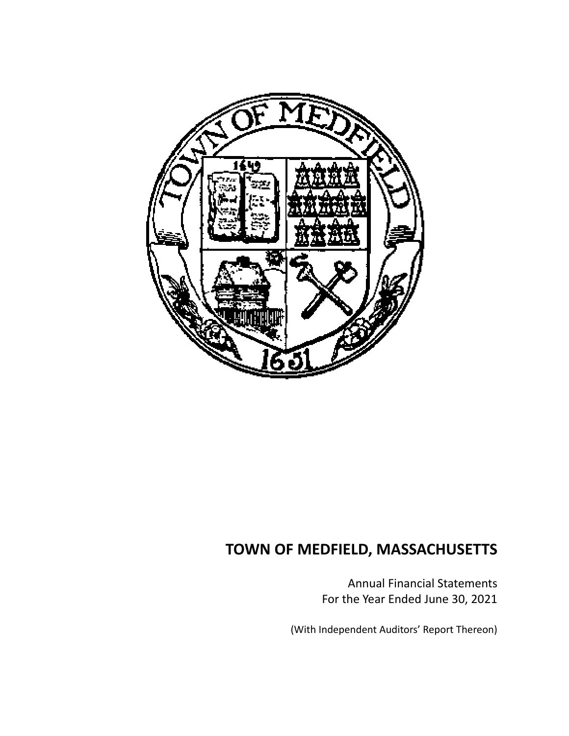# TOWN OF MEDFIELD, MASSACHUSETTS

Annual Financial Statements
For the Year Ended June 30, 2021

(With Independent Auditors' Report Thereon)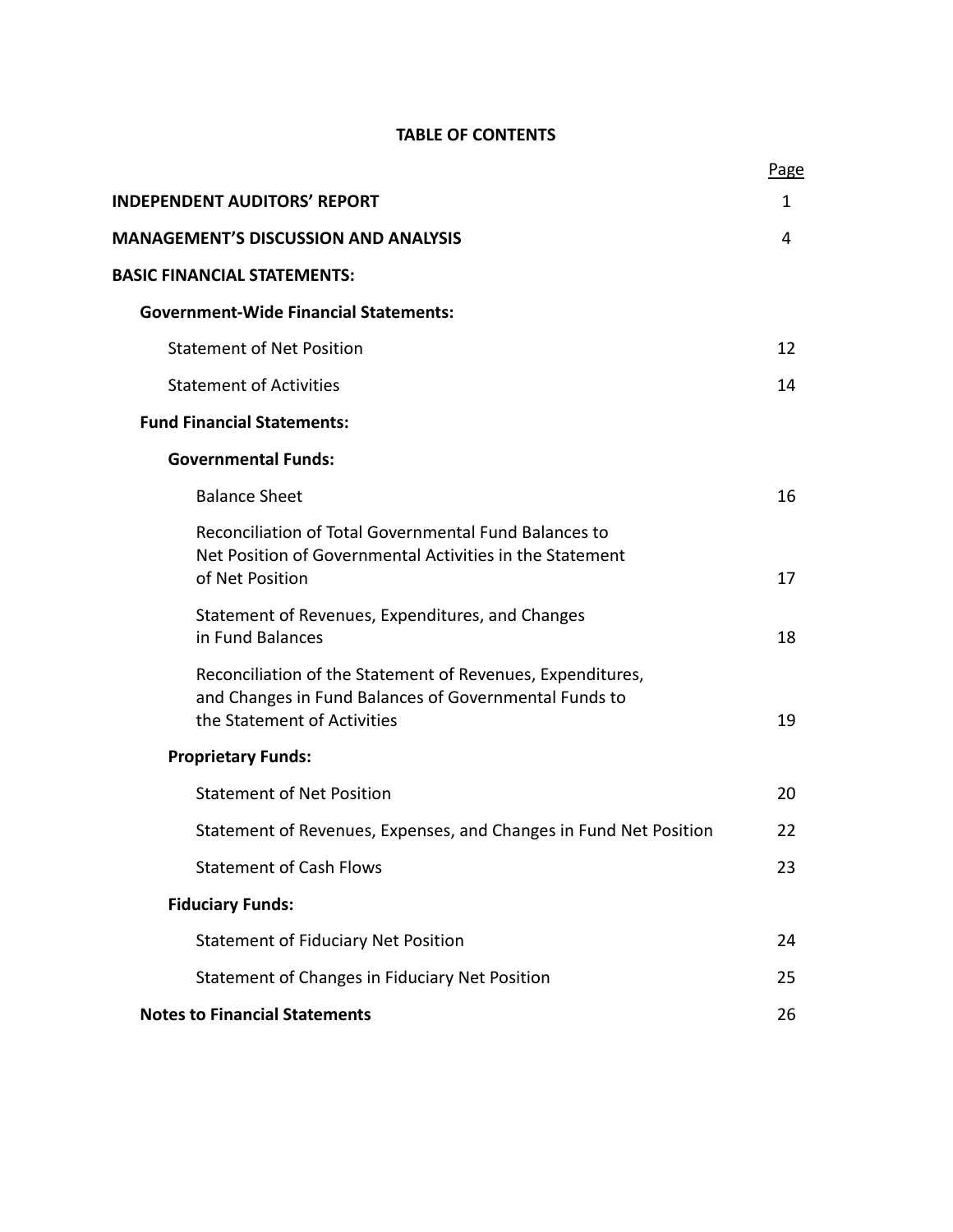# TABLE OF CONTENTS

| | Page |
|---|---|
| **INDEPENDENT AUDITORS' REPORT** | 1 |
| **MANAGEMENT'S DISCUSSION AND ANALYSIS** | 4 |
| **BASIC FINANCIAL STATEMENTS:** | |
| **Government-Wide Financial Statements:** | |
| Statement of Net Position | 12 |
| Statement of Activities | 14 |
| **Fund Financial Statements:** | |
| **Governmental Funds:** | |
| Balance Sheet | 16 |
| Reconciliation of Total Governmental Fund Balances to Net Position of Governmental Activities in the Statement of Net Position | 17 |
| Statement of Revenues, Expenditures, and Changes in Fund Balances | 18 |
| Reconciliation of the Statement of Revenues, Expenditures, and Changes in Fund Balances of Governmental Funds to the Statement of Activities | 19 |
| **Proprietary Funds:** | |
| Statement of Net Position | 20 |
| Statement of Revenues, Expenses, and Changes in Fund Net Position | 22 |
| Statement of Cash Flows | 23 |
| **Fiduciary Funds:** | |
| Statement of Fiduciary Net Position | 24 |
| Statement of Changes in Fiduciary Net Position | 25 |
| **Notes to Financial Statements** | 26 |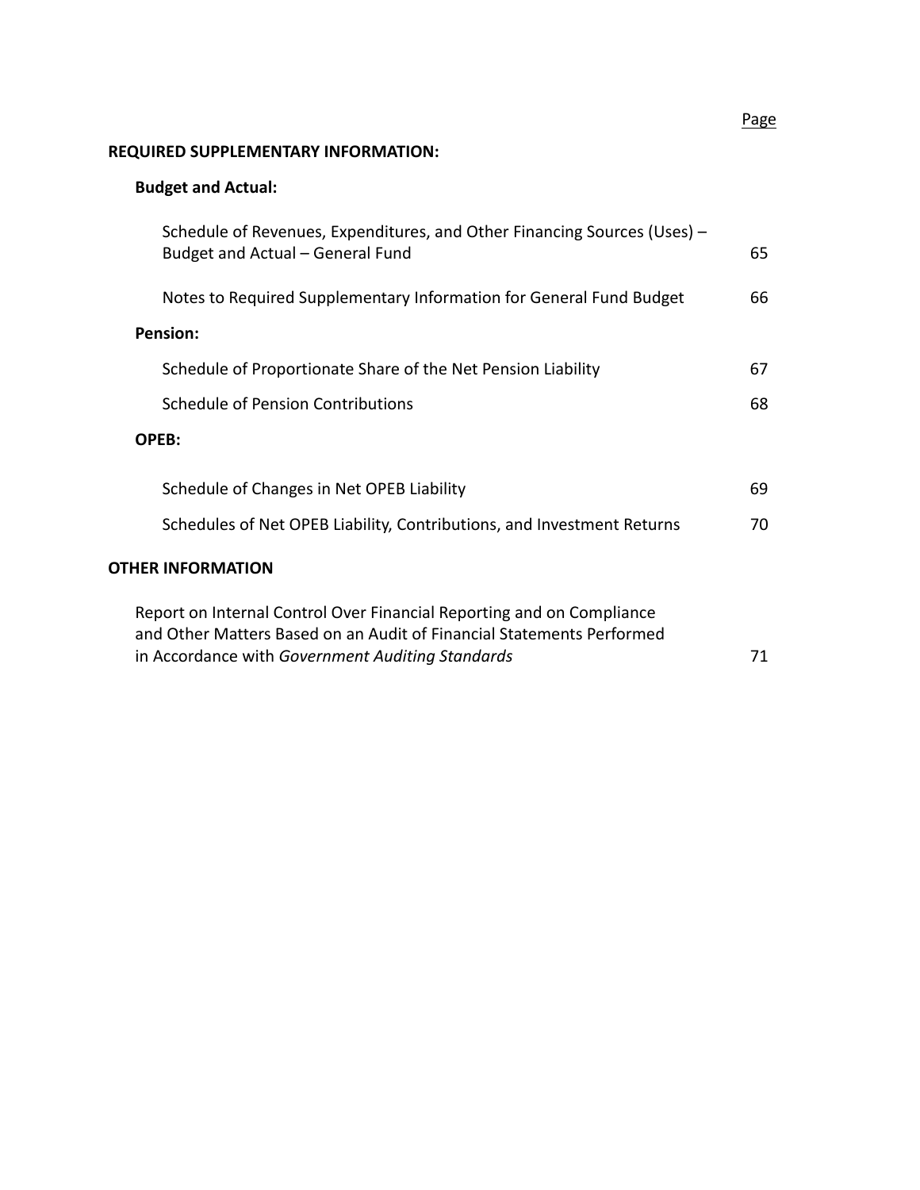| | Page |
|---|---|
| **REQUIRED SUPPLEMENTARY INFORMATION:** | |
| **Budget and Actual:** | |
| Schedule of Revenues, Expenditures, and Other Financing Sources (Uses) – Budget and Actual – General Fund | 65 |
| Notes to Required Supplementary Information for General Fund Budget | 66 |
| **Pension:** | |
| Schedule of Proportionate Share of the Net Pension Liability | 67 |
| Schedule of Pension Contributions | 68 |
| **OPEB:** | |
| Schedule of Changes in Net OPEB Liability | 69 |
| Schedules of Net OPEB Liability, Contributions, and Investment Returns | 70 |
| **OTHER INFORMATION** | |
| Report on Internal Control Over Financial Reporting and on Compliance and Other Matters Based on an Audit of Financial Statements Performed in Accordance with *Government Auditing Standards* | 71 |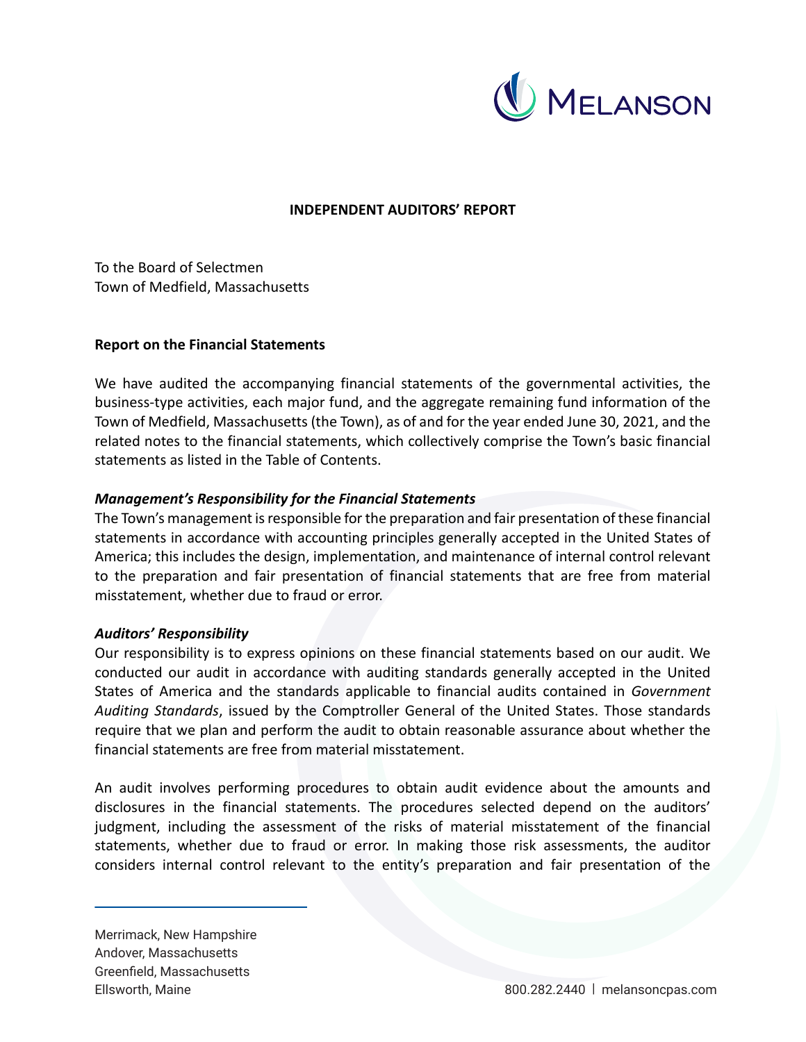## INDEPENDENT AUDITORS' REPORT

To the Board of Selectmen
Town of Medfield, Massachusetts

### Report on the Financial Statements

We have audited the accompanying financial statements of the governmental activities, the business-type activities, each major fund, and the aggregate remaining fund information of the Town of Medfield, Massachusetts (the Town), as of and for the year ended June 30, 2021, and the related notes to the financial statements, which collectively comprise the Town's basic financial statements as listed in the Table of Contents.

***Management's Responsibility for the Financial Statements***

The Town's management is responsible for the preparation and fair presentation of these financial statements in accordance with accounting principles generally accepted in the United States of America; this includes the design, implementation, and maintenance of internal control relevant to the preparation and fair presentation of financial statements that are free from material misstatement, whether due to fraud or error.

***Auditors' Responsibility***

Our responsibility is to express opinions on these financial statements based on our audit. We conducted our audit in accordance with auditing standards generally accepted in the United States of America and the standards applicable to financial audits contained in *Government Auditing Standards*, issued by the Comptroller General of the United States. Those standards require that we plan and perform the audit to obtain reasonable assurance about whether the financial statements are free from material misstatement.

An audit involves performing procedures to obtain audit evidence about the amounts and disclosures in the financial statements. The procedures selected depend on the auditors' judgment, including the assessment of the risks of material misstatement of the financial statements, whether due to fraud or error. In making those risk assessments, the auditor considers internal control relevant to the entity's preparation and fair presentation of the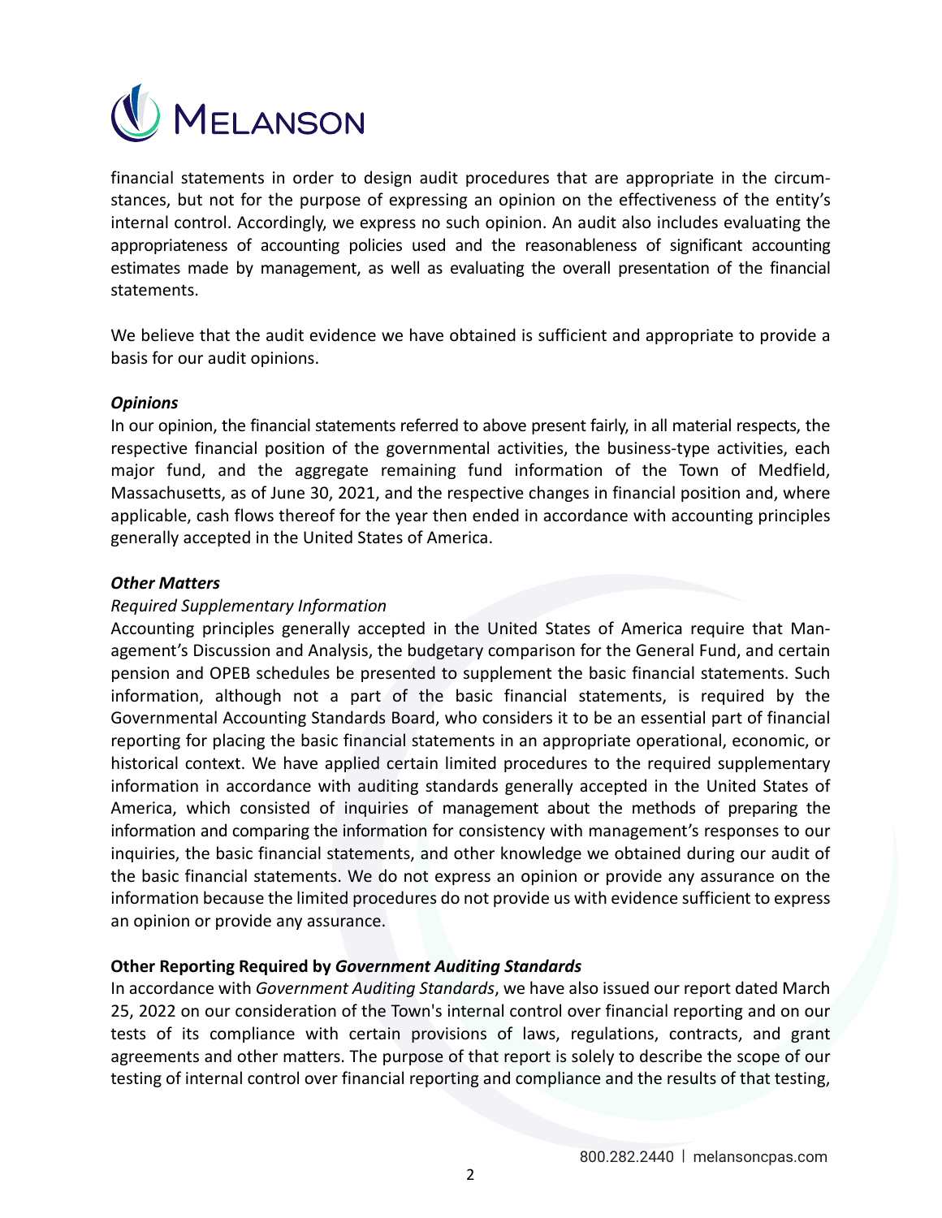financial statements in order to design audit procedures that are appropriate in the circumstances, but not for the purpose of expressing an opinion on the effectiveness of the entity's internal control. Accordingly, we express no such opinion. An audit also includes evaluating the appropriateness of accounting policies used and the reasonableness of significant accounting estimates made by management, as well as evaluating the overall presentation of the financial statements.

We believe that the audit evidence we have obtained is sufficient and appropriate to provide a basis for our audit opinions.

***Opinions***

In our opinion, the financial statements referred to above present fairly, in all material respects, the respective financial position of the governmental activities, the business-type activities, each major fund, and the aggregate remaining fund information of the Town of Medfield, Massachusetts, as of June 30, 2021, and the respective changes in financial position and, where applicable, cash flows thereof for the year then ended in accordance with accounting principles generally accepted in the United States of America.

***Other Matters***

*Required Supplementary Information*

Accounting principles generally accepted in the United States of America require that Management's Discussion and Analysis, the budgetary comparison for the General Fund, and certain pension and OPEB schedules be presented to supplement the basic financial statements. Such information, although not a part of the basic financial statements, is required by the Governmental Accounting Standards Board, who considers it to be an essential part of financial reporting for placing the basic financial statements in an appropriate operational, economic, or historical context. We have applied certain limited procedures to the required supplementary information in accordance with auditing standards generally accepted in the United States of America, which consisted of inquiries of management about the methods of preparing the information and comparing the information for consistency with management's responses to our inquiries, the basic financial statements, and other knowledge we obtained during our audit of the basic financial statements. We do not express an opinion or provide any assurance on the information because the limited procedures do not provide us with evidence sufficient to express an opinion or provide any assurance.

**Other Reporting Required by *Government Auditing Standards***

In accordance with *Government Auditing Standards*, we have also issued our report dated March 25, 2022 on our consideration of the Town's internal control over financial reporting and on our tests of its compliance with certain provisions of laws, regulations, contracts, and grant agreements and other matters. The purpose of that report is solely to describe the scope of our testing of internal control over financial reporting and compliance and the results of that testing,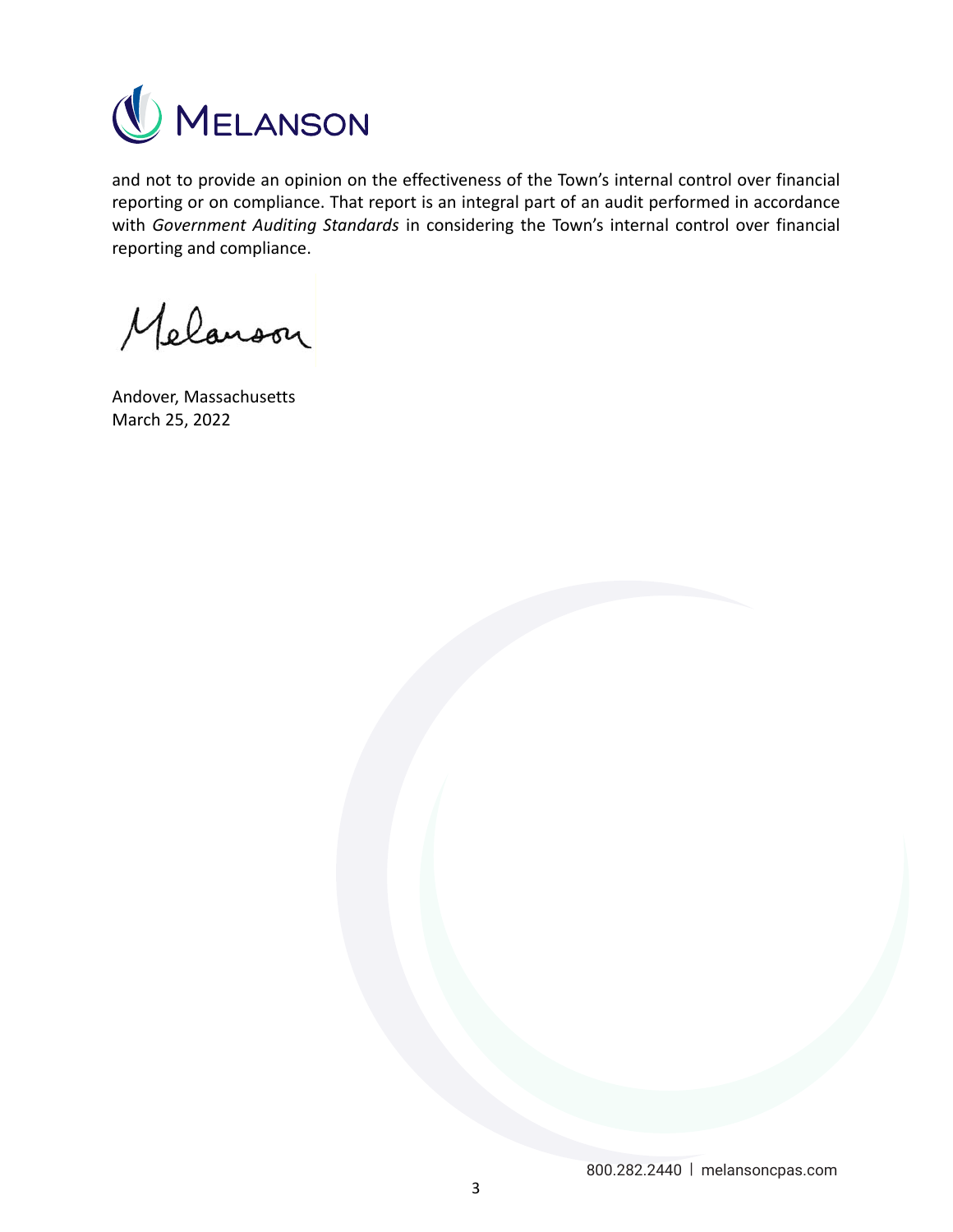and not to provide an opinion on the effectiveness of the Town's internal control over financial reporting or on compliance. That report is an integral part of an audit performed in accordance with *Government Auditing Standards* in considering the Town's internal control over financial reporting and compliance.

Melanson

Andover, Massachusetts
March 25, 2022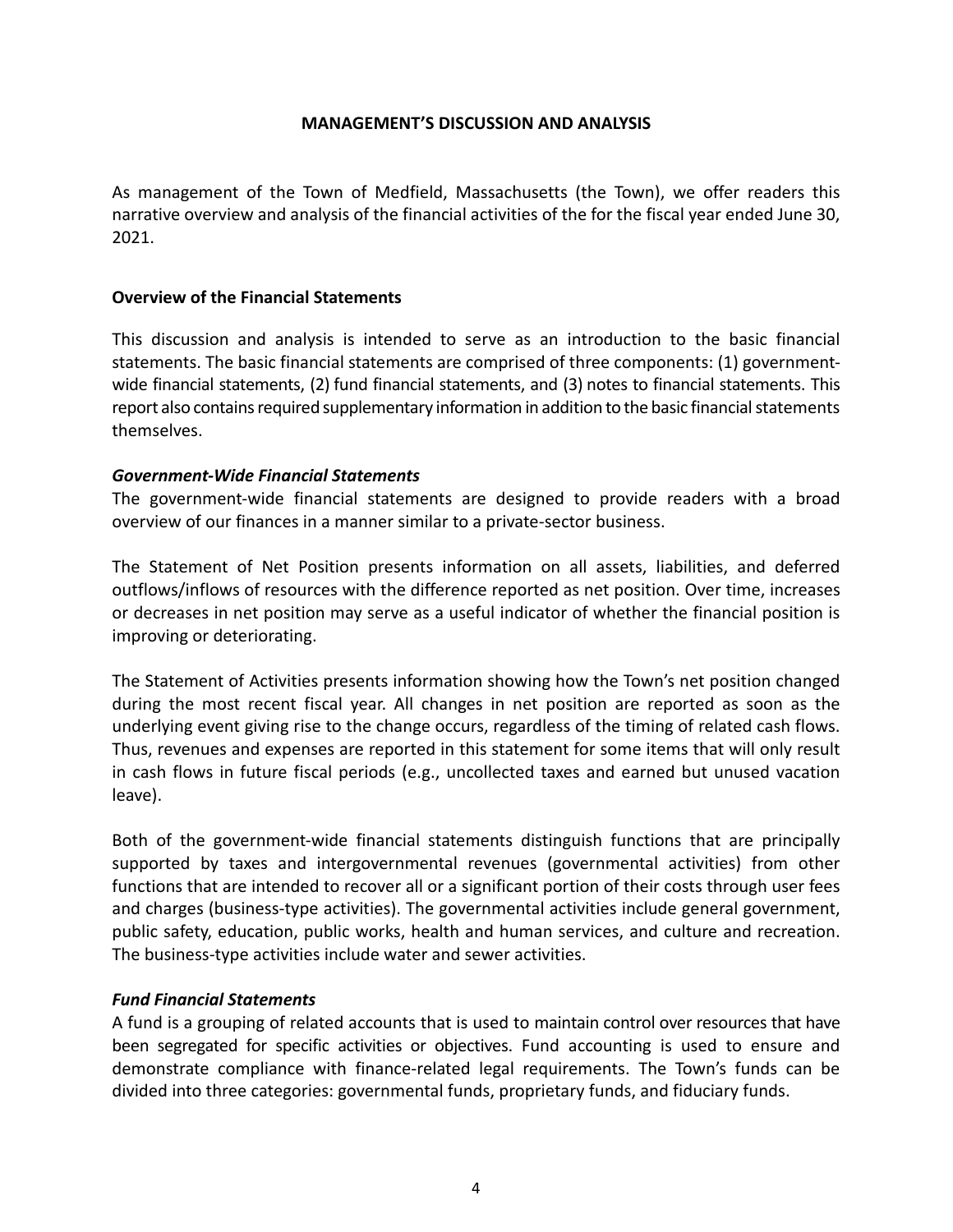# MANAGEMENT'S DISCUSSION AND ANALYSIS

As management of the Town of Medfield, Massachusetts (the Town), we offer readers this narrative overview and analysis of the financial activities of the for the fiscal year ended June 30, 2021.

## Overview of the Financial Statements

This discussion and analysis is intended to serve as an introduction to the basic financial statements. The basic financial statements are comprised of three components: (1) government-wide financial statements, (2) fund financial statements, and (3) notes to financial statements. This report also contains required supplementary information in addition to the basic financial statements themselves.

### *Government-Wide Financial Statements*

The government-wide financial statements are designed to provide readers with a broad overview of our finances in a manner similar to a private-sector business.

The Statement of Net Position presents information on all assets, liabilities, and deferred outflows/inflows of resources with the difference reported as net position. Over time, increases or decreases in net position may serve as a useful indicator of whether the financial position is improving or deteriorating.

The Statement of Activities presents information showing how the Town's net position changed during the most recent fiscal year. All changes in net position are reported as soon as the underlying event giving rise to the change occurs, regardless of the timing of related cash flows. Thus, revenues and expenses are reported in this statement for some items that will only result in cash flows in future fiscal periods (e.g., uncollected taxes and earned but unused vacation leave).

Both of the government-wide financial statements distinguish functions that are principally supported by taxes and intergovernmental revenues (governmental activities) from other functions that are intended to recover all or a significant portion of their costs through user fees and charges (business-type activities). The governmental activities include general government, public safety, education, public works, health and human services, and culture and recreation. The business-type activities include water and sewer activities.

### *Fund Financial Statements*

A fund is a grouping of related accounts that is used to maintain control over resources that have been segregated for specific activities or objectives. Fund accounting is used to ensure and demonstrate compliance with finance-related legal requirements. The Town's funds can be divided into three categories: governmental funds, proprietary funds, and fiduciary funds.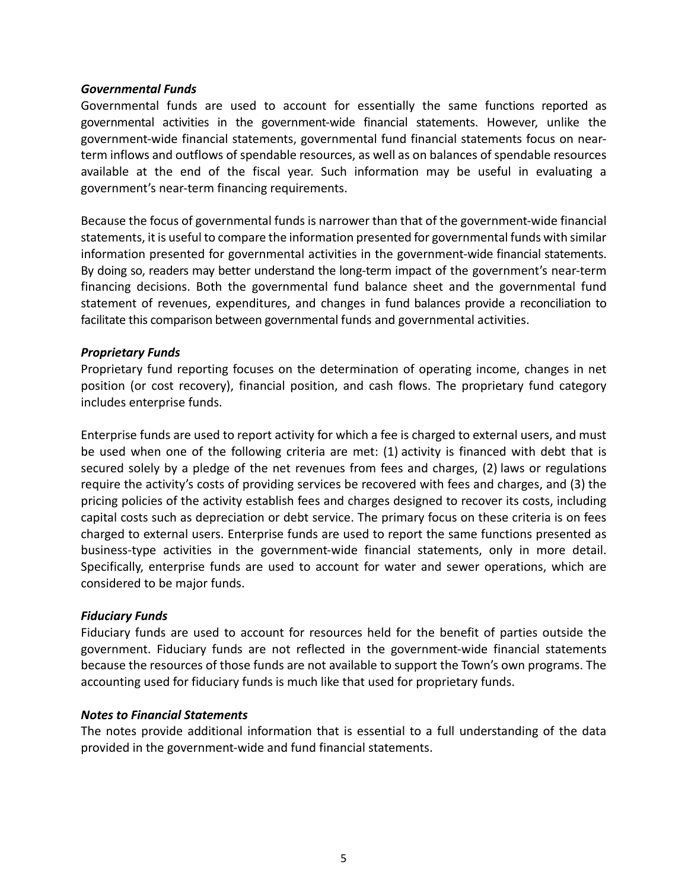***Governmental Funds***

Governmental funds are used to account for essentially the same functions reported as governmental activities in the government-wide financial statements. However, unlike the government-wide financial statements, governmental fund financial statements focus on near-term inflows and outflows of spendable resources, as well as on balances of spendable resources available at the end of the fiscal year. Such information may be useful in evaluating a government's near-term financing requirements.

Because the focus of governmental funds is narrower than that of the government-wide financial statements, it is useful to compare the information presented for governmental funds with similar information presented for governmental activities in the government-wide financial statements. By doing so, readers may better understand the long-term impact of the government's near-term financing decisions. Both the governmental fund balance sheet and the governmental fund statement of revenues, expenditures, and changes in fund balances provide a reconciliation to facilitate this comparison between governmental funds and governmental activities.

***Proprietary Funds***

Proprietary fund reporting focuses on the determination of operating income, changes in net position (or cost recovery), financial position, and cash flows. The proprietary fund category includes enterprise funds.

Enterprise funds are used to report activity for which a fee is charged to external users, and must be used when one of the following criteria are met: (1) activity is financed with debt that is secured solely by a pledge of the net revenues from fees and charges, (2) laws or regulations require the activity's costs of providing services be recovered with fees and charges, and (3) the pricing policies of the activity establish fees and charges designed to recover its costs, including capital costs such as depreciation or debt service. The primary focus on these criteria is on fees charged to external users. Enterprise funds are used to report the same functions presented as business-type activities in the government-wide financial statements, only in more detail. Specifically, enterprise funds are used to account for water and sewer operations, which are considered to be major funds.

***Fiduciary Funds***

Fiduciary funds are used to account for resources held for the benefit of parties outside the government. Fiduciary funds are not reflected in the government-wide financial statements because the resources of those funds are not available to support the Town's own programs. The accounting used for fiduciary funds is much like that used for proprietary funds.

***Notes to Financial Statements***

The notes provide additional information that is essential to a full understanding of the data provided in the government-wide and fund financial statements.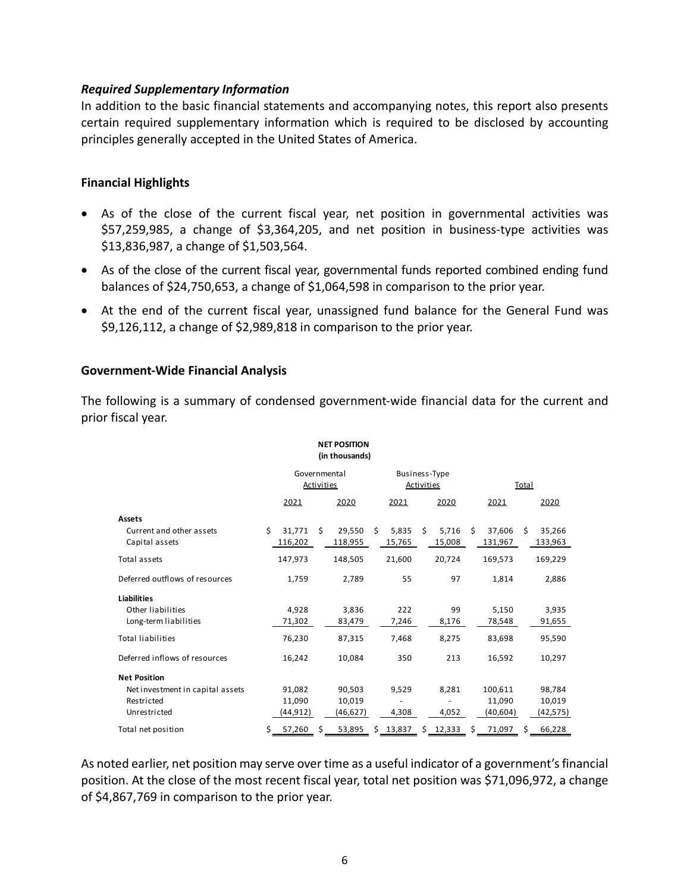***Required Supplementary Information***

In addition to the basic financial statements and accompanying notes, this report also presents certain required supplementary information which is required to be disclosed by accounting principles generally accepted in the United States of America.

**Financial Highlights**

- As of the close of the current fiscal year, net position in governmental activities was $57,259,985, a change of $3,364,205, and net position in business-type activities was $13,836,987, a change of $1,503,564.
- As of the close of the current fiscal year, governmental funds reported combined ending fund balances of $24,750,653, a change of $1,064,598 in comparison to the prior year.
- At the end of the current fiscal year, unassigned fund balance for the General Fund was $9,126,112, a change of $2,989,818 in comparison to the prior year.

**Government-Wide Financial Analysis**

The following is a summary of condensed government-wide financial data for the current and prior fiscal year.

**NET POSITION (in thousands)**

| | Governmental Activities | | Business-Type Activities | | Total | |
|---|---|---|---|---|---|---|
| | 2021 | 2020 | 2021 | 2020 | 2021 | 2020 |
| **Assets** | | | | | | |
| Current and other assets | $ 31,771 | $ 29,550 | $ 5,835 | $ 5,716 | $ 37,606 | $ 35,266 |
| Capital assets | 116,202 | 118,955 | 15,765 | 15,008 | 131,967 | 133,963 |
| Total assets | 147,973 | 148,505 | 21,600 | 20,724 | 169,573 | 169,229 |
| Deferred outflows of resources | 1,759 | 2,789 | 55 | 97 | 1,814 | 2,886 |
| **Liabilities** | | | | | | |
| Other liabilities | 4,928 | 3,836 | 222 | 99 | 5,150 | 3,935 |
| Long-term liabilities | 71,302 | 83,479 | 7,246 | 8,176 | 78,548 | 91,655 |
| Total liabilities | 76,230 | 87,315 | 7,468 | 8,275 | 83,698 | 95,590 |
| Deferred inflows of resources | 16,242 | 10,084 | 350 | 213 | 16,592 | 10,297 |
| **Net Position** | | | | | | |
| Net investment in capital assets | 91,082 | 90,503 | 9,529 | 8,281 | 100,611 | 98,784 |
| Restricted | 11,090 | 10,019 | - | - | 11,090 | 10,019 |
| Unrestricted | (44,912) | (46,627) | 4,308 | 4,052 | (40,604) | (42,575) |
| Total net position | $ 57,260 | $ 53,895 | $ 13,837 | $ 12,333 | $ 71,097 | $ 66,228 |

As noted earlier, net position may serve over time as a useful indicator of a government's financial position. At the close of the most recent fiscal year, total net position was $71,096,972, a change of $4,867,769 in comparison to the prior year.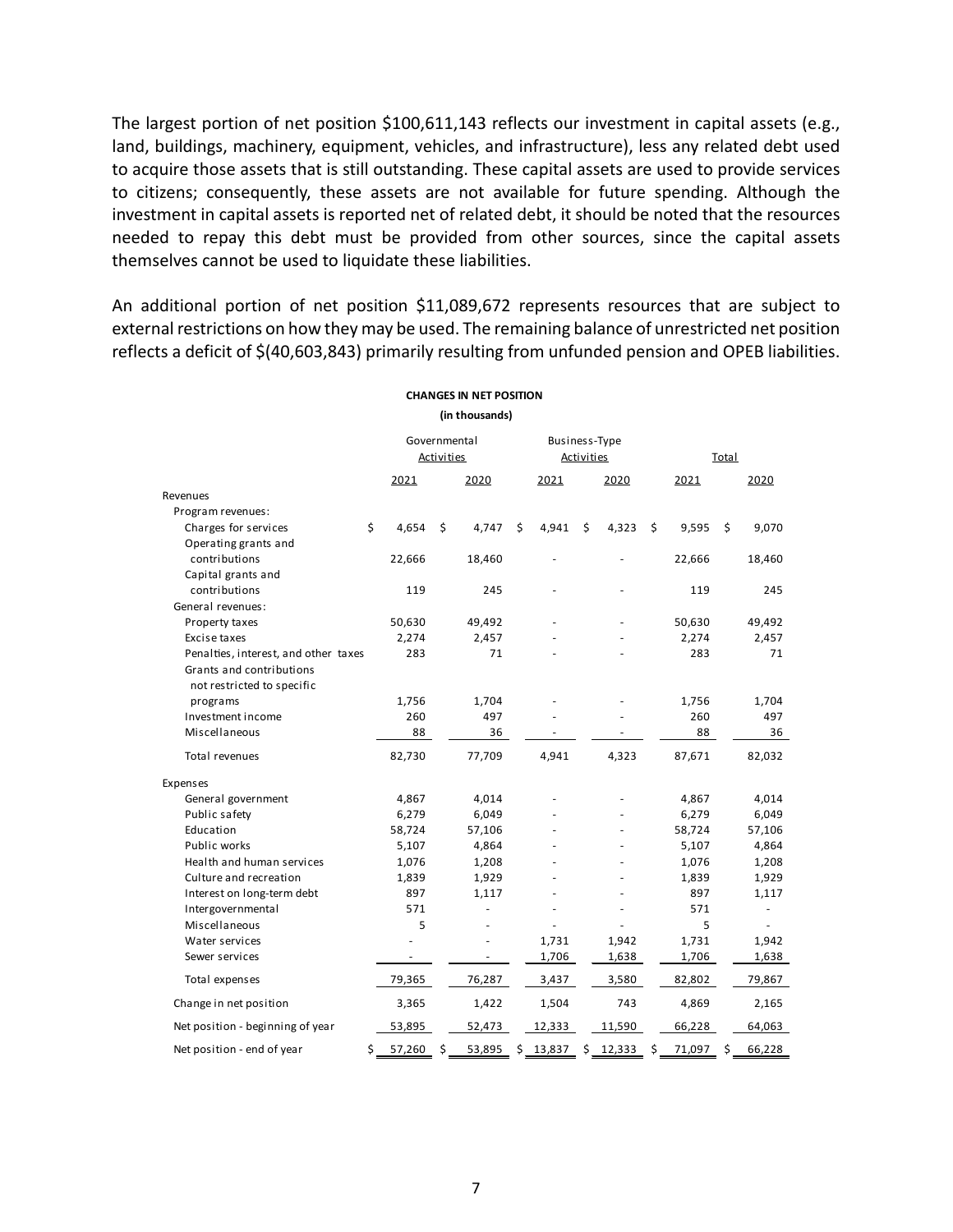The largest portion of net position $100,611,143 reflects our investment in capital assets (e.g., land, buildings, machinery, equipment, vehicles, and infrastructure), less any related debt used to acquire those assets that is still outstanding. These capital assets are used to provide services to citizens; consequently, these assets are not available for future spending. Although the investment in capital assets is reported net of related debt, it should be noted that the resources needed to repay this debt must be provided from other sources, since the capital assets themselves cannot be used to liquidate these liabilities.

An additional portion of net position $11,089,672 represents resources that are subject to external restrictions on how they may be used. The remaining balance of unrestricted net position reflects a deficit of $(40,603,843) primarily resulting from unfunded pension and OPEB liabilities.

**CHANGES IN NET POSITION**

**(in thousands)**

| | Governmental Activities | | Business-Type Activities | | Total | |
|---|---|---|---|---|---|---|
| | 2021 | 2020 | 2021 | 2020 | 2021 | 2020 |
| Revenues | | | | | | |
| Program revenues: | | | | | | |
| Charges for services | $ 4,654 | $ 4,747 | $ 4,941 | $ 4,323 | $ 9,595 | $ 9,070 |
| Operating grants and contributions | 22,666 | 18,460 | - | - | 22,666 | 18,460 |
| Capital grants and contributions | 119 | 245 | - | - | 119 | 245 |
| General revenues: | | | | | | |
| Property taxes | 50,630 | 49,492 | - | - | 50,630 | 49,492 |
| Excise taxes | 2,274 | 2,457 | - | - | 2,274 | 2,457 |
| Penalties, interest, and other taxes | 283 | 71 | - | - | 283 | 71 |
| Grants and contributions not restricted to specific programs | 1,756 | 1,704 | - | - | 1,756 | 1,704 |
| Investment income | 260 | 497 | - | - | 260 | 497 |
| Miscellaneous | 88 | 36 | - | - | 88 | 36 |
| Total revenues | 82,730 | 77,709 | 4,941 | 4,323 | 87,671 | 82,032 |
| Expenses | | | | | | |
| General government | 4,867 | 4,014 | - | - | 4,867 | 4,014 |
| Public safety | 6,279 | 6,049 | - | - | 6,279 | 6,049 |
| Education | 58,724 | 57,106 | - | - | 58,724 | 57,106 |
| Public works | 5,107 | 4,864 | - | - | 5,107 | 4,864 |
| Health and human services | 1,076 | 1,208 | - | - | 1,076 | 1,208 |
| Culture and recreation | 1,839 | 1,929 | - | - | 1,839 | 1,929 |
| Interest on long-term debt | 897 | 1,117 | - | - | 897 | 1,117 |
| Intergovernmental | 571 | - | - | - | 571 | - |
| Miscellaneous | 5 | - | - | - | 5 | - |
| Water services | - | - | 1,731 | 1,942 | 1,731 | 1,942 |
| Sewer services | - | - | 1,706 | 1,638 | 1,706 | 1,638 |
| Total expenses | 79,365 | 76,287 | 3,437 | 3,580 | 82,802 | 79,867 |
| Change in net position | 3,365 | 1,422 | 1,504 | 743 | 4,869 | 2,165 |
| Net position - beginning of year | 53,895 | 52,473 | 12,333 | 11,590 | 66,228 | 64,063 |
| Net position - end of year | $ 57,260 | $ 53,895 | $ 13,837 | $ 12,333 | $ 71,097 | $ 66,228 |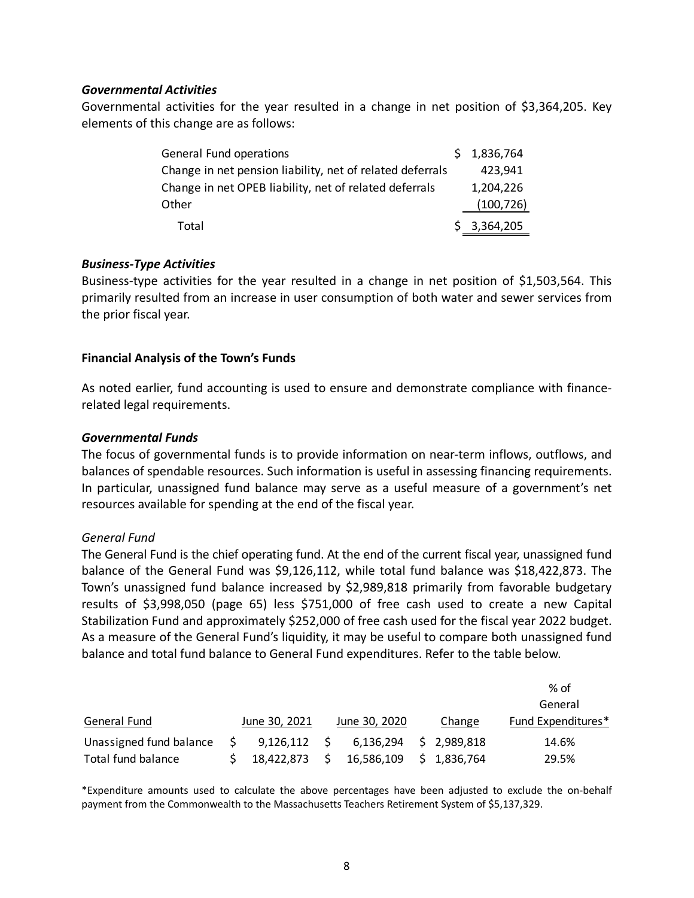### *Governmental Activities*

Governmental activities for the year resulted in a change in net position of $3,364,205. Key elements of this change are as follows:

| | |
|---|---|
| General Fund operations | $ 1,836,764 |
| Change in net pension liability, net of related deferrals | 423,941 |
| Change in net OPEB liability, net of related deferrals | 1,204,226 |
| Other | (100,726) |
| Total | $ 3,364,205 |

### *Business-Type Activities*

Business-type activities for the year resulted in a change in net position of $1,503,564. This primarily resulted from an increase in user consumption of both water and sewer services from the prior fiscal year.

## Financial Analysis of the Town's Funds

As noted earlier, fund accounting is used to ensure and demonstrate compliance with finance-related legal requirements.

### *Governmental Funds*

The focus of governmental funds is to provide information on near-term inflows, outflows, and balances of spendable resources. Such information is useful in assessing financing requirements. In particular, unassigned fund balance may serve as a useful measure of a government's net resources available for spending at the end of the fiscal year.

*General Fund*

The General Fund is the chief operating fund. At the end of the current fiscal year, unassigned fund balance of the General Fund was $9,126,112, while total fund balance was $18,422,873. The Town's unassigned fund balance increased by $2,989,818 primarily from favorable budgetary results of $3,998,050 (page 65) less $751,000 of free cash used to create a new Capital Stabilization Fund and approximately $252,000 of free cash used for the fiscal year 2022 budget. As a measure of the General Fund's liquidity, it may be useful to compare both unassigned fund balance and total fund balance to General Fund expenditures. Refer to the table below.

| General Fund | June 30, 2021 | June 30, 2020 | Change | % of General Fund Expenditures* |
|---|---|---|---|---|
| Unassigned fund balance | $ 9,126,112 | $ 6,136,294 | $ 2,989,818 | 14.6% |
| Total fund balance | $ 18,422,873 | $ 16,586,109 | $ 1,836,764 | 29.5% |

*Expenditure amounts used to calculate the above percentages have been adjusted to exclude the on-behalf payment from the Commonwealth to the Massachusetts Teachers Retirement System of $5,137,329.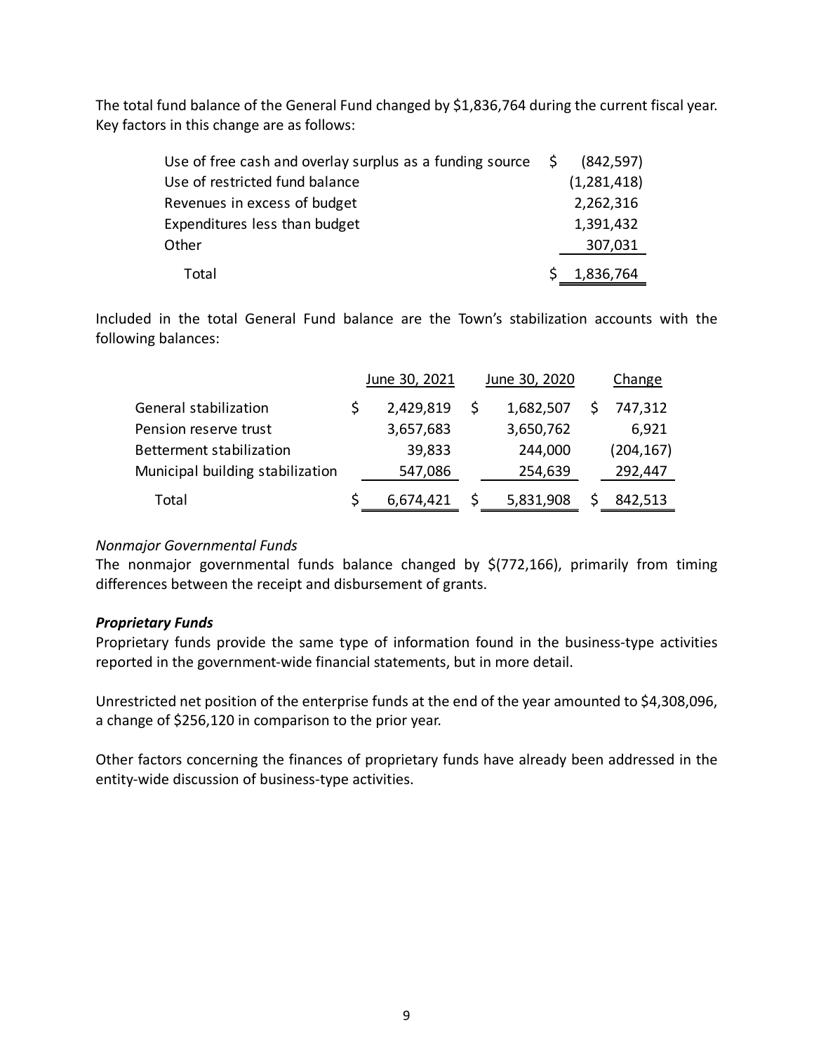The total fund balance of the General Fund changed by $1,836,764 during the current fiscal year. Key factors in this change are as follows:

| | |
|---|---|
| Use of free cash and overlay surplus as a funding source | $ (842,597) |
| Use of restricted fund balance | (1,281,418) |
| Revenues in excess of budget | 2,262,316 |
| Expenditures less than budget | 1,391,432 |
| Other | 307,031 |
| Total | $ 1,836,764 |

Included in the total General Fund balance are the Town's stabilization accounts with the following balances:

| | June 30, 2021 | June 30, 2020 | Change |
|---|---|---|---|
| General stabilization | $ 2,429,819 | $ 1,682,507 | $ 747,312 |
| Pension reserve trust | 3,657,683 | 3,650,762 | 6,921 |
| Betterment stabilization | 39,833 | 244,000 | (204,167) |
| Municipal building stabilization | 547,086 | 254,639 | 292,447 |
| Total | $ 6,674,421 | $ 5,831,908 | $ 842,513 |

*Nonmajor Governmental Funds*

The nonmajor governmental funds balance changed by $(772,166), primarily from timing differences between the receipt and disbursement of grants.

***Proprietary Funds***

Proprietary funds provide the same type of information found in the business-type activities reported in the government-wide financial statements, but in more detail.

Unrestricted net position of the enterprise funds at the end of the year amounted to $4,308,096, a change of $256,120 in comparison to the prior year.

Other factors concerning the finances of proprietary funds have already been addressed in the entity-wide discussion of business-type activities.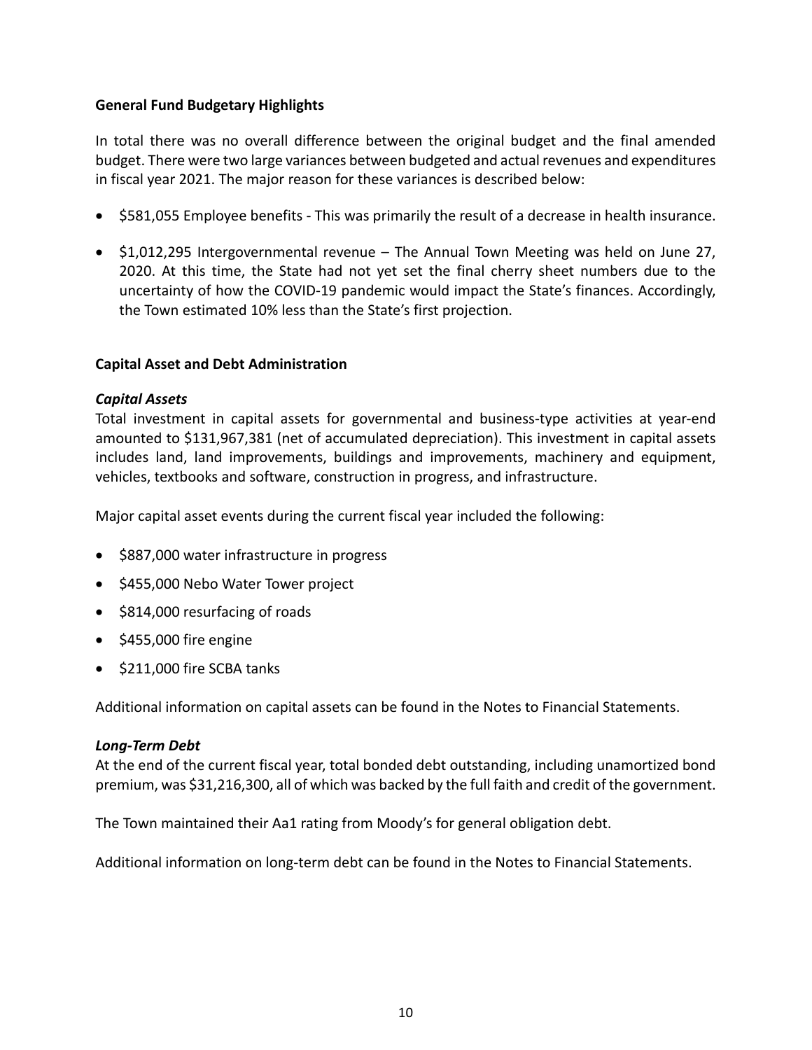## General Fund Budgetary Highlights

In total there was no overall difference between the original budget and the final amended budget. There were two large variances between budgeted and actual revenues and expenditures in fiscal year 2021. The major reason for these variances is described below:

- $581,055 Employee benefits - This was primarily the result of a decrease in health insurance.
- $1,012,295 Intergovernmental revenue – The Annual Town Meeting was held on June 27, 2020. At this time, the State had not yet set the final cherry sheet numbers due to the uncertainty of how the COVID-19 pandemic would impact the State's finances. Accordingly, the Town estimated 10% less than the State's first projection.

## Capital Asset and Debt Administration

### *Capital Assets*

Total investment in capital assets for governmental and business-type activities at year-end amounted to $131,967,381 (net of accumulated depreciation). This investment in capital assets includes land, land improvements, buildings and improvements, machinery and equipment, vehicles, textbooks and software, construction in progress, and infrastructure.

Major capital asset events during the current fiscal year included the following:

- $887,000 water infrastructure in progress
- $455,000 Nebo Water Tower project
- $814,000 resurfacing of roads
- $455,000 fire engine
- $211,000 fire SCBA tanks

Additional information on capital assets can be found in the Notes to Financial Statements.

### *Long-Term Debt*

At the end of the current fiscal year, total bonded debt outstanding, including unamortized bond premium, was $31,216,300, all of which was backed by the full faith and credit of the government.

The Town maintained their Aa1 rating from Moody's for general obligation debt.

Additional information on long-term debt can be found in the Notes to Financial Statements.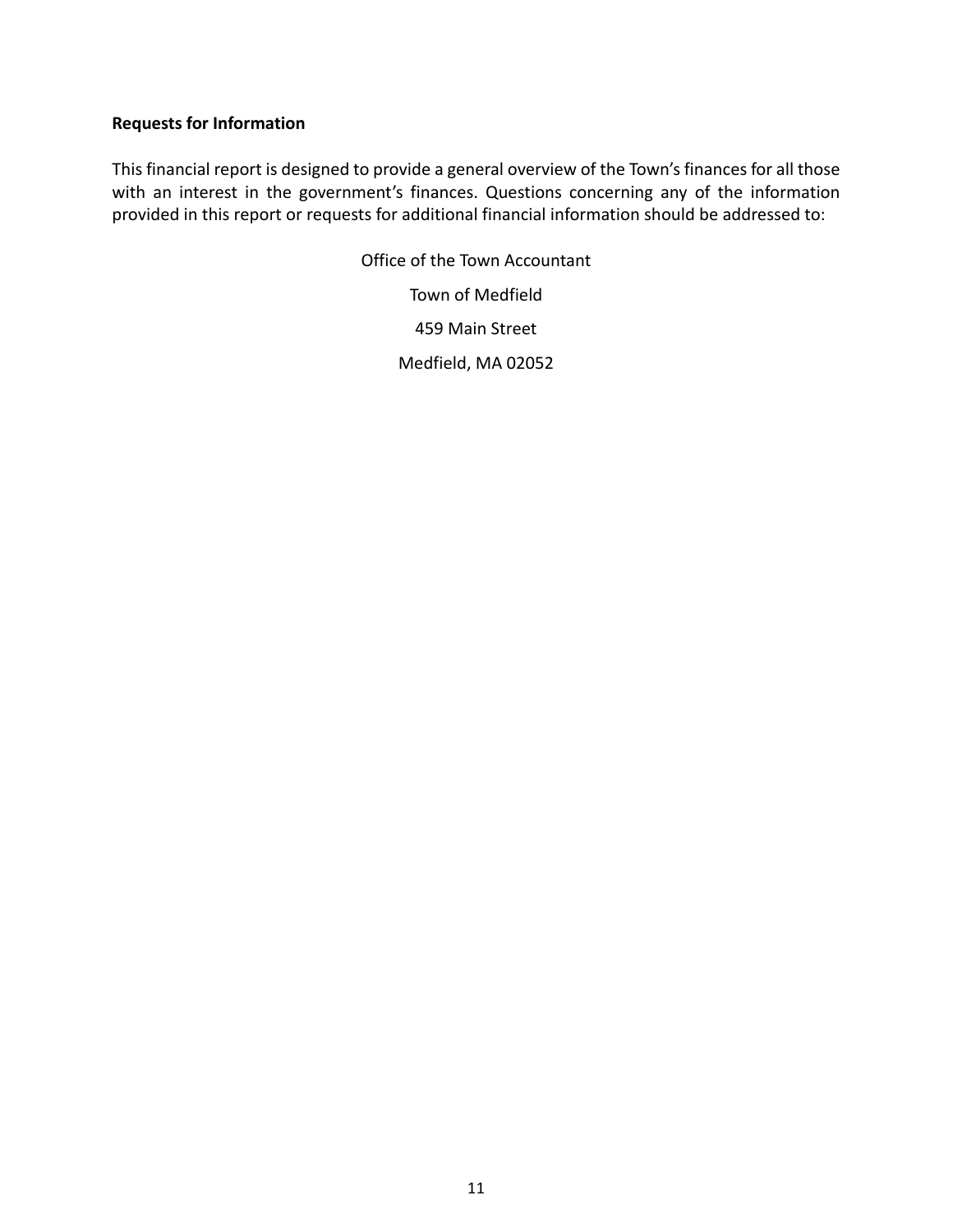**Requests for Information**

This financial report is designed to provide a general overview of the Town's finances for all those with an interest in the government's finances. Questions concerning any of the information provided in this report or requests for additional financial information should be addressed to:

Office of the Town Accountant

Town of Medfield

459 Main Street

Medfield, MA 02052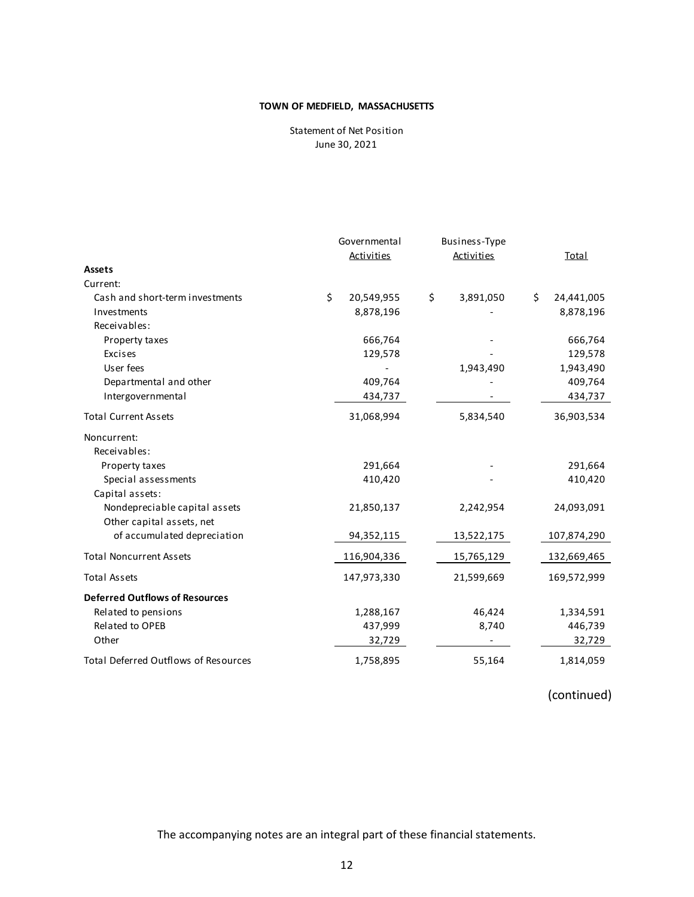**TOWN OF MEDFIELD, MASSACHUSETTS**

Statement of Net Position
June 30, 2021

| | Governmental Activities | Business-Type Activities | Total |
|---|---|---|---|
| **Assets** | | | |
| Current: | | | |
| Cash and short-term investments | $ 20,549,955 | $ 3,891,050 | $ 24,441,005 |
| Investments | 8,878,196 | - | 8,878,196 |
| Receivables: | | | |
| Property taxes | 666,764 | - | 666,764 |
| Excises | 129,578 | - | 129,578 |
| User fees | - | 1,943,490 | 1,943,490 |
| Departmental and other | 409,764 | - | 409,764 |
| Intergovernmental | 434,737 | - | 434,737 |
| Total Current Assets | 31,068,994 | 5,834,540 | 36,903,534 |
| Noncurrent: | | | |
| Receivables: | | | |
| Property taxes | 291,664 | - | 291,664 |
| Special assessments | 410,420 | - | 410,420 |
| Capital assets: | | | |
| Nondepreciable capital assets | 21,850,137 | 2,242,954 | 24,093,091 |
| Other capital assets, net of accumulated depreciation | 94,352,115 | 13,522,175 | 107,874,290 |
| Total Noncurrent Assets | 116,904,336 | 15,765,129 | 132,669,465 |
| Total Assets | 147,973,330 | 21,599,669 | 169,572,999 |
| **Deferred Outflows of Resources** | | | |
| Related to pensions | 1,288,167 | 46,424 | 1,334,591 |
| Related to OPEB | 437,999 | 8,740 | 446,739 |
| Other | 32,729 | - | 32,729 |
| Total Deferred Outflows of Resources | 1,758,895 | 55,164 | 1,814,059 |

(continued)

The accompanying notes are an integral part of these financial statements.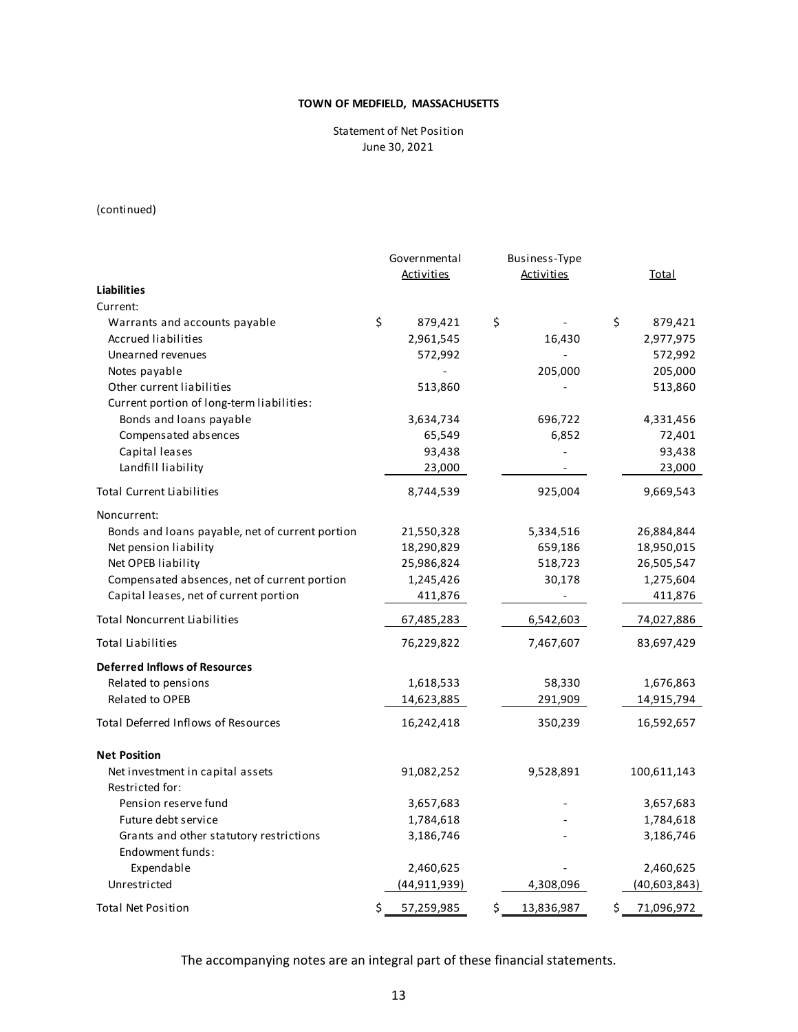**TOWN OF MEDFIELD, MASSACHUSETTS**

Statement of Net Position
June 30, 2021

(continued)

| | Governmental Activities | Business-Type Activities | Total |
|---|---|---|---|
| **Liabilities** | | | |
| Current: | | | |
| Warrants and accounts payable | $ 879,421 | $ - | $ 879,421 |
| Accrued liabilities | 2,961,545 | 16,430 | 2,977,975 |
| Unearned revenues | 572,992 | - | 572,992 |
| Notes payable | - | 205,000 | 205,000 |
| Other current liabilities | 513,860 | - | 513,860 |
| Current portion of long-term liabilities: | | | |
| Bonds and loans payable | 3,634,734 | 696,722 | 4,331,456 |
| Compensated absences | 65,549 | 6,852 | 72,401 |
| Capital leases | 93,438 | - | 93,438 |
| Landfill liability | 23,000 | - | 23,000 |
| Total Current Liabilities | 8,744,539 | 925,004 | 9,669,543 |
| Noncurrent: | | | |
| Bonds and loans payable, net of current portion | 21,550,328 | 5,334,516 | 26,884,844 |
| Net pension liability | 18,290,829 | 659,186 | 18,950,015 |
| Net OPEB liability | 25,986,824 | 518,723 | 26,505,547 |
| Compensated absences, net of current portion | 1,245,426 | 30,178 | 1,275,604 |
| Capital leases, net of current portion | 411,876 | - | 411,876 |
| Total Noncurrent Liabilities | 67,485,283 | 6,542,603 | 74,027,886 |
| Total Liabilities | 76,229,822 | 7,467,607 | 83,697,429 |
| **Deferred Inflows of Resources** | | | |
| Related to pensions | 1,618,533 | 58,330 | 1,676,863 |
| Related to OPEB | 14,623,885 | 291,909 | 14,915,794 |
| Total Deferred Inflows of Resources | 16,242,418 | 350,239 | 16,592,657 |
| **Net Position** | | | |
| Net investment in capital assets | 91,082,252 | 9,528,891 | 100,611,143 |
| Restricted for: | | | |
| Pension reserve fund | 3,657,683 | - | 3,657,683 |
| Future debt service | 1,784,618 | - | 1,784,618 |
| Grants and other statutory restrictions | 3,186,746 | - | 3,186,746 |
| Endowment funds: | | | |
| Expendable | 2,460,625 | - | 2,460,625 |
| Unrestricted | (44,911,939) | 4,308,096 | (40,603,843) |
| Total Net Position | $ 57,259,985 | $ 13,836,987 | $ 71,096,972 |

The accompanying notes are an integral part of these financial statements.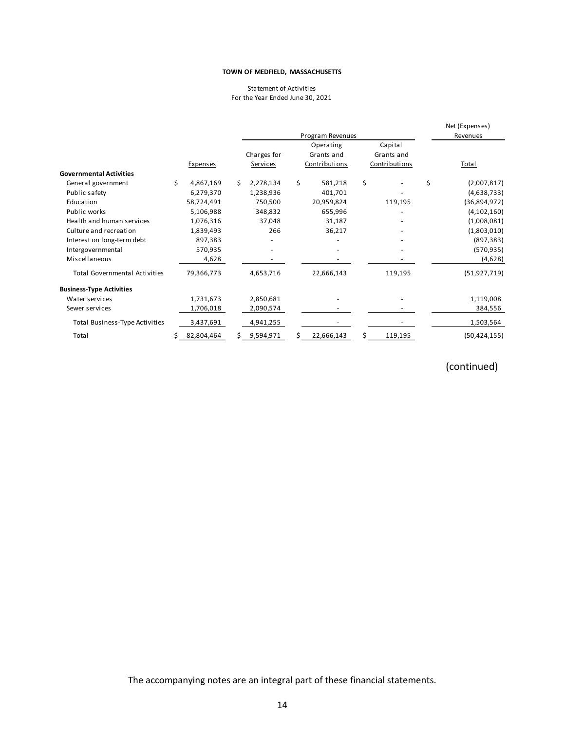**TOWN OF MEDFIELD, MASSACHUSETTS**

Statement of Activities
For the Year Ended June 30, 2021

| | | Program Revenues | | | Net (Expenses) Revenues |
|---|---|---|---|---|---|
| | Expenses | Charges for Services | Operating Grants and Contributions | Capital Grants and Contributions | Total |
| **Governmental Activities** | | | | | |
| General government | $ 4,867,169 | $ 2,278,134 | $ 581,218 | $ - | $ (2,007,817) |
| Public safety | 6,279,370 | 1,238,936 | 401,701 | - | (4,638,733) |
| Education | 58,724,491 | 750,500 | 20,959,824 | 119,195 | (36,894,972) |
| Public works | 5,106,988 | 348,832 | 655,996 | - | (4,102,160) |
| Health and human services | 1,076,316 | 37,048 | 31,187 | - | (1,008,081) |
| Culture and recreation | 1,839,493 | 266 | 36,217 | - | (1,803,010) |
| Interest on long-term debt | 897,383 | - | - | - | (897,383) |
| Intergovernmental | 570,935 | - | - | - | (570,935) |
| Miscellaneous | 4,628 | - | - | - | (4,628) |
| Total Governmental Activities | 79,366,773 | 4,653,716 | 22,666,143 | 119,195 | (51,927,719) |
| **Business-Type Activities** | | | | | |
| Water services | 1,731,673 | 2,850,681 | - | - | 1,119,008 |
| Sewer services | 1,706,018 | 2,090,574 | - | - | 384,556 |
| Total Business-Type Activities | 3,437,691 | 4,941,255 | - | - | 1,503,564 |
| Total | $ 82,804,464 | $ 9,594,971 | $ 22,666,143 | $ 119,195 | (50,424,155) |

(continued)

The accompanying notes are an integral part of these financial statements.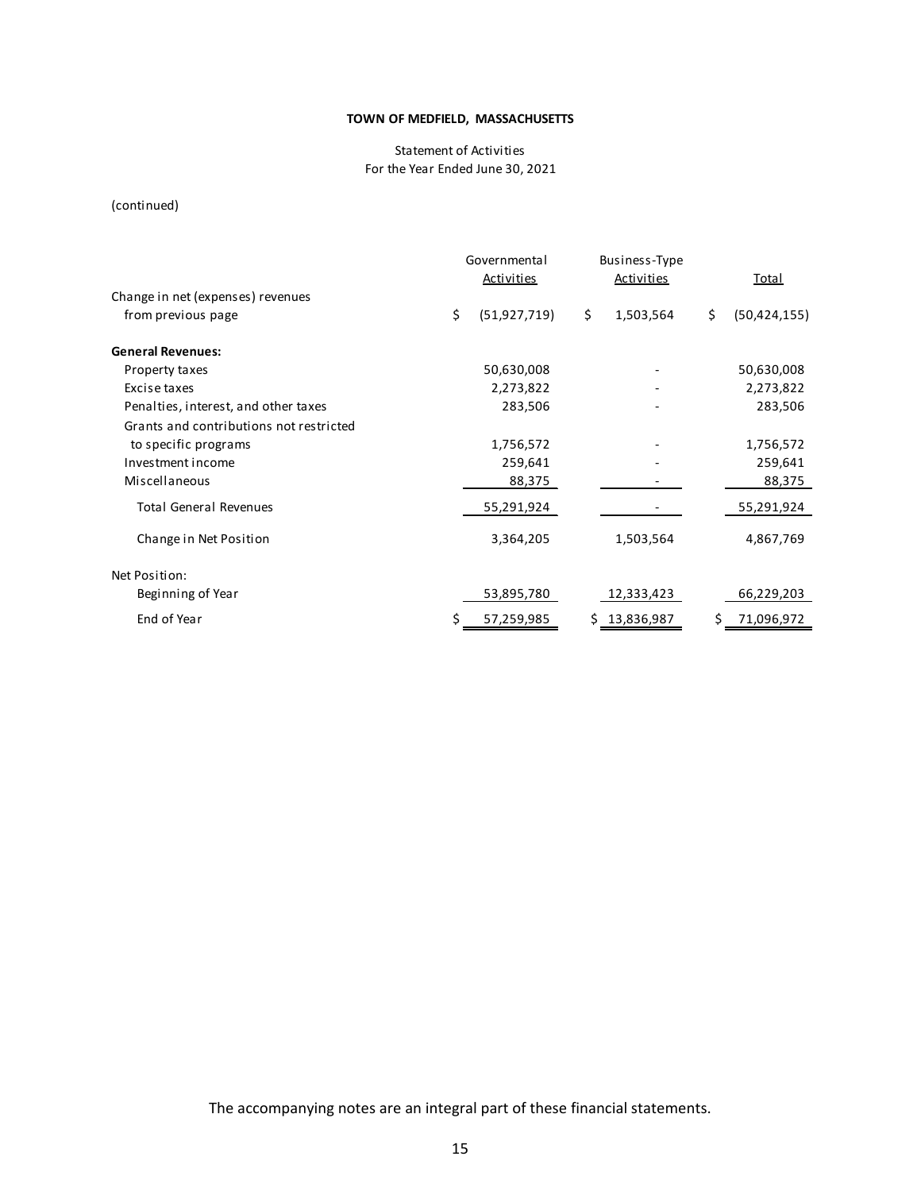**TOWN OF MEDFIELD, MASSACHUSETTS**

Statement of Activities
For the Year Ended June 30, 2021

(continued)

| | Governmental Activities | Business-Type Activities | Total |
|---|---|---|---|
| Change in net (expenses) revenues from previous page | $ (51,927,719) | $ 1,503,564 | $ (50,424,155) |
| **General Revenues:** | | | |
| Property taxes | 50,630,008 | - | 50,630,008 |
| Excise taxes | 2,273,822 | - | 2,273,822 |
| Penalties, interest, and other taxes | 283,506 | - | 283,506 |
| Grants and contributions not restricted to specific programs | 1,756,572 | - | 1,756,572 |
| Investment income | 259,641 | - | 259,641 |
| Miscellaneous | 88,375 | - | 88,375 |
| Total General Revenues | 55,291,924 | - | 55,291,924 |
| Change in Net Position | 3,364,205 | 1,503,564 | 4,867,769 |
| Net Position: | | | |
| Beginning of Year | 53,895,780 | 12,333,423 | 66,229,203 |
| End of Year | $ 57,259,985 | $ 13,836,987 | $ 71,096,972 |

The accompanying notes are an integral part of these financial statements.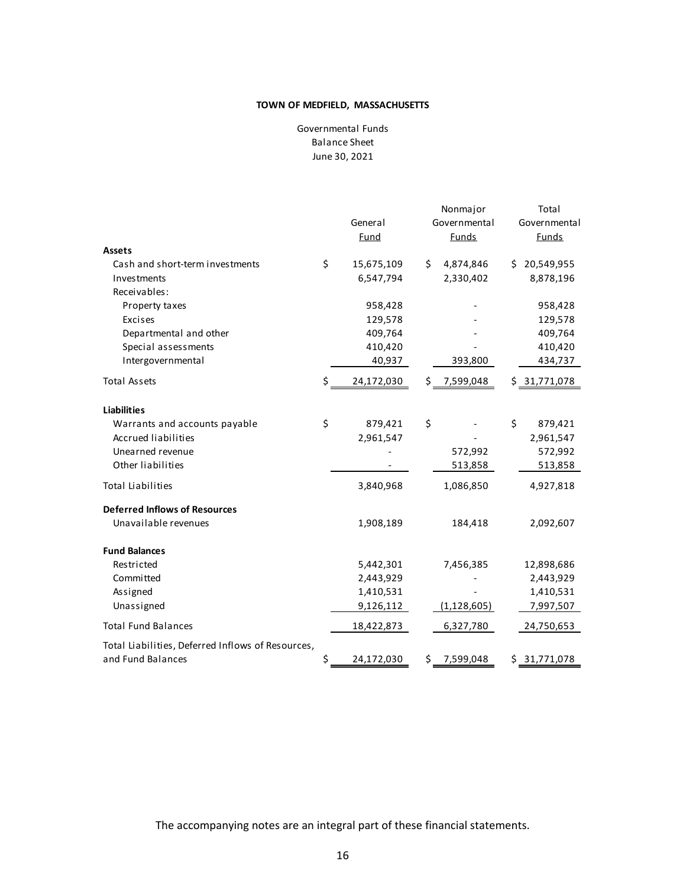**TOWN OF MEDFIELD, MASSACHUSETTS**

Governmental Funds
Balance Sheet
June 30, 2021

| | General Fund | Nonmajor Governmental Funds | Total Governmental Funds |
|---|---|---|---|
| **Assets** | | | |
| Cash and short-term investments | $ 15,675,109 | $ 4,874,846 | $ 20,549,955 |
| Investments | 6,547,794 | 2,330,402 | 8,878,196 |
| Receivables: | | | |
| Property taxes | 958,428 | - | 958,428 |
| Excises | 129,578 | - | 129,578 |
| Departmental and other | 409,764 | - | 409,764 |
| Special assessments | 410,420 | - | 410,420 |
| Intergovernmental | 40,937 | 393,800 | 434,737 |
| Total Assets | $ 24,172,030 | $ 7,599,048 | $ 31,771,078 |
| **Liabilities** | | | |
| Warrants and accounts payable | $ 879,421 | $ - | $ 879,421 |
| Accrued liabilities | 2,961,547 | - | 2,961,547 |
| Unearned revenue | - | 572,992 | 572,992 |
| Other liabilities | - | 513,858 | 513,858 |
| Total Liabilities | 3,840,968 | 1,086,850 | 4,927,818 |
| **Deferred Inflows of Resources** | | | |
| Unavailable revenues | 1,908,189 | 184,418 | 2,092,607 |
| **Fund Balances** | | | |
| Restricted | 5,442,301 | 7,456,385 | 12,898,686 |
| Committed | 2,443,929 | - | 2,443,929 |
| Assigned | 1,410,531 | - | 1,410,531 |
| Unassigned | 9,126,112 | (1,128,605) | 7,997,507 |
| Total Fund Balances | 18,422,873 | 6,327,780 | 24,750,653 |
| Total Liabilities, Deferred Inflows of Resources, and Fund Balances | $ 24,172,030 | $ 7,599,048 | $ 31,771,078 |

The accompanying notes are an integral part of these financial statements.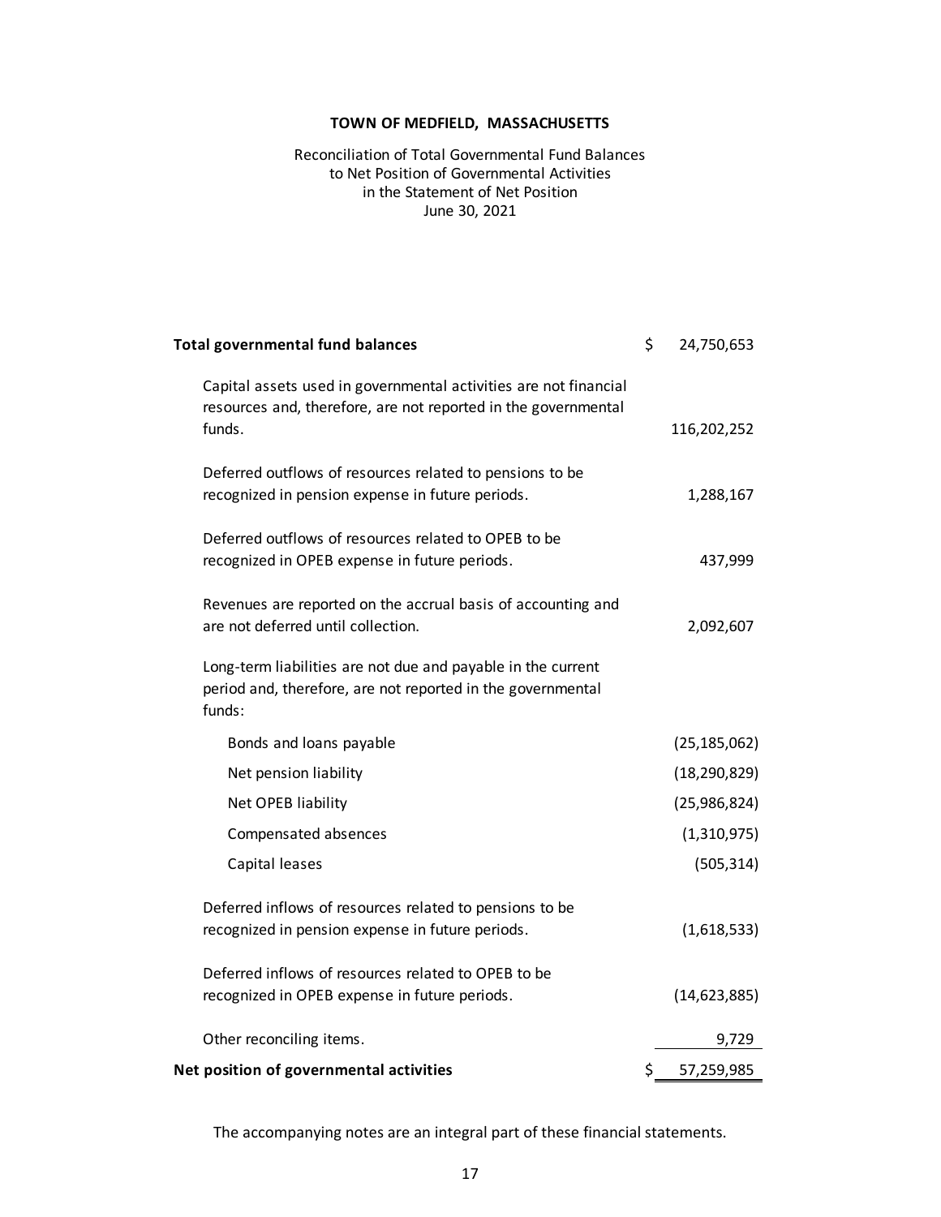**TOWN OF MEDFIELD, MASSACHUSETTS**

Reconciliation of Total Governmental Fund Balances
to Net Position of Governmental Activities
in the Statement of Net Position
June 30, 2021

| | |
|---|---|
| **Total governmental fund balances** | $ 24,750,653 |
| Capital assets used in governmental activities are not financial resources and, therefore, are not reported in the governmental funds. | 116,202,252 |
| Deferred outflows of resources related to pensions to be recognized in pension expense in future periods. | 1,288,167 |
| Deferred outflows of resources related to OPEB to be recognized in OPEB expense in future periods. | 437,999 |
| Revenues are reported on the accrual basis of accounting and are not deferred until collection. | 2,092,607 |
| Long-term liabilities are not due and payable in the current period and, therefore, are not reported in the governmental funds: | |
| Bonds and loans payable | (25,185,062) |
| Net pension liability | (18,290,829) |
| Net OPEB liability | (25,986,824) |
| Compensated absences | (1,310,975) |
| Capital leases | (505,314) |
| Deferred inflows of resources related to pensions to be recognized in pension expense in future periods. | (1,618,533) |
| Deferred inflows of resources related to OPEB to be recognized in OPEB expense in future periods. | (14,623,885) |
| Other reconciling items. | 9,729 |
| **Net position of governmental activities** | $ 57,259,985 |

The accompanying notes are an integral part of these financial statements.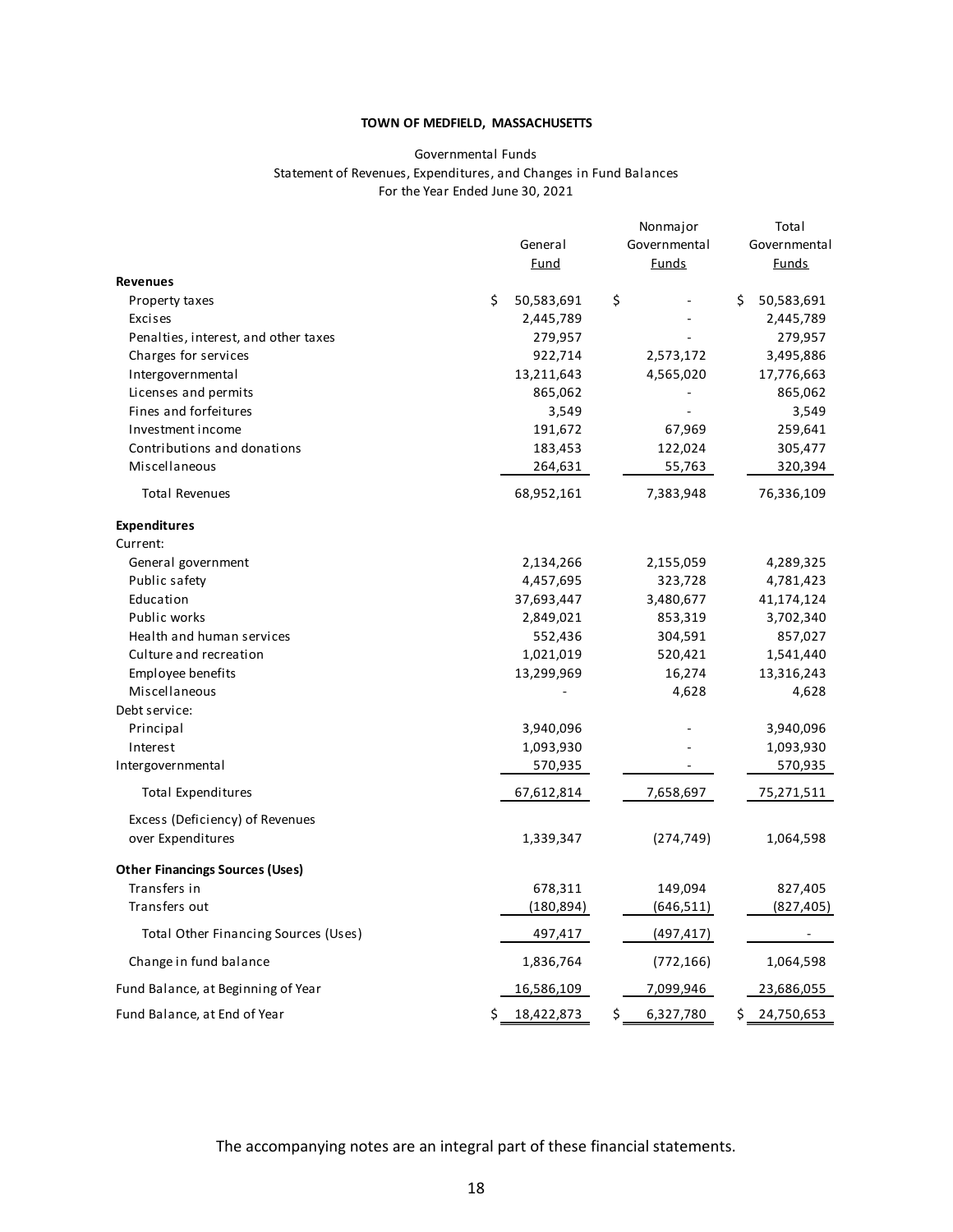**TOWN OF MEDFIELD, MASSACHUSETTS**

Governmental Funds
Statement of Revenues, Expenditures, and Changes in Fund Balances
For the Year Ended June 30, 2021

| | General Fund | Nonmajor Governmental Funds | Total Governmental Funds |
|---|---|---|---|
| **Revenues** | | | |
| Property taxes | $ 50,583,691 | $ - | $ 50,583,691 |
| Excises | 2,445,789 | - | 2,445,789 |
| Penalties, interest, and other taxes | 279,957 | - | 279,957 |
| Charges for services | 922,714 | 2,573,172 | 3,495,886 |
| Intergovernmental | 13,211,643 | 4,565,020 | 17,776,663 |
| Licenses and permits | 865,062 | - | 865,062 |
| Fines and forfeitures | 3,549 | - | 3,549 |
| Investment income | 191,672 | 67,969 | 259,641 |
| Contributions and donations | 183,453 | 122,024 | 305,477 |
| Miscellaneous | 264,631 | 55,763 | 320,394 |
| Total Revenues | 68,952,161 | 7,383,948 | 76,336,109 |
| **Expenditures** | | | |
| Current: | | | |
| General government | 2,134,266 | 2,155,059 | 4,289,325 |
| Public safety | 4,457,695 | 323,728 | 4,781,423 |
| Education | 37,693,447 | 3,480,677 | 41,174,124 |
| Public works | 2,849,021 | 853,319 | 3,702,340 |
| Health and human services | 552,436 | 304,591 | 857,027 |
| Culture and recreation | 1,021,019 | 520,421 | 1,541,440 |
| Employee benefits | 13,299,969 | 16,274 | 13,316,243 |
| Miscellaneous | - | 4,628 | 4,628 |
| Debt service: | | | |
| Principal | 3,940,096 | - | 3,940,096 |
| Interest | 1,093,930 | - | 1,093,930 |
| Intergovernmental | 570,935 | - | 570,935 |
| Total Expenditures | 67,612,814 | 7,658,697 | 75,271,511 |
| Excess (Deficiency) of Revenues over Expenditures | 1,339,347 | (274,749) | 1,064,598 |
| **Other Financings Sources (Uses)** | | | |
| Transfers in | 678,311 | 149,094 | 827,405 |
| Transfers out | (180,894) | (646,511) | (827,405) |
| Total Other Financing Sources (Uses) | 497,417 | (497,417) | - |
| Change in fund balance | 1,836,764 | (772,166) | 1,064,598 |
| Fund Balance, at Beginning of Year | 16,586,109 | 7,099,946 | 23,686,055 |
| Fund Balance, at End of Year | $ 18,422,873 | $ 6,327,780 | $ 24,750,653 |

The accompanying notes are an integral part of these financial statements.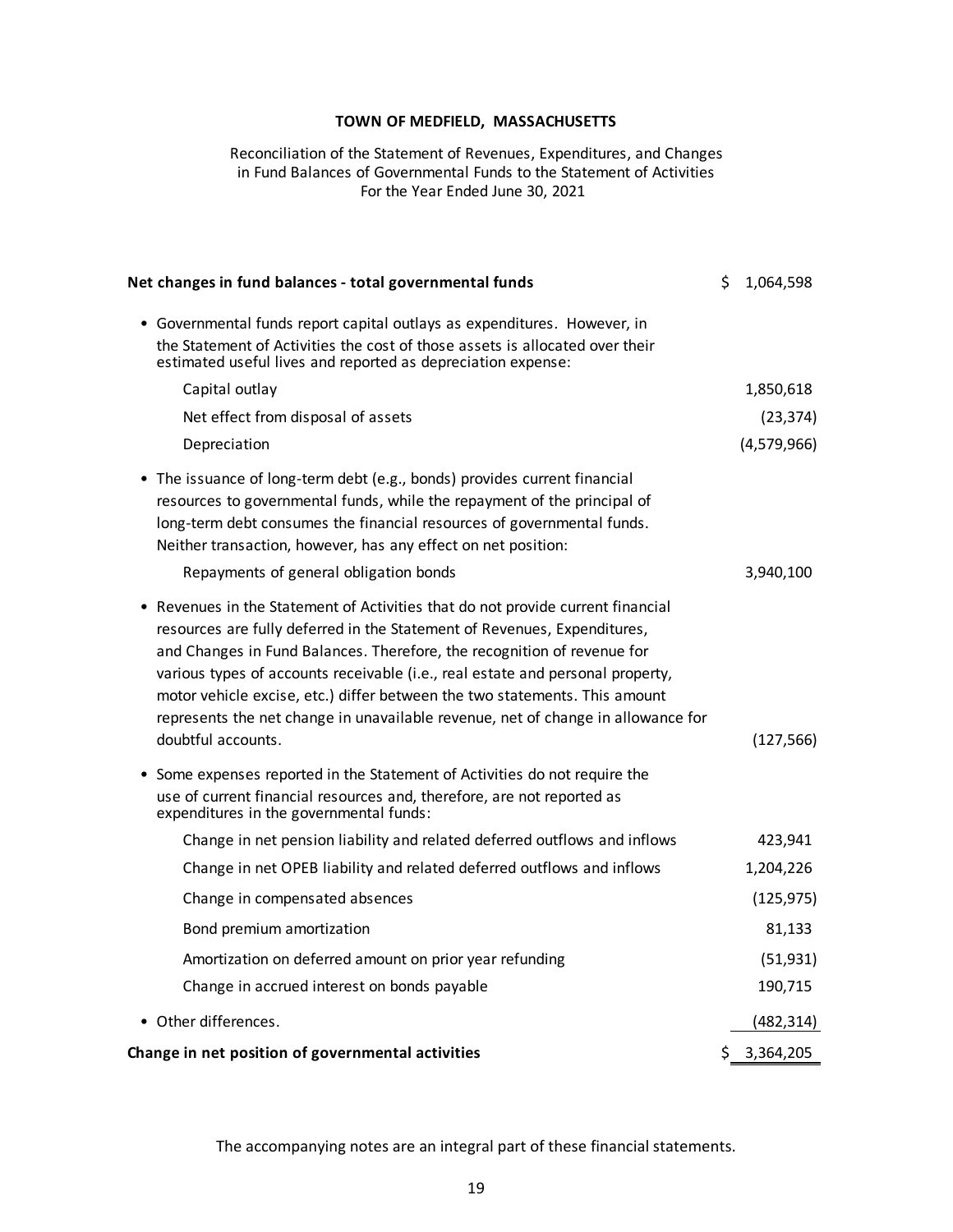# TOWN OF MEDFIELD, MASSACHUSETTS

Reconciliation of the Statement of Revenues, Expenditures, and Changes in Fund Balances of Governmental Funds to the Statement of Activities
For the Year Ended June 30, 2021

| | |
|---|---|
| **Net changes in fund balances - total governmental funds** | $ 1,064,598 |
| • Governmental funds report capital outlays as expenditures. However, in the Statement of Activities the cost of those assets is allocated over their estimated useful lives and reported as depreciation expense: | |
| Capital outlay | 1,850,618 |
| Net effect from disposal of assets | (23,374) |
| Depreciation | (4,579,966) |
| • The issuance of long-term debt (e.g., bonds) provides current financial resources to governmental funds, while the repayment of the principal of long-term debt consumes the financial resources of governmental funds. Neither transaction, however, has any effect on net position: | |
| Repayments of general obligation bonds | 3,940,100 |
| • Revenues in the Statement of Activities that do not provide current financial resources are fully deferred in the Statement of Revenues, Expenditures, and Changes in Fund Balances. Therefore, the recognition of revenue for various types of accounts receivable (i.e., real estate and personal property, motor vehicle excise, etc.) differ between the two statements. This amount represents the net change in unavailable revenue, net of change in allowance for doubtful accounts. | (127,566) |
| • Some expenses reported in the Statement of Activities do not require the use of current financial resources and, therefore, are not reported as expenditures in the governmental funds: | |
| Change in net pension liability and related deferred outflows and inflows | 423,941 |
| Change in net OPEB liability and related deferred outflows and inflows | 1,204,226 |
| Change in compensated absences | (125,975) |
| Bond premium amortization | 81,133 |
| Amortization on deferred amount on prior year refunding | (51,931) |
| Change in accrued interest on bonds payable | 190,715 |
| • Other differences. | (482,314) |
| **Change in net position of governmental activities** | $ 3,364,205 |

The accompanying notes are an integral part of these financial statements.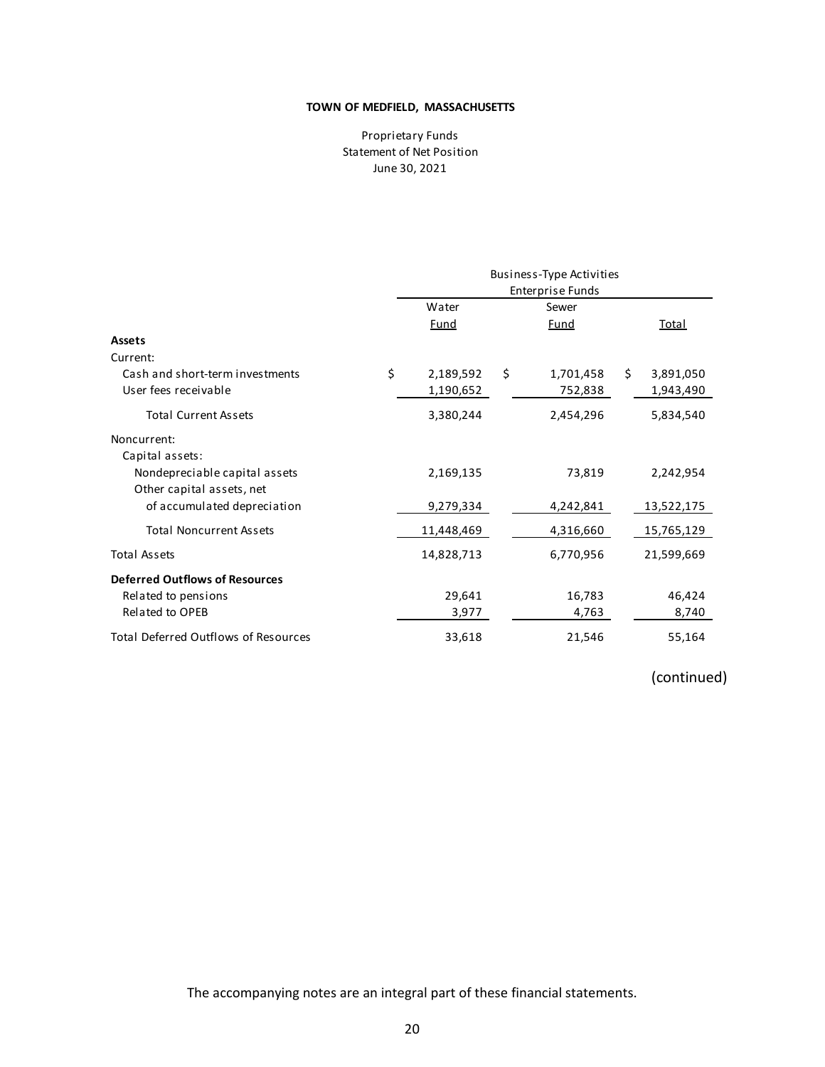**TOWN OF MEDFIELD, MASSACHUSETTS**

Proprietary Funds
Statement of Net Position
June 30, 2021

| | Business-Type Activities Enterprise Funds | | |
|---|---|---|---|
| | Water Fund | Sewer Fund | Total |
| **Assets** | | | |
| Current: | | | |
| Cash and short-term investments | $ 2,189,592 | $ 1,701,458 | $ 3,891,050 |
| User fees receivable | 1,190,652 | 752,838 | 1,943,490 |
| Total Current Assets | 3,380,244 | 2,454,296 | 5,834,540 |
| Noncurrent: | | | |
| Capital assets: | | | |
| Nondepreciable capital assets | 2,169,135 | 73,819 | 2,242,954 |
| Other capital assets, net of accumulated depreciation | 9,279,334 | 4,242,841 | 13,522,175 |
| Total Noncurrent Assets | 11,448,469 | 4,316,660 | 15,765,129 |
| Total Assets | 14,828,713 | 6,770,956 | 21,599,669 |
| **Deferred Outflows of Resources** | | | |
| Related to pensions | 29,641 | 16,783 | 46,424 |
| Related to OPEB | 3,977 | 4,763 | 8,740 |
| Total Deferred Outflows of Resources | 33,618 | 21,546 | 55,164 |

(continued)

The accompanying notes are an integral part of these financial statements.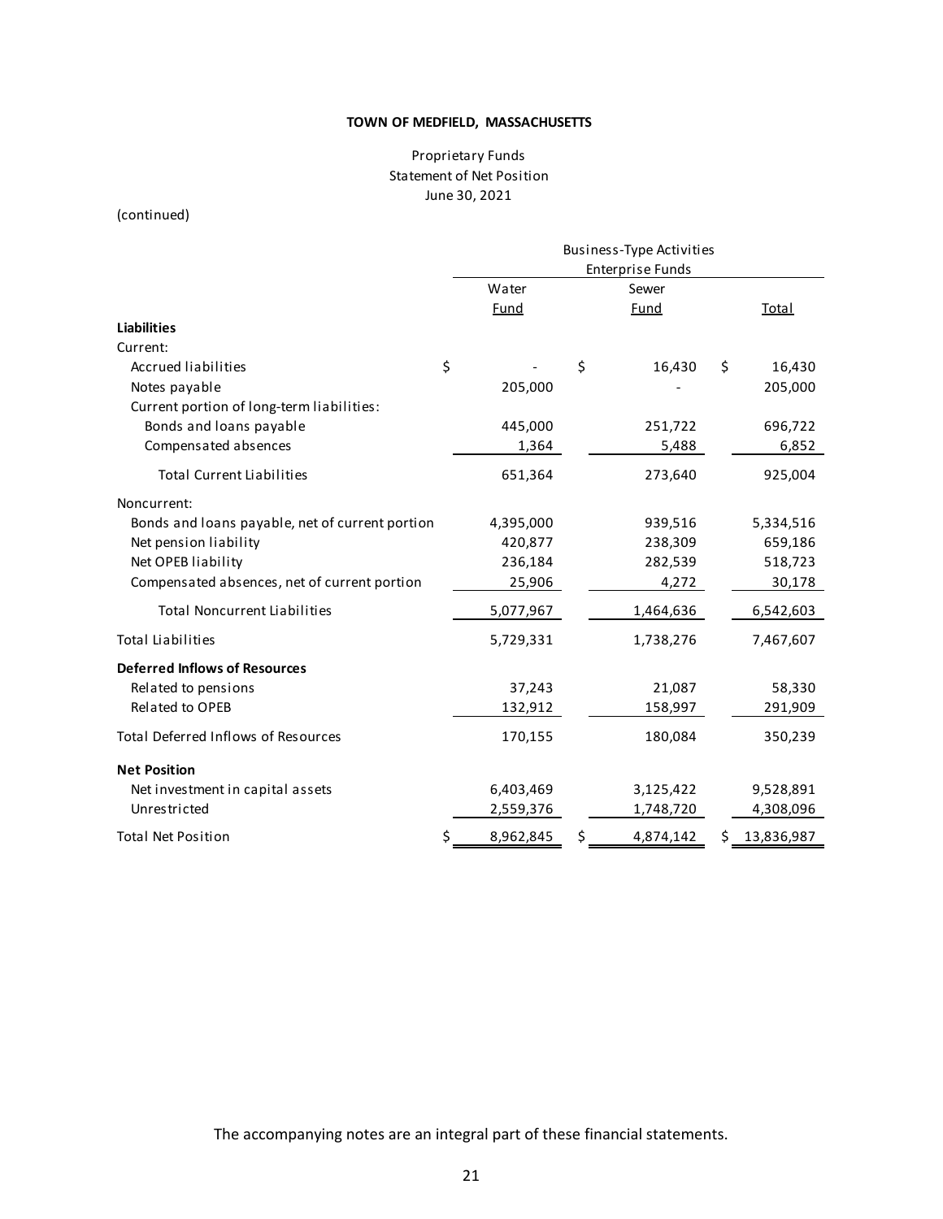**TOWN OF MEDFIELD, MASSACHUSETTS**

Proprietary Funds
Statement of Net Position
June 30, 2021

(continued)

| | Business-Type Activities Enterprise Funds | | |
|---|---|---|---|
| | Water Fund | Sewer Fund | Total |
| **Liabilities** | | | |
| Current: | | | |
| Accrued liabilities | $ - | $ 16,430 | $ 16,430 |
| Notes payable | 205,000 | - | 205,000 |
| Current portion of long-term liabilities: | | | |
| Bonds and loans payable | 445,000 | 251,722 | 696,722 |
| Compensated absences | 1,364 | 5,488 | 6,852 |
| Total Current Liabilities | 651,364 | 273,640 | 925,004 |
| Noncurrent: | | | |
| Bonds and loans payable, net of current portion | 4,395,000 | 939,516 | 5,334,516 |
| Net pension liability | 420,877 | 238,309 | 659,186 |
| Net OPEB liability | 236,184 | 282,539 | 518,723 |
| Compensated absences, net of current portion | 25,906 | 4,272 | 30,178 |
| Total Noncurrent Liabilities | 5,077,967 | 1,464,636 | 6,542,603 |
| Total Liabilities | 5,729,331 | 1,738,276 | 7,467,607 |
| **Deferred Inflows of Resources** | | | |
| Related to pensions | 37,243 | 21,087 | 58,330 |
| Related to OPEB | 132,912 | 158,997 | 291,909 |
| Total Deferred Inflows of Resources | 170,155 | 180,084 | 350,239 |
| **Net Position** | | | |
| Net investment in capital assets | 6,403,469 | 3,125,422 | 9,528,891 |
| Unrestricted | 2,559,376 | 1,748,720 | 4,308,096 |
| Total Net Position | $ 8,962,845 | $ 4,874,142 | $ 13,836,987 |

The accompanying notes are an integral part of these financial statements.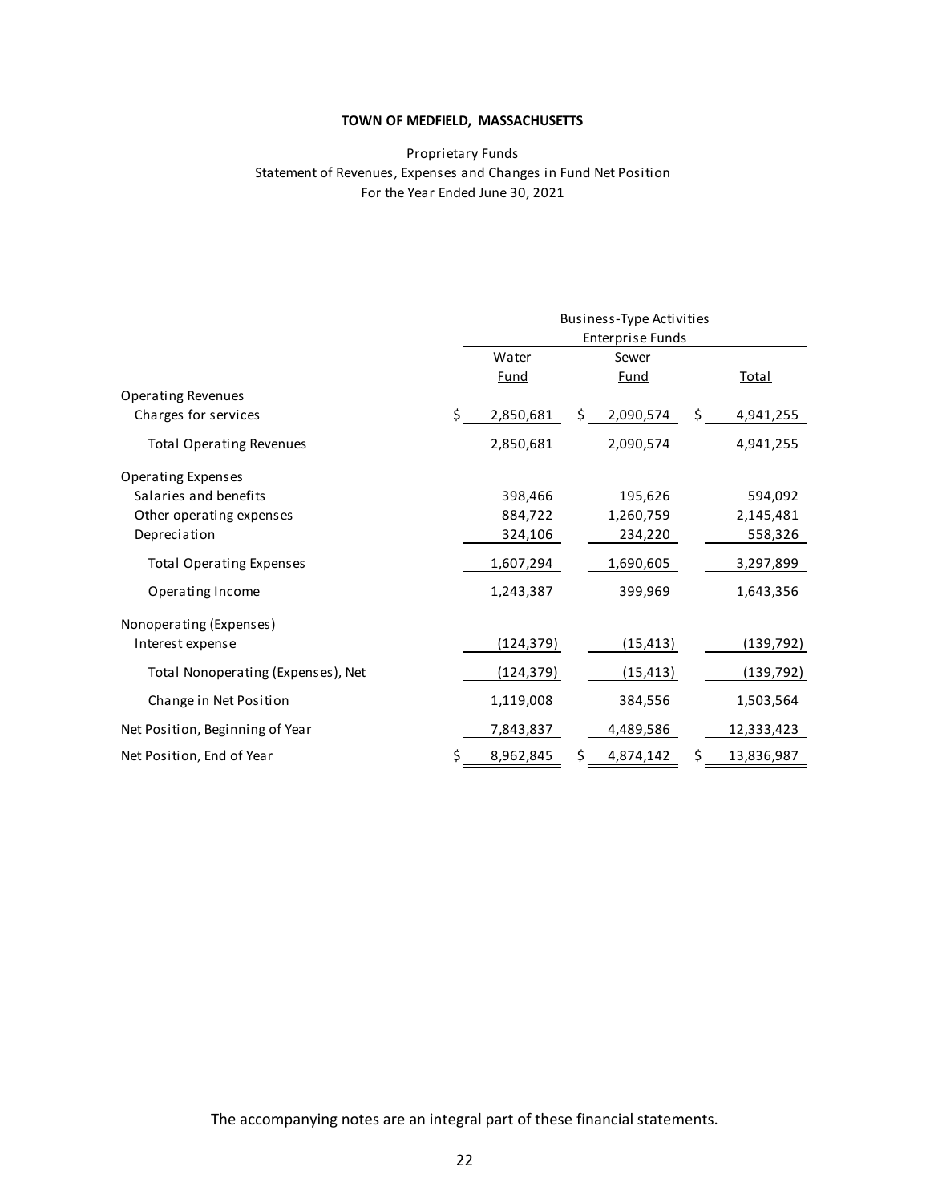**TOWN OF MEDFIELD, MASSACHUSETTS**

Proprietary Funds

Statement of Revenues, Expenses and Changes in Fund Net Position

For the Year Ended June 30, 2021

| | Business-Type Activities Enterprise Funds | | |
|---|---|---|---|
| | Water Fund | Sewer Fund | Total |
| Operating Revenues | | | |
| Charges for services | $ 2,850,681 | $ 2,090,574 | $ 4,941,255 |
| Total Operating Revenues | 2,850,681 | 2,090,574 | 4,941,255 |
| Operating Expenses | | | |
| Salaries and benefits | 398,466 | 195,626 | 594,092 |
| Other operating expenses | 884,722 | 1,260,759 | 2,145,481 |
| Depreciation | 324,106 | 234,220 | 558,326 |
| Total Operating Expenses | 1,607,294 | 1,690,605 | 3,297,899 |
| Operating Income | 1,243,387 | 399,969 | 1,643,356 |
| Nonoperating (Expenses) | | | |
| Interest expense | (124,379) | (15,413) | (139,792) |
| Total Nonoperating (Expenses), Net | (124,379) | (15,413) | (139,792) |
| Change in Net Position | 1,119,008 | 384,556 | 1,503,564 |
| Net Position, Beginning of Year | 7,843,837 | 4,489,586 | 12,333,423 |
| Net Position, End of Year | $ 8,962,845 | $ 4,874,142 | $ 13,836,987 |

The accompanying notes are an integral part of these financial statements.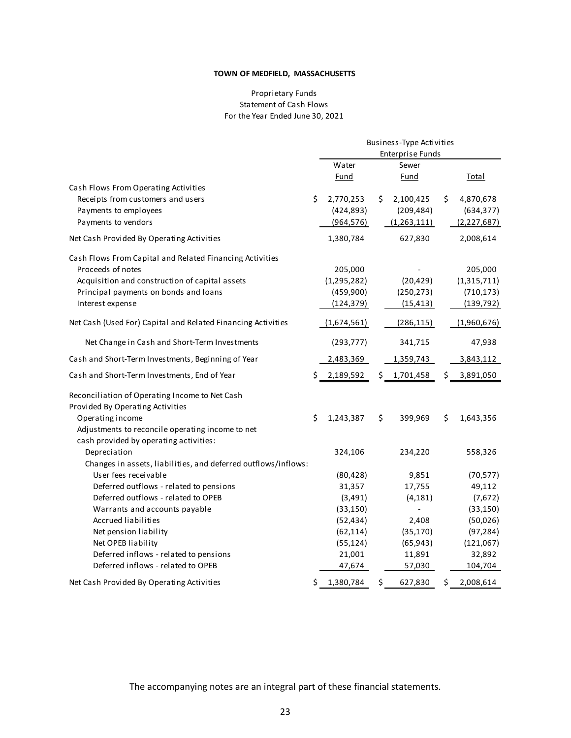**TOWN OF MEDFIELD, MASSACHUSETTS**

Proprietary Funds
Statement of Cash Flows
For the Year Ended June 30, 2021

| | Business-Type Activities Enterprise Funds | | |
|---|---|---|---|
| | Water Fund | Sewer Fund | Total |
| Cash Flows From Operating Activities | | | |
| Receipts from customers and users | $ 2,770,253 | $ 2,100,425 | $ 4,870,678 |
| Payments to employees | (424,893) | (209,484) | (634,377) |
| Payments to vendors | (964,576) | (1,263,111) | (2,227,687) |
| Net Cash Provided By Operating Activities | 1,380,784 | 627,830 | 2,008,614 |
| Cash Flows From Capital and Related Financing Activities | | | |
| Proceeds of notes | 205,000 | - | 205,000 |
| Acquisition and construction of capital assets | (1,295,282) | (20,429) | (1,315,711) |
| Principal payments on bonds and loans | (459,900) | (250,273) | (710,173) |
| Interest expense | (124,379) | (15,413) | (139,792) |
| Net Cash (Used For) Capital and Related Financing Activities | (1,674,561) | (286,115) | (1,960,676) |
| Net Change in Cash and Short-Term Investments | (293,777) | 341,715 | 47,938 |
| Cash and Short-Term Investments, Beginning of Year | 2,483,369 | 1,359,743 | 3,843,112 |
| Cash and Short-Term Investments, End of Year | $ 2,189,592 | $ 1,701,458 | $ 3,891,050 |
| Reconciliation of Operating Income to Net Cash Provided By Operating Activities | | | |
| Operating income | $ 1,243,387 | $ 399,969 | $ 1,643,356 |
| Adjustments to reconcile operating income to net cash provided by operating activities: | | | |
| Depreciation | 324,106 | 234,220 | 558,326 |
| Changes in assets, liabilities, and deferred outflows/inflows: | | | |
| User fees receivable | (80,428) | 9,851 | (70,577) |
| Deferred outflows - related to pensions | 31,357 | 17,755 | 49,112 |
| Deferred outflows - related to OPEB | (3,491) | (4,181) | (7,672) |
| Warrants and accounts payable | (33,150) | - | (33,150) |
| Accrued liabilities | (52,434) | 2,408 | (50,026) |
| Net pension liability | (62,114) | (35,170) | (97,284) |
| Net OPEB liability | (55,124) | (65,943) | (121,067) |
| Deferred inflows - related to pensions | 21,001 | 11,891 | 32,892 |
| Deferred inflows - related to OPEB | 47,674 | 57,030 | 104,704 |
| Net Cash Provided By Operating Activities | $ 1,380,784 | $ 627,830 | $ 2,008,614 |

The accompanying notes are an integral part of these financial statements.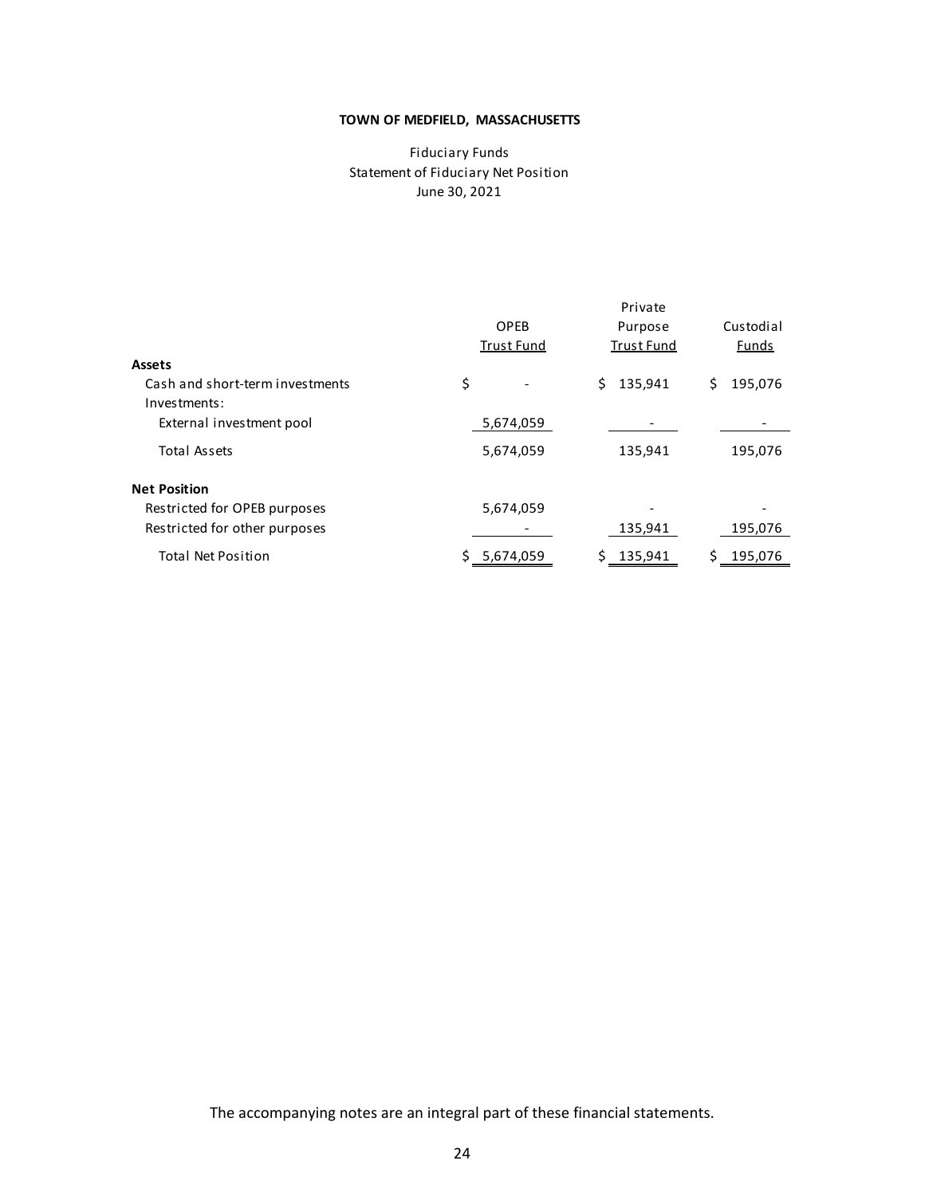**TOWN OF MEDFIELD, MASSACHUSETTS**

Fiduciary Funds
Statement of Fiduciary Net Position
June 30, 2021

| | OPEB Trust Fund | Private Purpose Trust Fund | Custodial Funds |
|---|---|---|---|
| **Assets** | | | |
| Cash and short-term investments | $ - | $ 135,941 | $ 195,076 |
| Investments: | | | |
| External investment pool | 5,674,059 | - | - |
| Total Assets | 5,674,059 | 135,941 | 195,076 |
| **Net Position** | | | |
| Restricted for OPEB purposes | 5,674,059 | - | - |
| Restricted for other purposes | - | 135,941 | 195,076 |
| Total Net Position | $ 5,674,059 | $ 135,941 | $ 195,076 |

The accompanying notes are an integral part of these financial statements.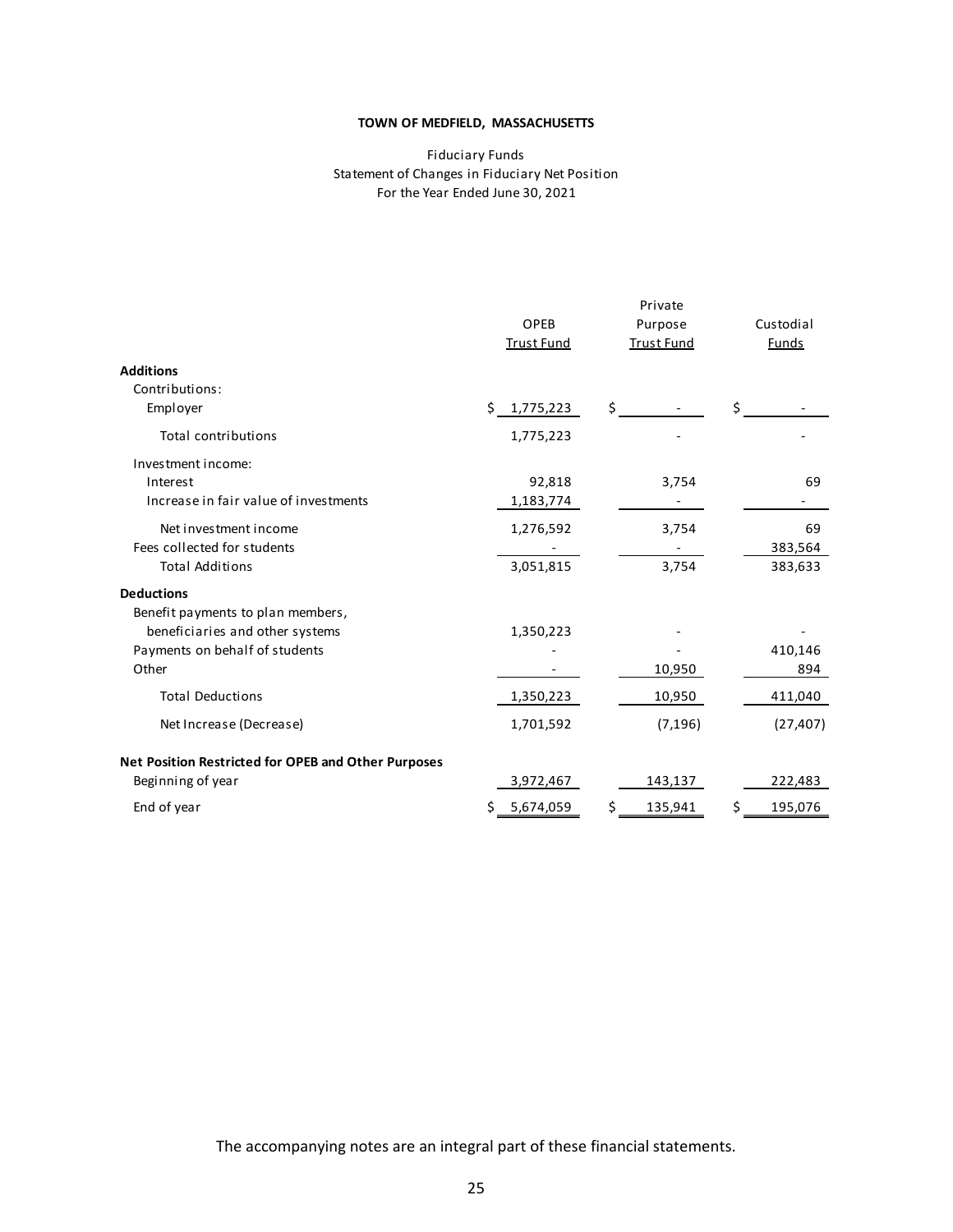**TOWN OF MEDFIELD, MASSACHUSETTS**

Fiduciary Funds
Statement of Changes in Fiduciary Net Position
For the Year Ended June 30, 2021

| | OPEB Trust Fund | Private Purpose Trust Fund | Custodial Funds |
|---|---|---|---|
| **Additions** | | | |
| Contributions: | | | |
| Employer | $ 1,775,223 | $ - | $ - |
| Total contributions | 1,775,223 | - | - |
| Investment income: | | | |
| Interest | 92,818 | 3,754 | 69 |
| Increase in fair value of investments | 1,183,774 | - | - |
| Net investment income | 1,276,592 | 3,754 | 69 |
| Fees collected for students | - | - | 383,564 |
| Total Additions | 3,051,815 | 3,754 | 383,633 |
| **Deductions** | | | |
| Benefit payments to plan members, beneficiaries and other systems | 1,350,223 | - | - |
| Payments on behalf of students | - | - | 410,146 |
| Other | - | 10,950 | 894 |
| Total Deductions | 1,350,223 | 10,950 | 411,040 |
| Net Increase (Decrease) | 1,701,592 | (7,196) | (27,407) |
| **Net Position Restricted for OPEB and Other Purposes** | | | |
| Beginning of year | 3,972,467 | 143,137 | 222,483 |
| End of year | $ 5,674,059 | $ 135,941 | $ 195,076 |

The accompanying notes are an integral part of these financial statements.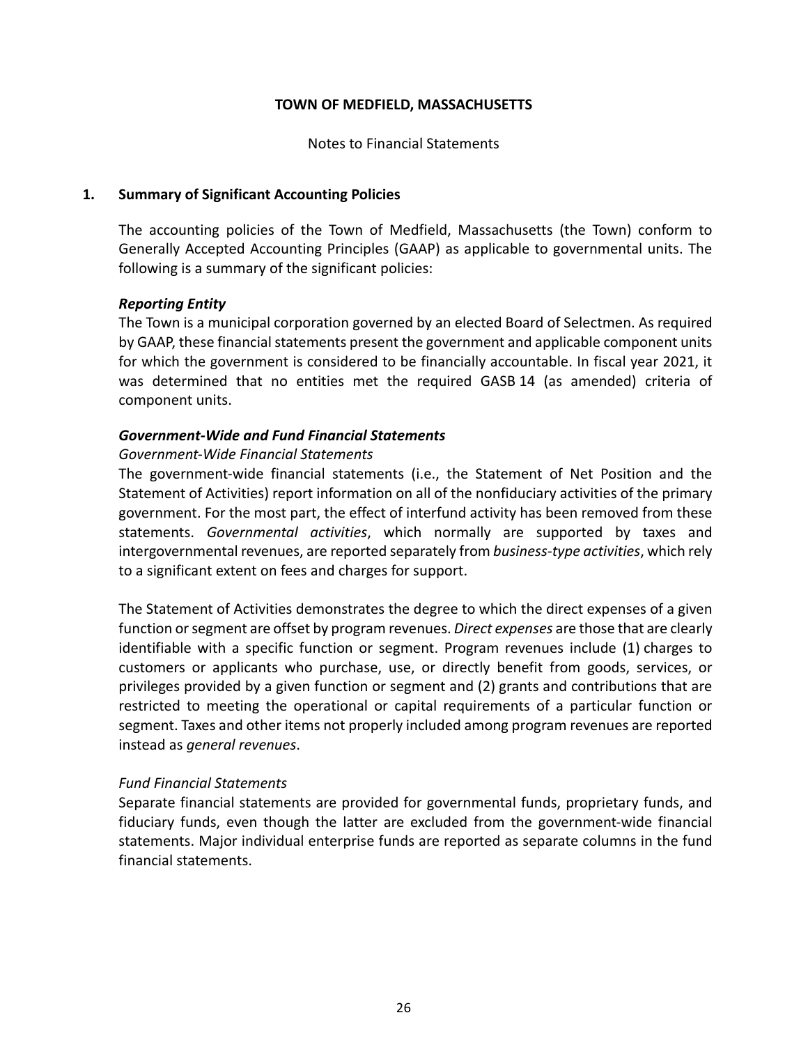# TOWN OF MEDFIELD, MASSACHUSETTS

Notes to Financial Statements

## 1. Summary of Significant Accounting Policies

The accounting policies of the Town of Medfield, Massachusetts (the Town) conform to Generally Accepted Accounting Principles (GAAP) as applicable to governmental units. The following is a summary of the significant policies:

### *Reporting Entity*

The Town is a municipal corporation governed by an elected Board of Selectmen. As required by GAAP, these financial statements present the government and applicable component units for which the government is considered to be financially accountable. In fiscal year 2021, it was determined that no entities met the required GASB 14 (as amended) criteria of component units.

### *Government-Wide and Fund Financial Statements*

*Government-Wide Financial Statements*

The government-wide financial statements (i.e., the Statement of Net Position and the Statement of Activities) report information on all of the nonfiduciary activities of the primary government. For the most part, the effect of interfund activity has been removed from these statements. *Governmental activities*, which normally are supported by taxes and intergovernmental revenues, are reported separately from *business-type activities*, which rely to a significant extent on fees and charges for support.

The Statement of Activities demonstrates the degree to which the direct expenses of a given function or segment are offset by program revenues. *Direct expenses* are those that are clearly identifiable with a specific function or segment. Program revenues include (1) charges to customers or applicants who purchase, use, or directly benefit from goods, services, or privileges provided by a given function or segment and (2) grants and contributions that are restricted to meeting the operational or capital requirements of a particular function or segment. Taxes and other items not properly included among program revenues are reported instead as *general revenues*.

*Fund Financial Statements*

Separate financial statements are provided for governmental funds, proprietary funds, and fiduciary funds, even though the latter are excluded from the government-wide financial statements. Major individual enterprise funds are reported as separate columns in the fund financial statements.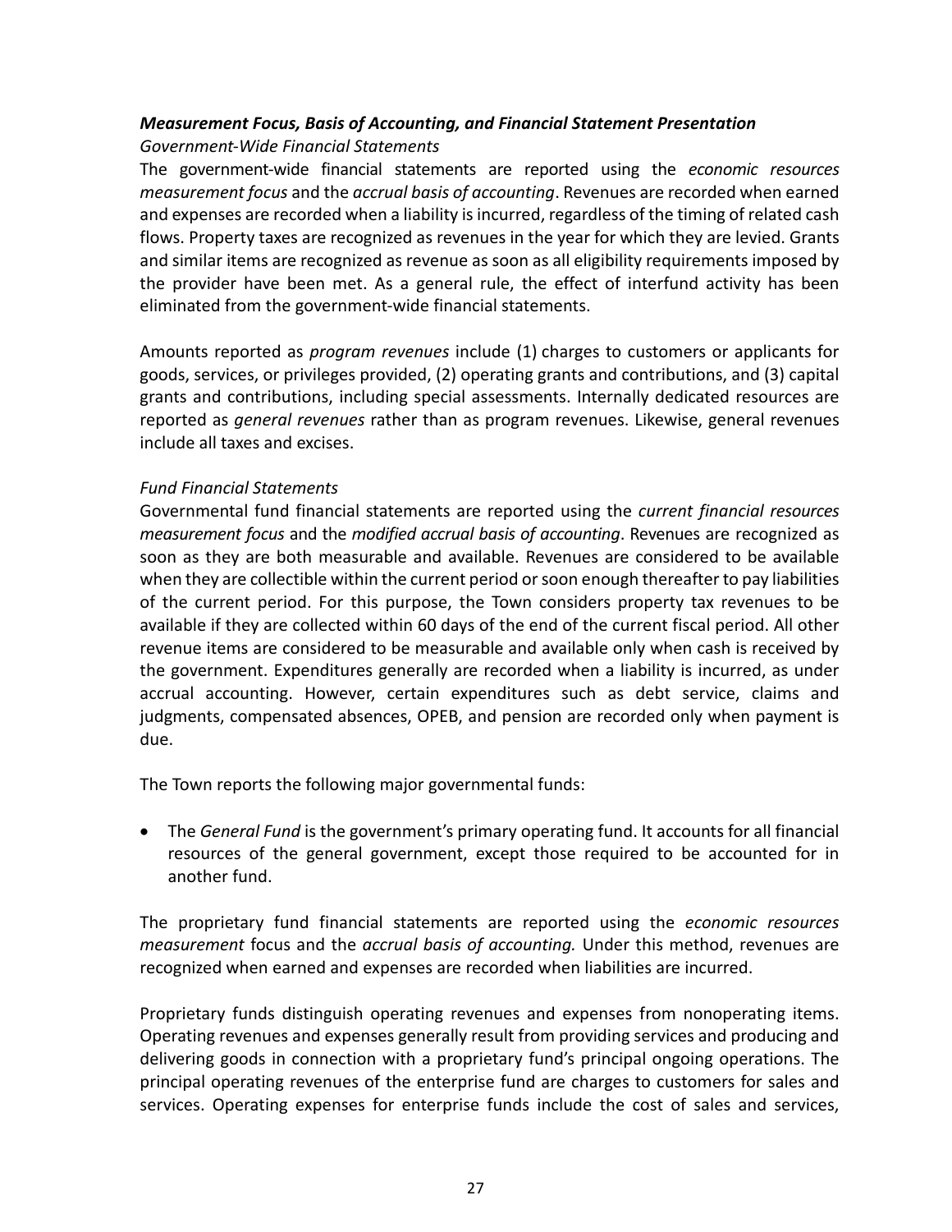### *Measurement Focus, Basis of Accounting, and Financial Statement Presentation*

*Government-Wide Financial Statements*

The government-wide financial statements are reported using the *economic resources measurement focus* and the *accrual basis of accounting*. Revenues are recorded when earned and expenses are recorded when a liability is incurred, regardless of the timing of related cash flows. Property taxes are recognized as revenues in the year for which they are levied. Grants and similar items are recognized as revenue as soon as all eligibility requirements imposed by the provider have been met. As a general rule, the effect of interfund activity has been eliminated from the government-wide financial statements.

Amounts reported as *program revenues* include (1) charges to customers or applicants for goods, services, or privileges provided, (2) operating grants and contributions, and (3) capital grants and contributions, including special assessments. Internally dedicated resources are reported as *general revenues* rather than as program revenues. Likewise, general revenues include all taxes and excises.

*Fund Financial Statements*

Governmental fund financial statements are reported using the *current financial resources measurement focus* and the *modified accrual basis of accounting*. Revenues are recognized as soon as they are both measurable and available. Revenues are considered to be available when they are collectible within the current period or soon enough thereafter to pay liabilities of the current period. For this purpose, the Town considers property tax revenues to be available if they are collected within 60 days of the end of the current fiscal period. All other revenue items are considered to be measurable and available only when cash is received by the government. Expenditures generally are recorded when a liability is incurred, as under accrual accounting. However, certain expenditures such as debt service, claims and judgments, compensated absences, OPEB, and pension are recorded only when payment is due.

The Town reports the following major governmental funds:

- The *General Fund* is the government's primary operating fund. It accounts for all financial resources of the general government, except those required to be accounted for in another fund.

The proprietary fund financial statements are reported using the *economic resources measurement* focus and the *accrual basis of accounting.* Under this method, revenues are recognized when earned and expenses are recorded when liabilities are incurred.

Proprietary funds distinguish operating revenues and expenses from nonoperating items. Operating revenues and expenses generally result from providing services and producing and delivering goods in connection with a proprietary fund's principal ongoing operations. The principal operating revenues of the enterprise fund are charges to customers for sales and services. Operating expenses for enterprise funds include the cost of sales and services,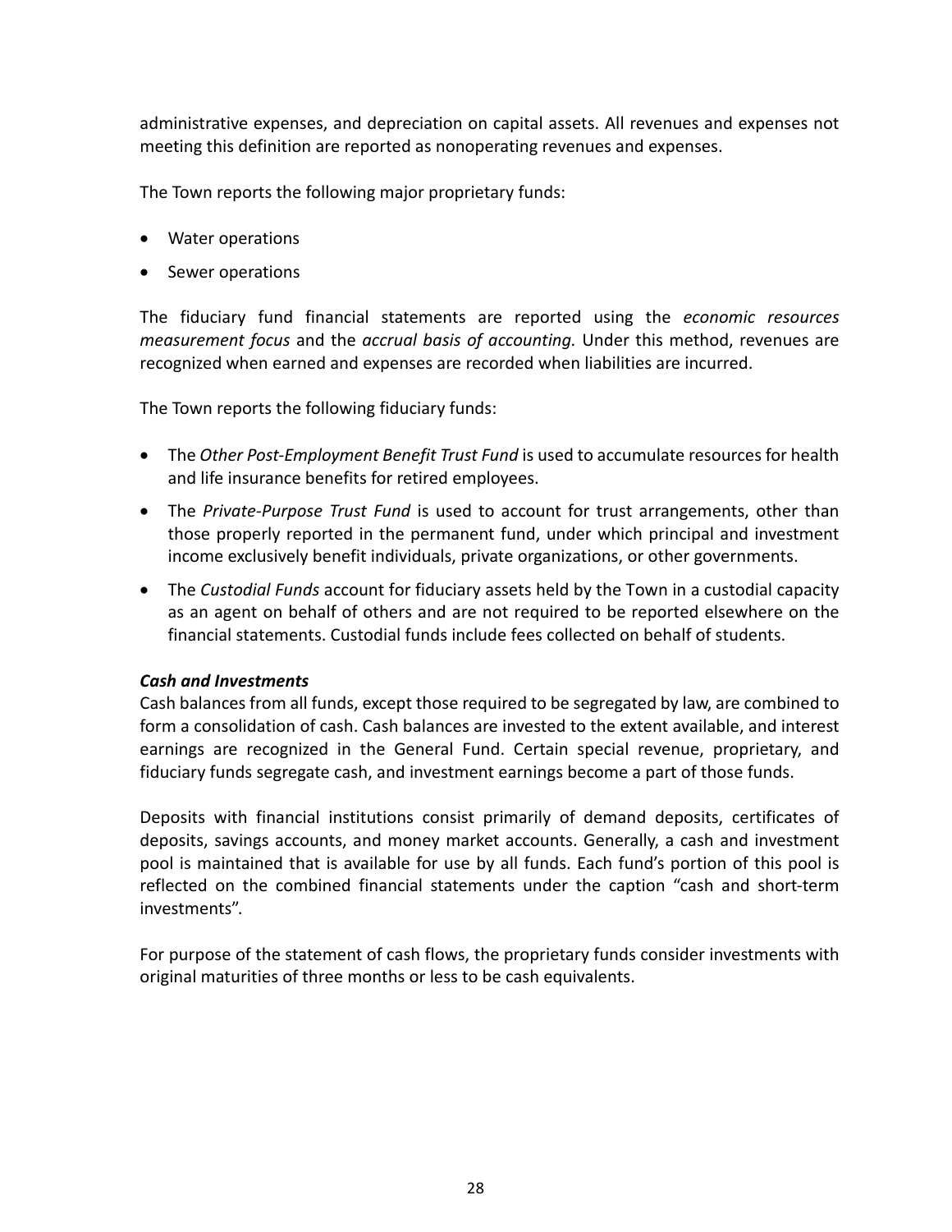administrative expenses, and depreciation on capital assets. All revenues and expenses not meeting this definition are reported as nonoperating revenues and expenses.

The Town reports the following major proprietary funds:

- Water operations
- Sewer operations

The fiduciary fund financial statements are reported using the *economic resources measurement focus* and the *accrual basis of accounting.* Under this method, revenues are recognized when earned and expenses are recorded when liabilities are incurred.

The Town reports the following fiduciary funds:

- The *Other Post-Employment Benefit Trust Fund* is used to accumulate resources for health and life insurance benefits for retired employees.
- The *Private-Purpose Trust Fund* is used to account for trust arrangements, other than those properly reported in the permanent fund, under which principal and investment income exclusively benefit individuals, private organizations, or other governments.
- The *Custodial Funds* account for fiduciary assets held by the Town in a custodial capacity as an agent on behalf of others and are not required to be reported elsewhere on the financial statements. Custodial funds include fees collected on behalf of students.

***Cash and Investments***

Cash balances from all funds, except those required to be segregated by law, are combined to form a consolidation of cash. Cash balances are invested to the extent available, and interest earnings are recognized in the General Fund. Certain special revenue, proprietary, and fiduciary funds segregate cash, and investment earnings become a part of those funds.

Deposits with financial institutions consist primarily of demand deposits, certificates of deposits, savings accounts, and money market accounts. Generally, a cash and investment pool is maintained that is available for use by all funds. Each fund's portion of this pool is reflected on the combined financial statements under the caption "cash and short-term investments".

For purpose of the statement of cash flows, the proprietary funds consider investments with original maturities of three months or less to be cash equivalents.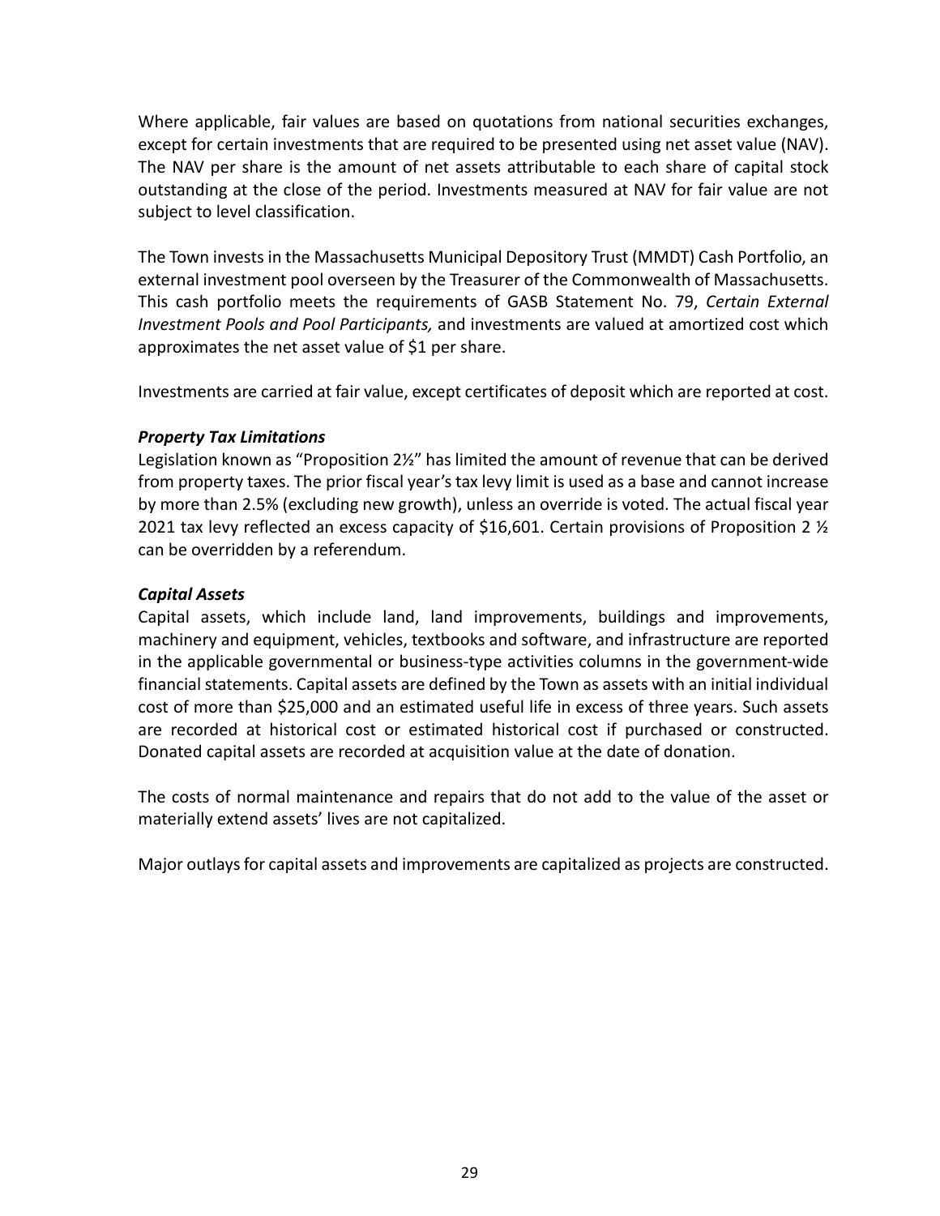Where applicable, fair values are based on quotations from national securities exchanges, except for certain investments that are required to be presented using net asset value (NAV). The NAV per share is the amount of net assets attributable to each share of capital stock outstanding at the close of the period. Investments measured at NAV for fair value are not subject to level classification.

The Town invests in the Massachusetts Municipal Depository Trust (MMDT) Cash Portfolio, an external investment pool overseen by the Treasurer of the Commonwealth of Massachusetts. This cash portfolio meets the requirements of GASB Statement No. 79, *Certain External Investment Pools and Pool Participants,* and investments are valued at amortized cost which approximates the net asset value of $1 per share.

Investments are carried at fair value, except certificates of deposit which are reported at cost.

***Property Tax Limitations***

Legislation known as "Proposition 2½" has limited the amount of revenue that can be derived from property taxes. The prior fiscal year's tax levy limit is used as a base and cannot increase by more than 2.5% (excluding new growth), unless an override is voted. The actual fiscal year 2021 tax levy reflected an excess capacity of $16,601. Certain provisions of Proposition 2 ½ can be overridden by a referendum.

***Capital Assets***

Capital assets, which include land, land improvements, buildings and improvements, machinery and equipment, vehicles, textbooks and software, and infrastructure are reported in the applicable governmental or business-type activities columns in the government-wide financial statements. Capital assets are defined by the Town as assets with an initial individual cost of more than $25,000 and an estimated useful life in excess of three years. Such assets are recorded at historical cost or estimated historical cost if purchased or constructed. Donated capital assets are recorded at acquisition value at the date of donation.

The costs of normal maintenance and repairs that do not add to the value of the asset or materially extend assets' lives are not capitalized.

Major outlays for capital assets and improvements are capitalized as projects are constructed.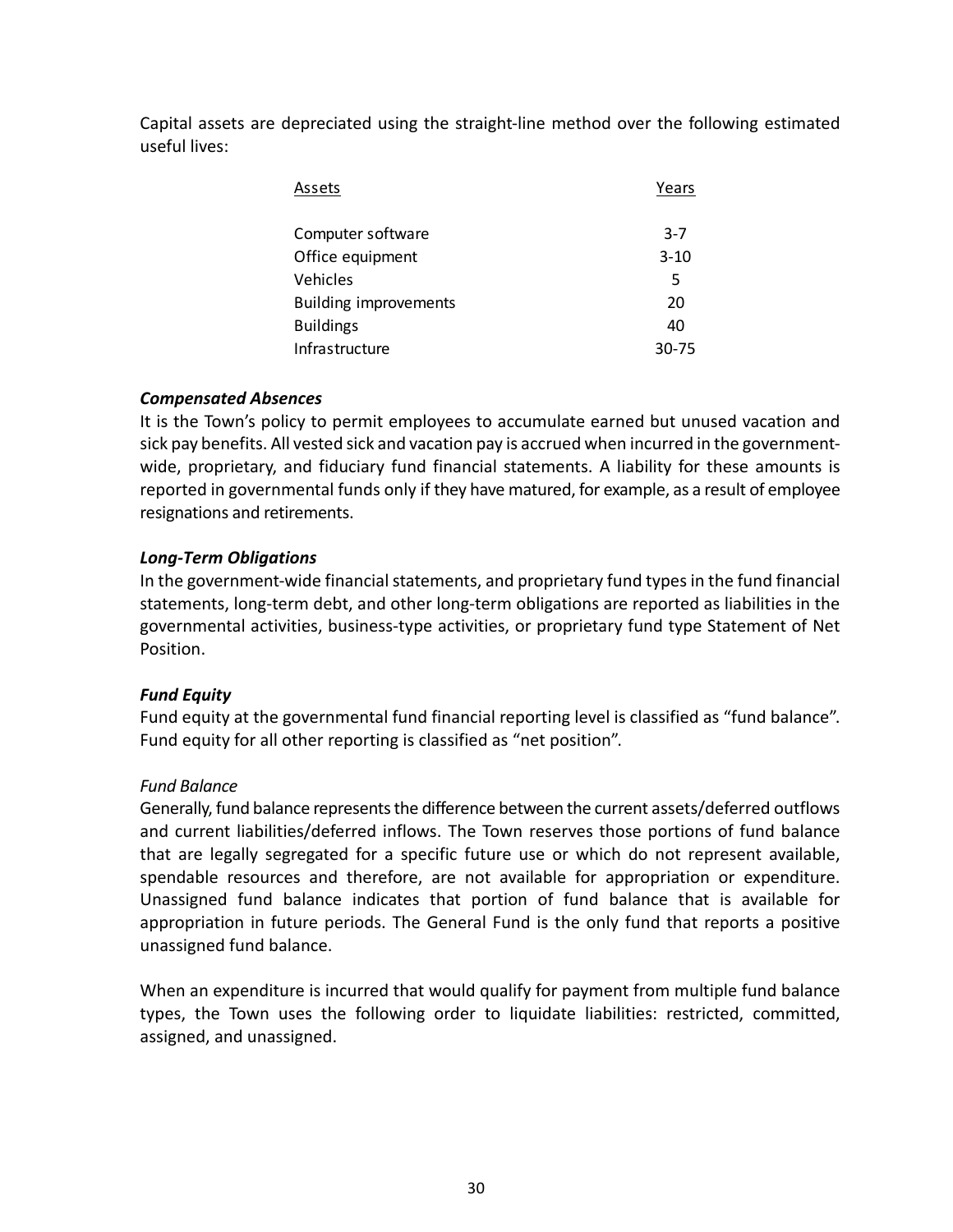Capital assets are depreciated using the straight-line method over the following estimated useful lives:

| Assets | Years |
|---|---|
| Computer software | 3-7 |
| Office equipment | 3-10 |
| Vehicles | 5 |
| Building improvements | 20 |
| Buildings | 40 |
| Infrastructure | 30-75 |

### ***Compensated Absences***

It is the Town's policy to permit employees to accumulate earned but unused vacation and sick pay benefits. All vested sick and vacation pay is accrued when incurred in the government-wide, proprietary, and fiduciary fund financial statements. A liability for these amounts is reported in governmental funds only if they have matured, for example, as a result of employee resignations and retirements.

### ***Long-Term Obligations***

In the government-wide financial statements, and proprietary fund types in the fund financial statements, long-term debt, and other long-term obligations are reported as liabilities in the governmental activities, business-type activities, or proprietary fund type Statement of Net Position.

### ***Fund Equity***

Fund equity at the governmental fund financial reporting level is classified as "fund balance". Fund equity for all other reporting is classified as "net position".

#### *Fund Balance*

Generally, fund balance represents the difference between the current assets/deferred outflows and current liabilities/deferred inflows. The Town reserves those portions of fund balance that are legally segregated for a specific future use or which do not represent available, spendable resources and therefore, are not available for appropriation or expenditure. Unassigned fund balance indicates that portion of fund balance that is available for appropriation in future periods. The General Fund is the only fund that reports a positive unassigned fund balance.

When an expenditure is incurred that would qualify for payment from multiple fund balance types, the Town uses the following order to liquidate liabilities: restricted, committed, assigned, and unassigned.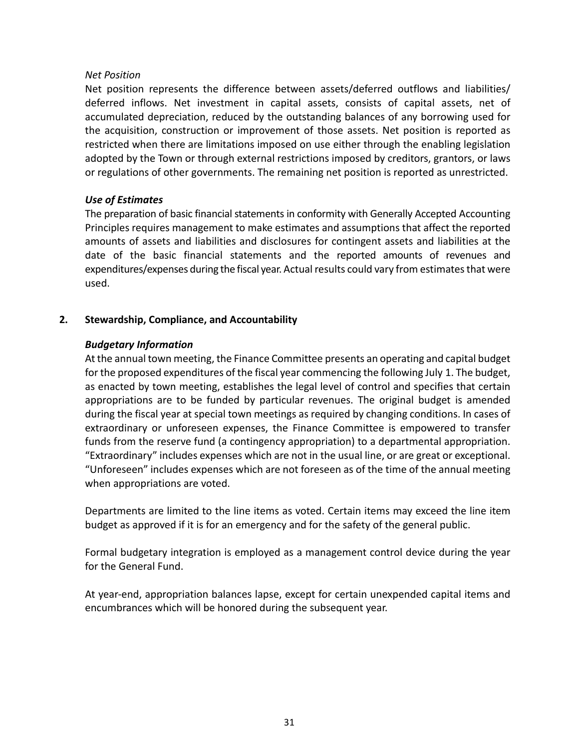*Net Position*

Net position represents the difference between assets/deferred outflows and liabilities/ deferred inflows. Net investment in capital assets, consists of capital assets, net of accumulated depreciation, reduced by the outstanding balances of any borrowing used for the acquisition, construction or improvement of those assets. Net position is reported as restricted when there are limitations imposed on use either through the enabling legislation adopted by the Town or through external restrictions imposed by creditors, grantors, or laws or regulations of other governments. The remaining net position is reported as unrestricted.

***Use of Estimates***

The preparation of basic financial statements in conformity with Generally Accepted Accounting Principles requires management to make estimates and assumptions that affect the reported amounts of assets and liabilities and disclosures for contingent assets and liabilities at the date of the basic financial statements and the reported amounts of revenues and expenditures/expenses during the fiscal year. Actual results could vary from estimates that were used.

## 2. Stewardship, Compliance, and Accountability

***Budgetary Information***

At the annual town meeting, the Finance Committee presents an operating and capital budget for the proposed expenditures of the fiscal year commencing the following July 1. The budget, as enacted by town meeting, establishes the legal level of control and specifies that certain appropriations are to be funded by particular revenues. The original budget is amended during the fiscal year at special town meetings as required by changing conditions. In cases of extraordinary or unforeseen expenses, the Finance Committee is empowered to transfer funds from the reserve fund (a contingency appropriation) to a departmental appropriation. "Extraordinary" includes expenses which are not in the usual line, or are great or exceptional. "Unforeseen" includes expenses which are not foreseen as of the time of the annual meeting when appropriations are voted.

Departments are limited to the line items as voted. Certain items may exceed the line item budget as approved if it is for an emergency and for the safety of the general public.

Formal budgetary integration is employed as a management control device during the year for the General Fund.

At year-end, appropriation balances lapse, except for certain unexpended capital items and encumbrances which will be honored during the subsequent year.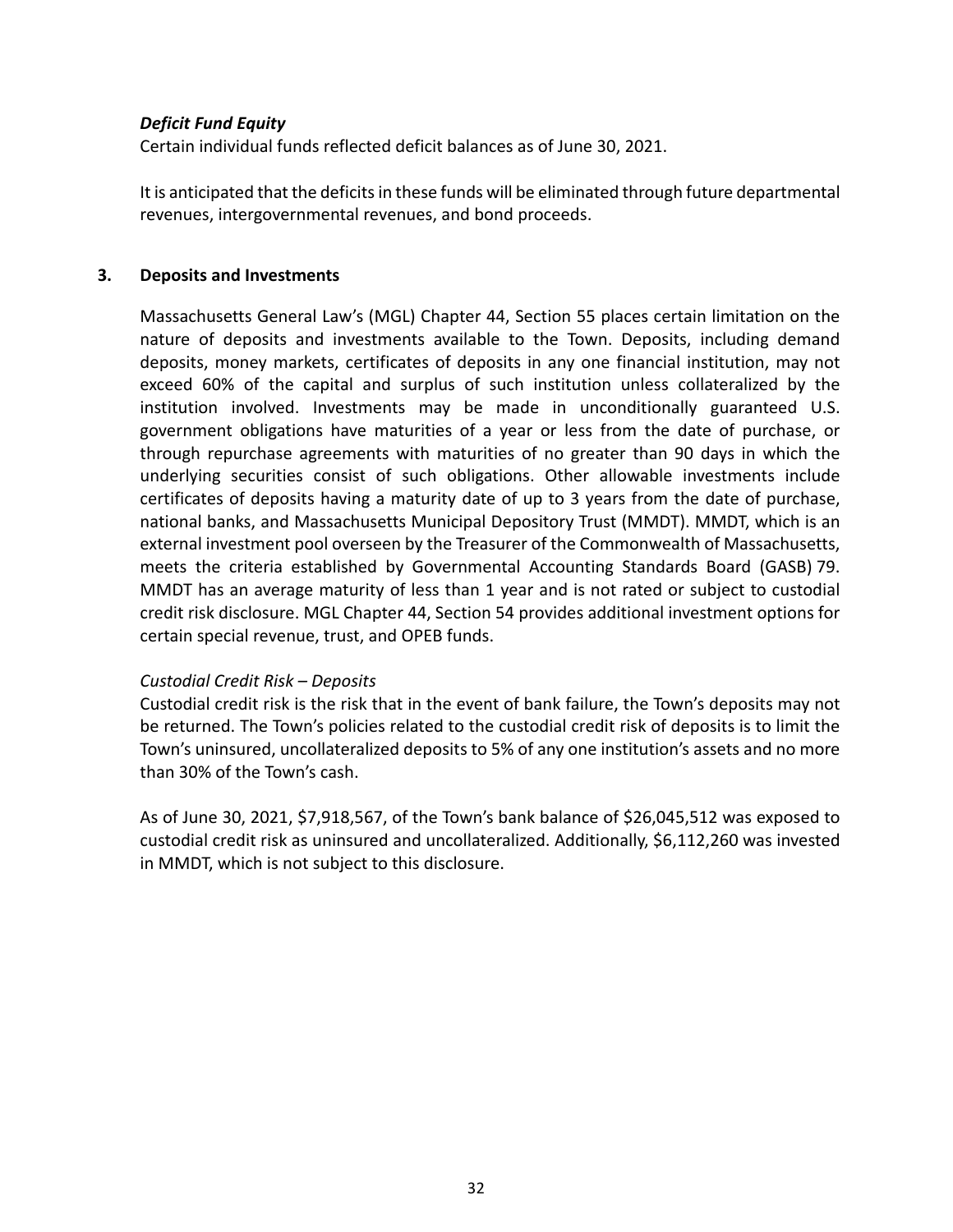***Deficit Fund Equity***

Certain individual funds reflected deficit balances as of June 30, 2021.

It is anticipated that the deficits in these funds will be eliminated through future departmental revenues, intergovernmental revenues, and bond proceeds.

## 3. Deposits and Investments

Massachusetts General Law's (MGL) Chapter 44, Section 55 places certain limitation on the nature of deposits and investments available to the Town. Deposits, including demand deposits, money markets, certificates of deposits in any one financial institution, may not exceed 60% of the capital and surplus of such institution unless collateralized by the institution involved. Investments may be made in unconditionally guaranteed U.S. government obligations have maturities of a year or less from the date of purchase, or through repurchase agreements with maturities of no greater than 90 days in which the underlying securities consist of such obligations. Other allowable investments include certificates of deposits having a maturity date of up to 3 years from the date of purchase, national banks, and Massachusetts Municipal Depository Trust (MMDT). MMDT, which is an external investment pool overseen by the Treasurer of the Commonwealth of Massachusetts, meets the criteria established by Governmental Accounting Standards Board (GASB) 79. MMDT has an average maturity of less than 1 year and is not rated or subject to custodial credit risk disclosure. MGL Chapter 44, Section 54 provides additional investment options for certain special revenue, trust, and OPEB funds.

*Custodial Credit Risk – Deposits*

Custodial credit risk is the risk that in the event of bank failure, the Town's deposits may not be returned. The Town's policies related to the custodial credit risk of deposits is to limit the Town's uninsured, uncollateralized deposits to 5% of any one institution's assets and no more than 30% of the Town's cash.

As of June 30, 2021, $7,918,567, of the Town's bank balance of $26,045,512 was exposed to custodial credit risk as uninsured and uncollateralized. Additionally, $6,112,260 was invested in MMDT, which is not subject to this disclosure.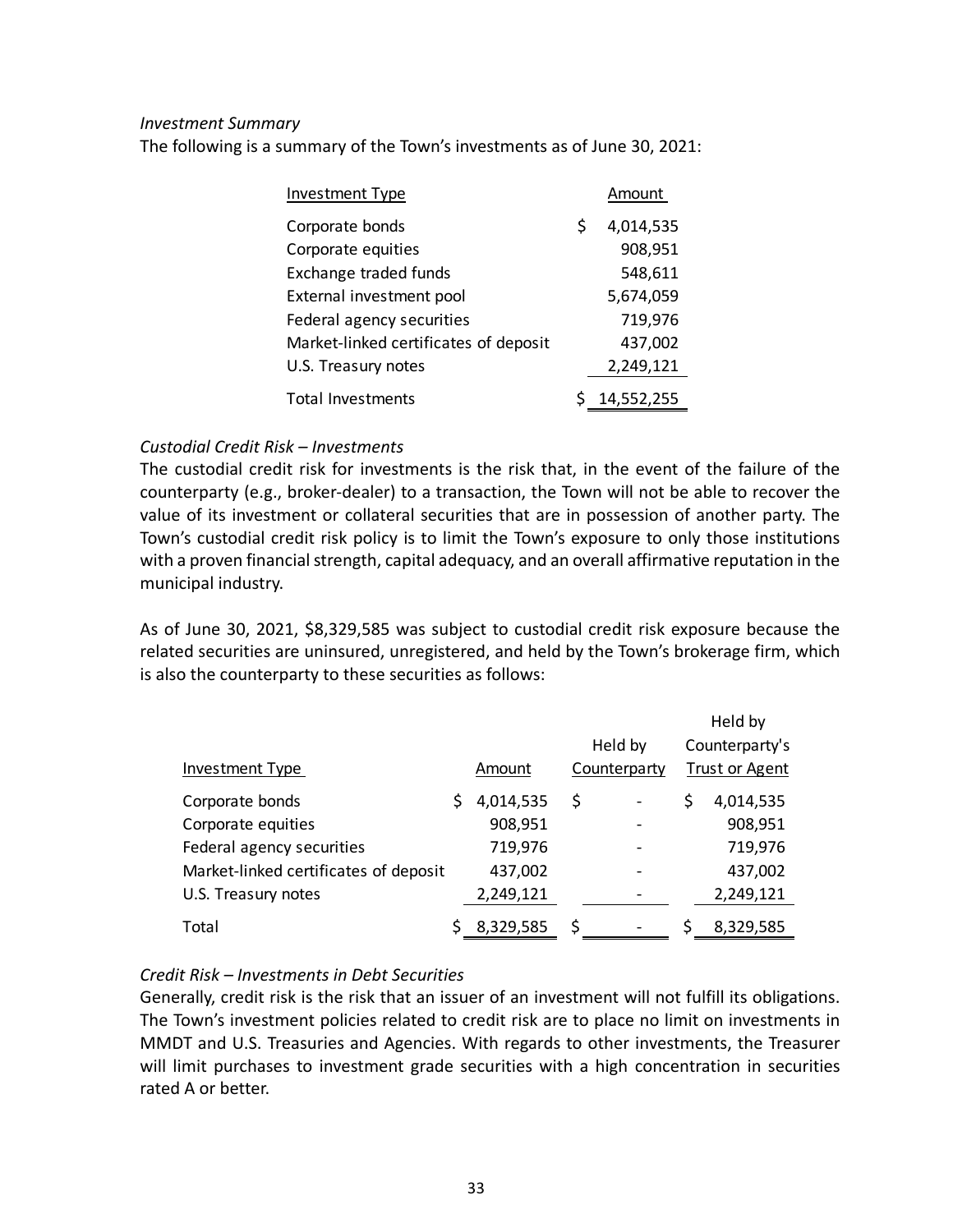*Investment Summary*

The following is a summary of the Town's investments as of June 30, 2021:

| Investment Type | Amount |
|---|---|
| Corporate bonds | $ 4,014,535 |
| Corporate equities | 908,951 |
| Exchange traded funds | 548,611 |
| External investment pool | 5,674,059 |
| Federal agency securities | 719,976 |
| Market-linked certificates of deposit | 437,002 |
| U.S. Treasury notes | 2,249,121 |
| Total Investments | $ 14,552,255 |

*Custodial Credit Risk – Investments*

The custodial credit risk for investments is the risk that, in the event of the failure of the counterparty (e.g., broker-dealer) to a transaction, the Town will not be able to recover the value of its investment or collateral securities that are in possession of another party. The Town's custodial credit risk policy is to limit the Town's exposure to only those institutions with a proven financial strength, capital adequacy, and an overall affirmative reputation in the municipal industry.

As of June 30, 2021, $8,329,585 was subject to custodial credit risk exposure because the related securities are uninsured, unregistered, and held by the Town's brokerage firm, which is also the counterparty to these securities as follows:

| Investment Type | Amount | Held by Counterparty | Held by Counterparty's Trust or Agent |
|---|---|---|---|
| Corporate bonds | $ 4,014,535 | $ - | $ 4,014,535 |
| Corporate equities | 908,951 | - | 908,951 |
| Federal agency securities | 719,976 | - | 719,976 |
| Market-linked certificates of deposit | 437,002 | - | 437,002 |
| U.S. Treasury notes | 2,249,121 | - | 2,249,121 |
| Total | $ 8,329,585 | $ - | $ 8,329,585 |

*Credit Risk – Investments in Debt Securities*

Generally, credit risk is the risk that an issuer of an investment will not fulfill its obligations. The Town's investment policies related to credit risk are to place no limit on investments in MMDT and U.S. Treasuries and Agencies. With regards to other investments, the Treasurer will limit purchases to investment grade securities with a high concentration in securities rated A or better.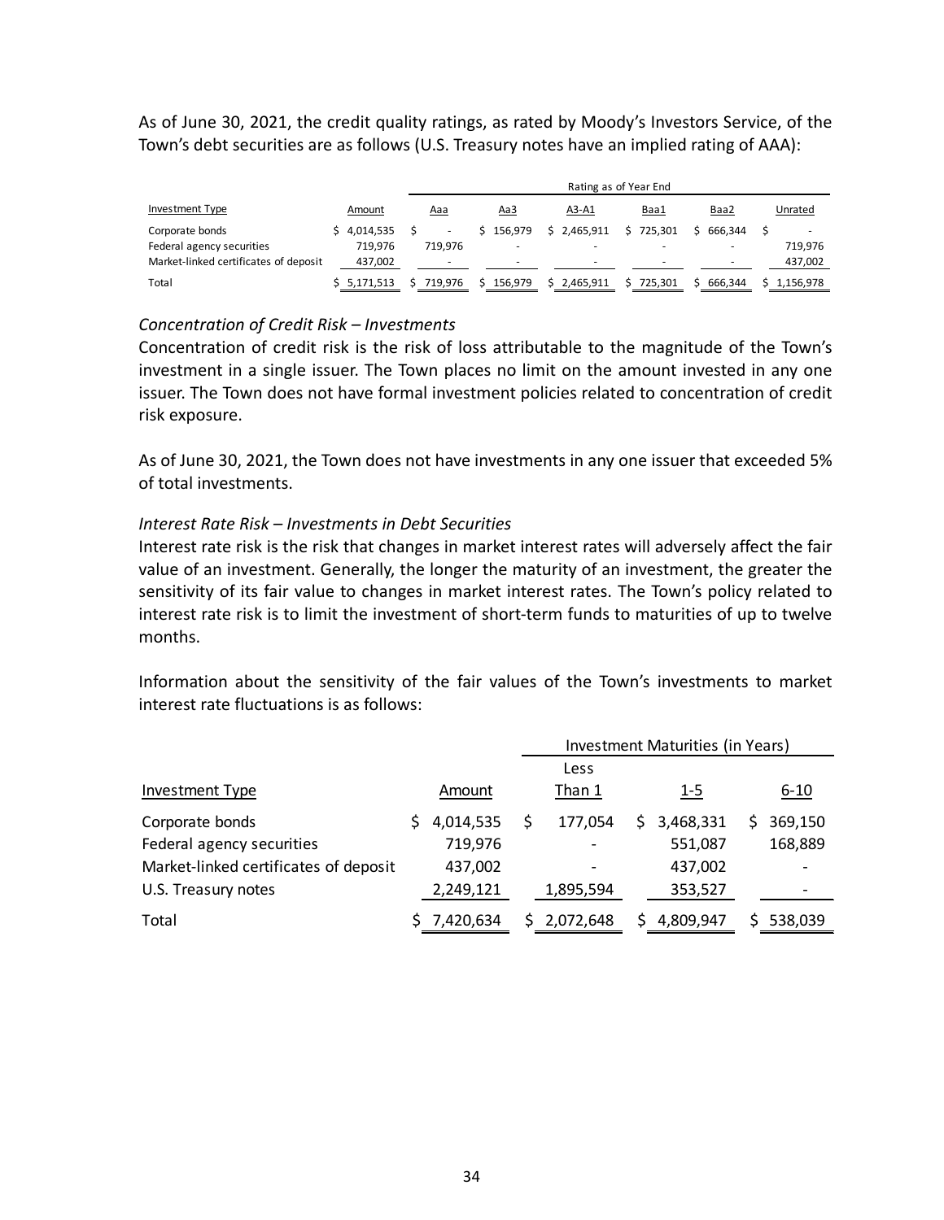As of June 30, 2021, the credit quality ratings, as rated by Moody's Investors Service, of the Town's debt securities are as follows (U.S. Treasury notes have an implied rating of AAA):

| | | Rating as of Year End | | | | | |
|---|---|---|---|---|---|---|---|
| Investment Type | Amount | Aaa | Aa3 | A3-A1 | Baa1 | Baa2 | Unrated |
| Corporate bonds | $ 4,014,535 | $ - | $ 156,979 | $ 2,465,911 | $ 725,301 | $ 666,344 | $ - |
| Federal agency securities | 719,976 | 719,976 | - | - | - | - | 719,976 |
| Market-linked certificates of deposit | 437,002 | - | - | - | - | - | 437,002 |
| Total | $ 5,171,513 | $ 719,976 | $ 156,979 | $ 2,465,911 | $ 725,301 | $ 666,344 | $ 1,156,978 |

*Concentration of Credit Risk – Investments*

Concentration of credit risk is the risk of loss attributable to the magnitude of the Town's investment in a single issuer. The Town places no limit on the amount invested in any one issuer. The Town does not have formal investment policies related to concentration of credit risk exposure.

As of June 30, 2021, the Town does not have investments in any one issuer that exceeded 5% of total investments.

*Interest Rate Risk – Investments in Debt Securities*

Interest rate risk is the risk that changes in market interest rates will adversely affect the fair value of an investment. Generally, the longer the maturity of an investment, the greater the sensitivity of its fair value to changes in market interest rates. The Town's policy related to interest rate risk is to limit the investment of short-term funds to maturities of up to twelve months.

Information about the sensitivity of the fair values of the Town's investments to market interest rate fluctuations is as follows:

| | | Investment Maturities (in Years) | | |
|---|---|---|---|---|
| Investment Type | Amount | Less Than 1 | 1-5 | 6-10 |
| Corporate bonds | $ 4,014,535 | $ 177,054 | $ 3,468,331 | $ 369,150 |
| Federal agency securities | 719,976 | - | 551,087 | 168,889 |
| Market-linked certificates of deposit | 437,002 | - | 437,002 | - |
| U.S. Treasury notes | 2,249,121 | 1,895,594 | 353,527 | - |
| Total | $ 7,420,634 | $ 2,072,648 | $ 4,809,947 | $ 538,039 |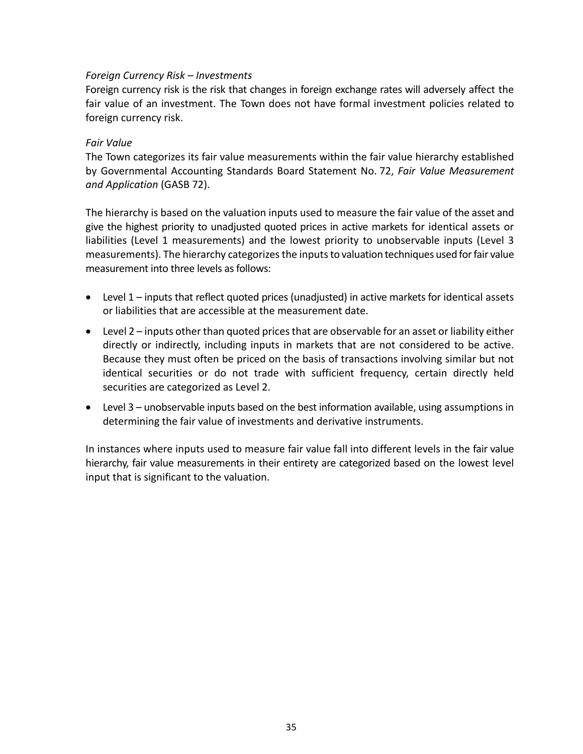*Foreign Currency Risk – Investments*

Foreign currency risk is the risk that changes in foreign exchange rates will adversely affect the fair value of an investment. The Town does not have formal investment policies related to foreign currency risk.

*Fair Value*

The Town categorizes its fair value measurements within the fair value hierarchy established by Governmental Accounting Standards Board Statement No. 72, *Fair Value Measurement and Application* (GASB 72).

The hierarchy is based on the valuation inputs used to measure the fair value of the asset and give the highest priority to unadjusted quoted prices in active markets for identical assets or liabilities (Level 1 measurements) and the lowest priority to unobservable inputs (Level 3 measurements). The hierarchy categorizes the inputs to valuation techniques used for fair value measurement into three levels as follows:

- Level 1 – inputs that reflect quoted prices (unadjusted) in active markets for identical assets or liabilities that are accessible at the measurement date.
- Level 2 – inputs other than quoted prices that are observable for an asset or liability either directly or indirectly, including inputs in markets that are not considered to be active. Because they must often be priced on the basis of transactions involving similar but not identical securities or do not trade with sufficient frequency, certain directly held securities are categorized as Level 2.
- Level 3 – unobservable inputs based on the best information available, using assumptions in determining the fair value of investments and derivative instruments.

In instances where inputs used to measure fair value fall into different levels in the fair value hierarchy, fair value measurements in their entirety are categorized based on the lowest level input that is significant to the valuation.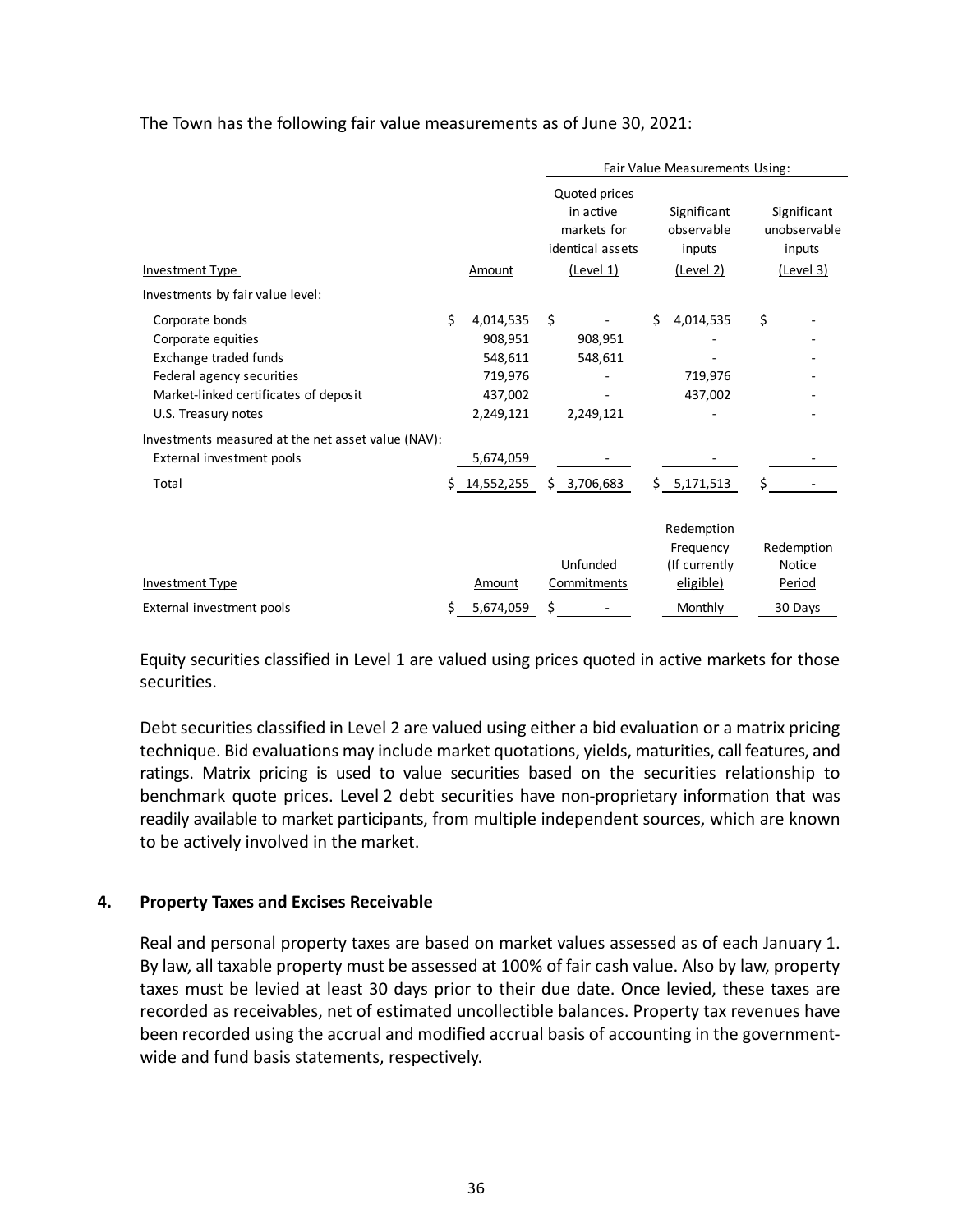The Town has the following fair value measurements as of June 30, 2021:

| | | Fair Value Measurements Using: | | |
|---|---|---|---|---|
| Investment Type | Amount | Quoted prices in active markets for identical assets (Level 1) | Significant observable inputs (Level 2) | Significant unobservable inputs (Level 3) |
| Investments by fair value level: | | | | |
| Corporate bonds | $ 4,014,535 | $ - | $ 4,014,535 | $ - |
| Corporate equities | 908,951 | 908,951 | - | - |
| Exchange traded funds | 548,611 | 548,611 | - | - |
| Federal agency securities | 719,976 | - | 719,976 | - |
| Market-linked certificates of deposit | 437,002 | - | 437,002 | - |
| U.S. Treasury notes | 2,249,121 | 2,249,121 | - | - |
| Investments measured at the net asset value (NAV): | | | | |
| External investment pools | 5,674,059 | - | - | - |
| Total | $ 14,552,255 | $ 3,706,683 | $ 5,171,513 | $ - |

| Investment Type | Amount | Unfunded Commitments | Redemption Frequency (If currently eligible) | Redemption Notice Period |
|---|---|---|---|---|
| External investment pools | $ 5,674,059 | $ - | Monthly | 30 Days |

Equity securities classified in Level 1 are valued using prices quoted in active markets for those securities.

Debt securities classified in Level 2 are valued using either a bid evaluation or a matrix pricing technique. Bid evaluations may include market quotations, yields, maturities, call features, and ratings. Matrix pricing is used to value securities based on the securities relationship to benchmark quote prices. Level 2 debt securities have non-proprietary information that was readily available to market participants, from multiple independent sources, which are known to be actively involved in the market.

## 4. Property Taxes and Excises Receivable

Real and personal property taxes are based on market values assessed as of each January 1. By law, all taxable property must be assessed at 100% of fair cash value. Also by law, property taxes must be levied at least 30 days prior to their due date. Once levied, these taxes are recorded as receivables, net of estimated uncollectible balances. Property tax revenues have been recorded using the accrual and modified accrual basis of accounting in the government-wide and fund basis statements, respectively.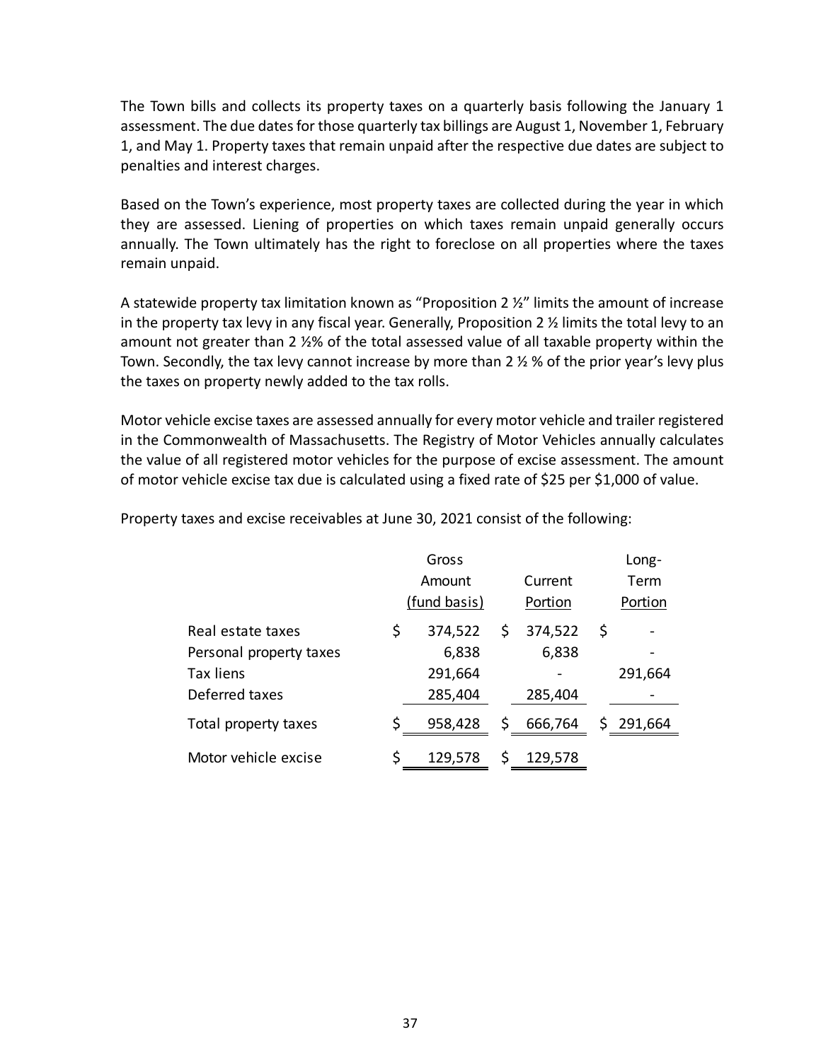The Town bills and collects its property taxes on a quarterly basis following the January 1 assessment. The due dates for those quarterly tax billings are August 1, November 1, February 1, and May 1. Property taxes that remain unpaid after the respective due dates are subject to penalties and interest charges.

Based on the Town's experience, most property taxes are collected during the year in which they are assessed. Liening of properties on which taxes remain unpaid generally occurs annually. The Town ultimately has the right to foreclose on all properties where the taxes remain unpaid.

A statewide property tax limitation known as "Proposition 2 ½" limits the amount of increase in the property tax levy in any fiscal year. Generally, Proposition 2 ½ limits the total levy to an amount not greater than 2 ½% of the total assessed value of all taxable property within the Town. Secondly, the tax levy cannot increase by more than 2 ½ % of the prior year's levy plus the taxes on property newly added to the tax rolls.

Motor vehicle excise taxes are assessed annually for every motor vehicle and trailer registered in the Commonwealth of Massachusetts. The Registry of Motor Vehicles annually calculates the value of all registered motor vehicles for the purpose of excise assessment. The amount of motor vehicle excise tax due is calculated using a fixed rate of $25 per $1,000 of value.

Property taxes and excise receivables at June 30, 2021 consist of the following:

| | Gross Amount (fund basis) | Current Portion | Long-Term Portion |
|---|---|---|---|
| Real estate taxes | $ 374,522 | $ 374,522 | $ - |
| Personal property taxes | 6,838 | 6,838 | - |
| Tax liens | 291,664 | - | 291,664 |
| Deferred taxes | 285,404 | 285,404 | - |
| Total property taxes | $ 958,428 | $ 666,764 | $ 291,664 |
| Motor vehicle excise | $ 129,578 | $ 129,578 | |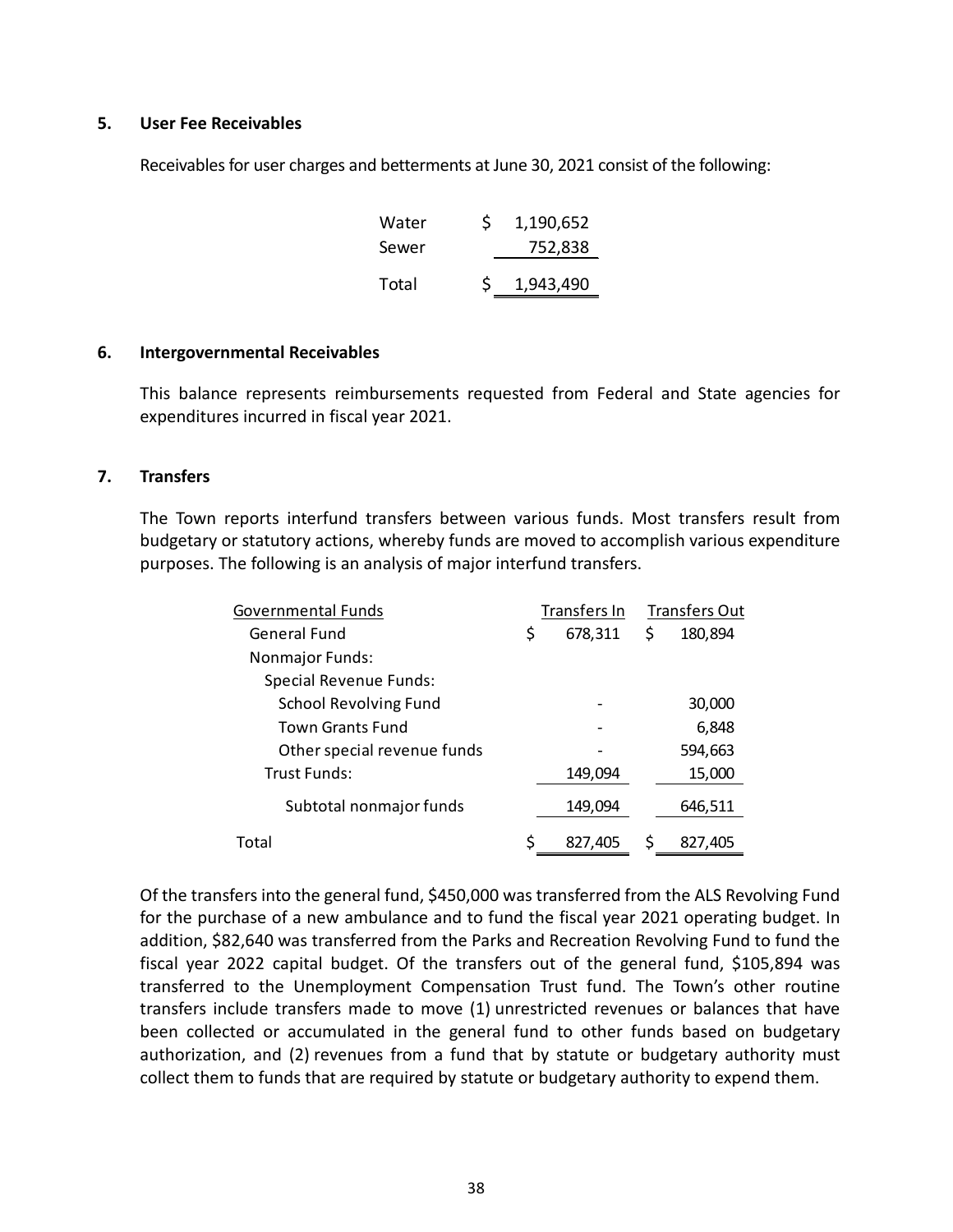## 5. User Fee Receivables

Receivables for user charges and betterments at June 30, 2021 consist of the following:

| | |
|---|---|
| Water | $ 1,190,652 |
| Sewer | 752,838 |
| Total | $ 1,943,490 |

## 6. Intergovernmental Receivables

This balance represents reimbursements requested from Federal and State agencies for expenditures incurred in fiscal year 2021.

## 7. Transfers

The Town reports interfund transfers between various funds. Most transfers result from budgetary or statutory actions, whereby funds are moved to accomplish various expenditure purposes. The following is an analysis of major interfund transfers.

| Governmental Funds | Transfers In | Transfers Out |
|---|---|---|
| General Fund | $ 678,311 | $ 180,894 |
| Nonmajor Funds: | | |
| Special Revenue Funds: | | |
| School Revolving Fund | - | 30,000 |
| Town Grants Fund | - | 6,848 |
| Other special revenue funds | - | 594,663 |
| Trust Funds: | 149,094 | 15,000 |
| Subtotal nonmajor funds | 149,094 | 646,511 |
| Total | $ 827,405 | $ 827,405 |

Of the transfers into the general fund, $450,000 was transferred from the ALS Revolving Fund for the purchase of a new ambulance and to fund the fiscal year 2021 operating budget. In addition, $82,640 was transferred from the Parks and Recreation Revolving Fund to fund the fiscal year 2022 capital budget. Of the transfers out of the general fund, $105,894 was transferred to the Unemployment Compensation Trust fund. The Town's other routine transfers include transfers made to move (1) unrestricted revenues or balances that have been collected or accumulated in the general fund to other funds based on budgetary authorization, and (2) revenues from a fund that by statute or budgetary authority must collect them to funds that are required by statute or budgetary authority to expend them.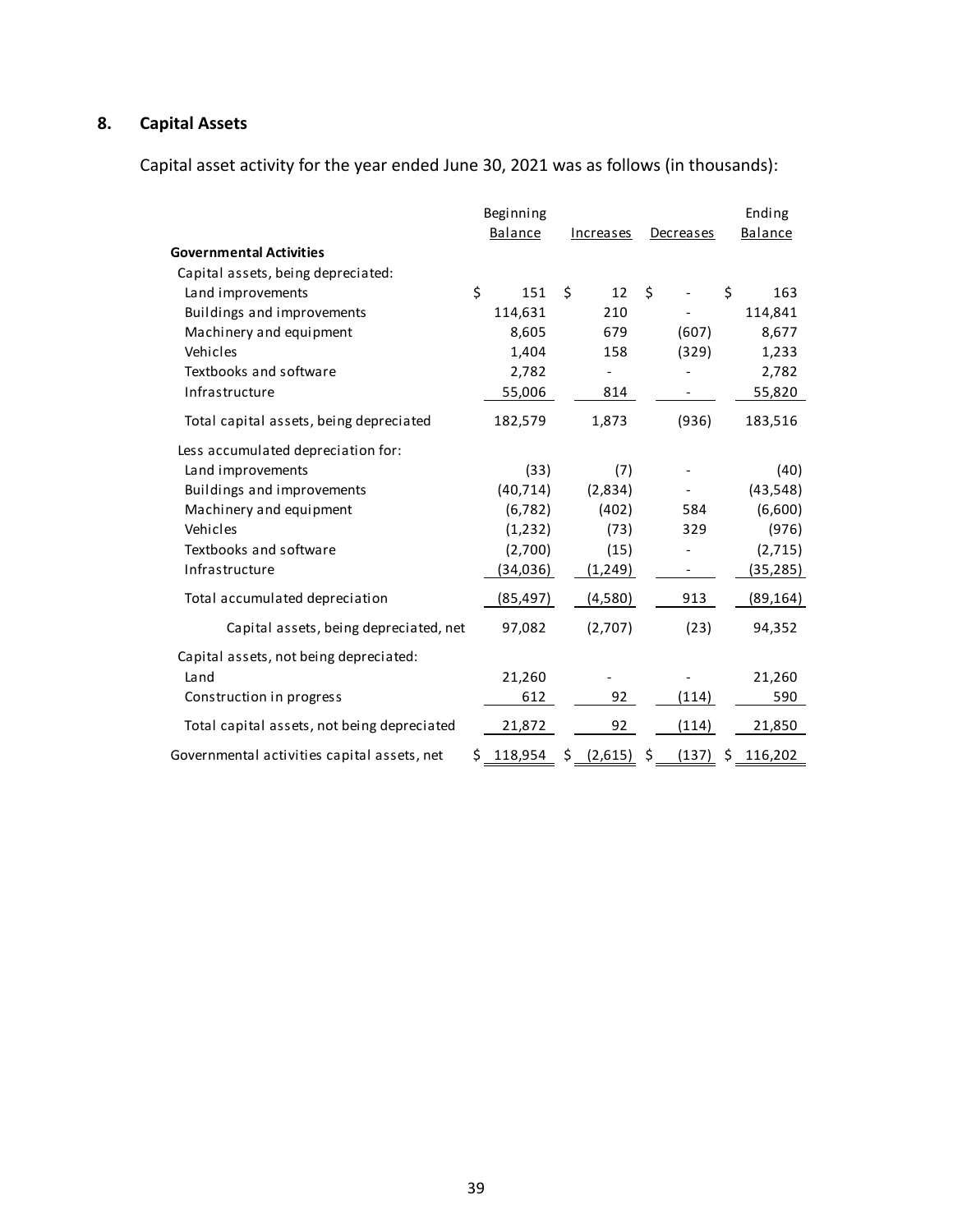## 8. Capital Assets

Capital asset activity for the year ended June 30, 2021 was as follows (in thousands):

| | Beginning Balance | Increases | Decreases | Ending Balance |
|---|---|---|---|---|
| **Governmental Activities** | | | | |
| Capital assets, being depreciated: | | | | |
| Land improvements | $ 151 | $ 12 | $ - | $ 163 |
| Buildings and improvements | 114,631 | 210 | - | 114,841 |
| Machinery and equipment | 8,605 | 679 | (607) | 8,677 |
| Vehicles | 1,404 | 158 | (329) | 1,233 |
| Textbooks and software | 2,782 | - | - | 2,782 |
| Infrastructure | 55,006 | 814 | - | 55,820 |
| Total capital assets, being depreciated | 182,579 | 1,873 | (936) | 183,516 |
| Less accumulated depreciation for: | | | | |
| Land improvements | (33) | (7) | - | (40) |
| Buildings and improvements | (40,714) | (2,834) | - | (43,548) |
| Machinery and equipment | (6,782) | (402) | 584 | (6,600) |
| Vehicles | (1,232) | (73) | 329 | (976) |
| Textbooks and software | (2,700) | (15) | - | (2,715) |
| Infrastructure | (34,036) | (1,249) | - | (35,285) |
| Total accumulated depreciation | (85,497) | (4,580) | 913 | (89,164) |
| Capital assets, being depreciated, net | 97,082 | (2,707) | (23) | 94,352 |
| Capital assets, not being depreciated: | | | | |
| Land | 21,260 | - | - | 21,260 |
| Construction in progress | 612 | 92 | (114) | 590 |
| Total capital assets, not being depreciated | 21,872 | 92 | (114) | 21,850 |
| Governmental activities capital assets, net | $ 118,954 | $ (2,615) | $ (137) | $ 116,202 |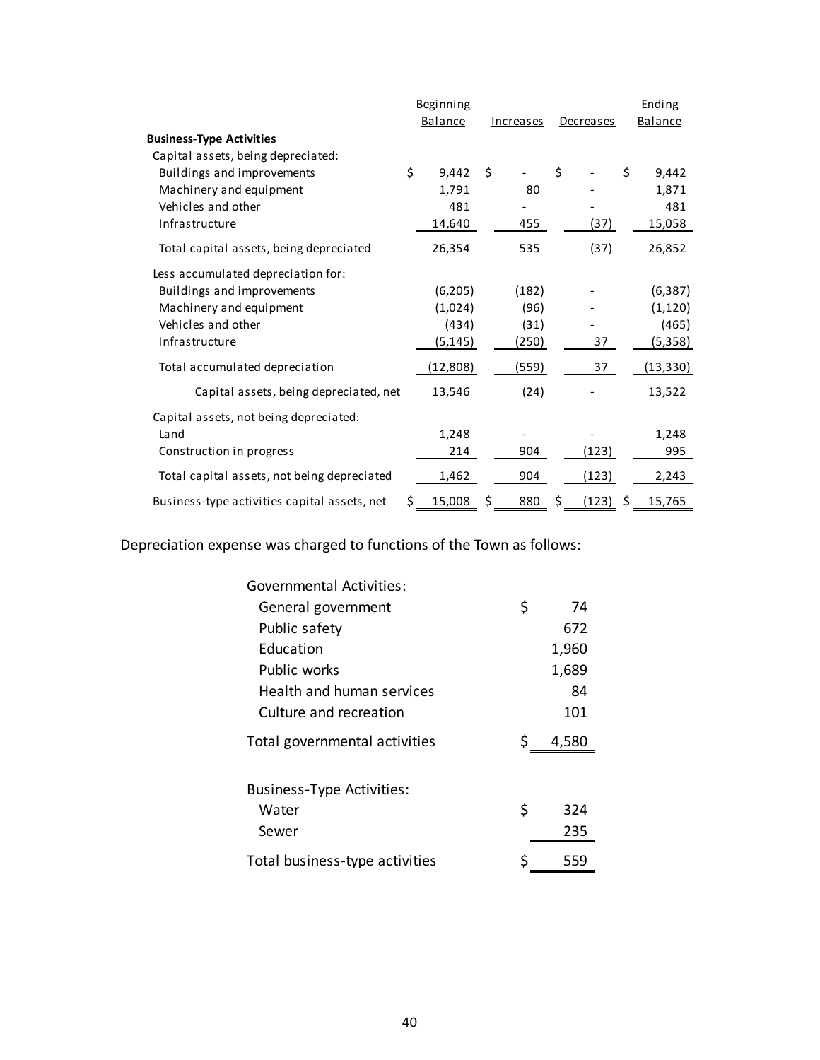| | Beginning Balance | Increases | Decreases | Ending Balance |
|---|---|---|---|---|
| **Business-Type Activities** | | | | |
| Capital assets, being depreciated: | | | | |
| Buildings and improvements | $ 9,442 | $ - | $ - | $ 9,442 |
| Machinery and equipment | 1,791 | 80 | - | 1,871 |
| Vehicles and other | 481 | - | - | 481 |
| Infrastructure | 14,640 | 455 | (37) | 15,058 |
| Total capital assets, being depreciated | 26,354 | 535 | (37) | 26,852 |
| Less accumulated depreciation for: | | | | |
| Buildings and improvements | (6,205) | (182) | - | (6,387) |
| Machinery and equipment | (1,024) | (96) | - | (1,120) |
| Vehicles and other | (434) | (31) | - | (465) |
| Infrastructure | (5,145) | (250) | 37 | (5,358) |
| Total accumulated depreciation | (12,808) | (559) | 37 | (13,330) |
| Capital assets, being depreciated, net | 13,546 | (24) | - | 13,522 |
| Capital assets, not being depreciated: | | | | |
| Land | 1,248 | - | - | 1,248 |
| Construction in progress | 214 | 904 | (123) | 995 |
| Total capital assets, not being depreciated | 1,462 | 904 | (123) | 2,243 |
| Business-type activities capital assets, net | $ 15,008 | $ 880 | $ (123) | $ 15,765 |

Depreciation expense was charged to functions of the Town as follows:

| | |
|---|---|
| Governmental Activities: | |
| General government | $ 74 |
| Public safety | 672 |
| Education | 1,960 |
| Public works | 1,689 |
| Health and human services | 84 |
| Culture and recreation | 101 |
| Total governmental activities | $ 4,580 |
| | |
| Business-Type Activities: | |
| Water | $ 324 |
| Sewer | 235 |
| Total business-type activities | $ 559 |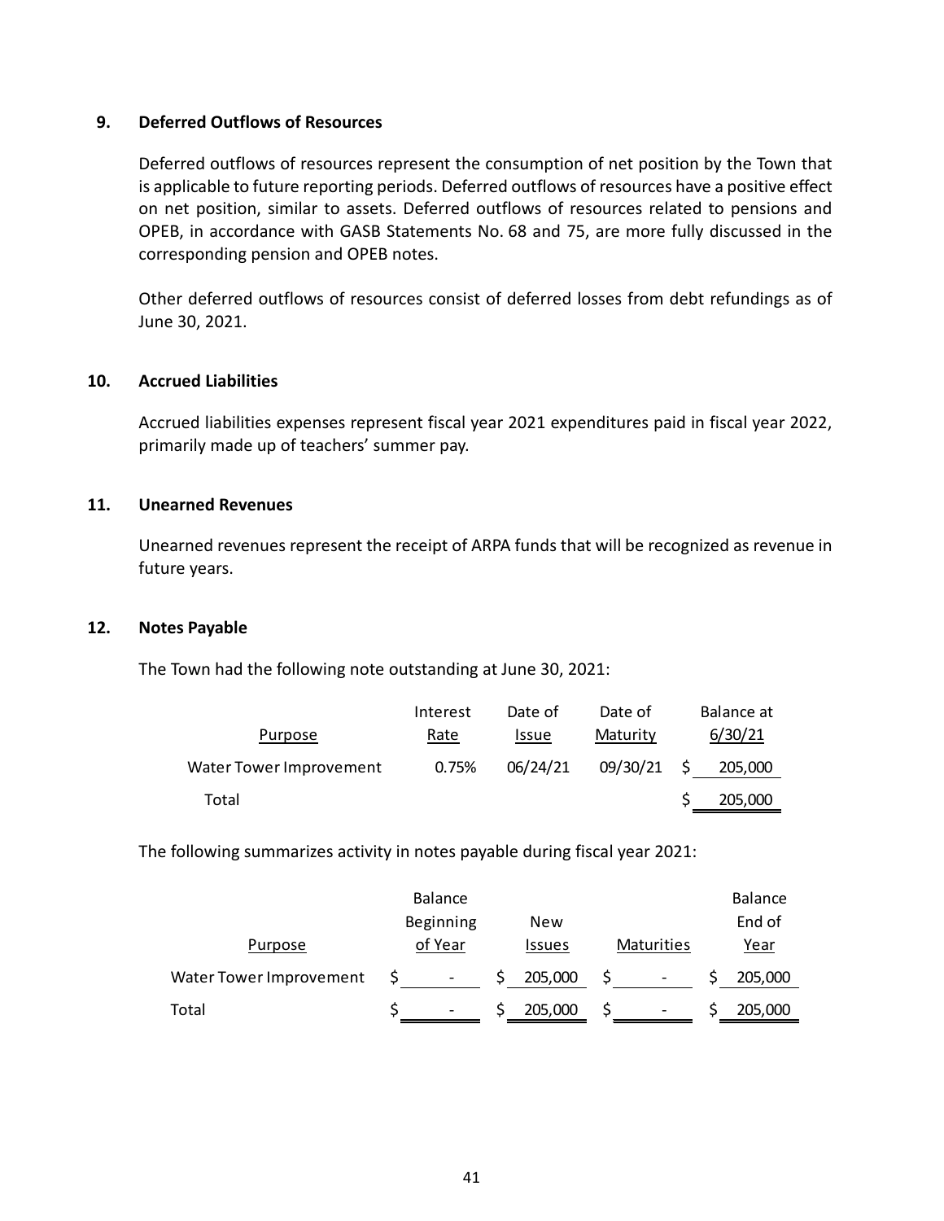## 9. Deferred Outflows of Resources

Deferred outflows of resources represent the consumption of net position by the Town that is applicable to future reporting periods. Deferred outflows of resources have a positive effect on net position, similar to assets. Deferred outflows of resources related to pensions and OPEB, in accordance with GASB Statements No. 68 and 75, are more fully discussed in the corresponding pension and OPEB notes.

Other deferred outflows of resources consist of deferred losses from debt refundings as of June 30, 2021.

## 10. Accrued Liabilities

Accrued liabilities expenses represent fiscal year 2021 expenditures paid in fiscal year 2022, primarily made up of teachers' summer pay.

## 11. Unearned Revenues

Unearned revenues represent the receipt of ARPA funds that will be recognized as revenue in future years.

## 12. Notes Payable

The Town had the following note outstanding at June 30, 2021:

| Purpose | Interest Rate | Date of Issue | Date of Maturity | Balance at 6/30/21 |
|---|---|---|---|---|
| Water Tower Improvement | 0.75% | 06/24/21 | 09/30/21 | $ 205,000 |
| Total | | | | $ 205,000 |

The following summarizes activity in notes payable during fiscal year 2021:

| Purpose | Balance Beginning of Year | New Issues | Maturities | Balance End of Year |
|---|---|---|---|---|
| Water Tower Improvement | $ - | $ 205,000 | $ - | $ 205,000 |
| Total | $ - | $ 205,000 | $ - | $ 205,000 |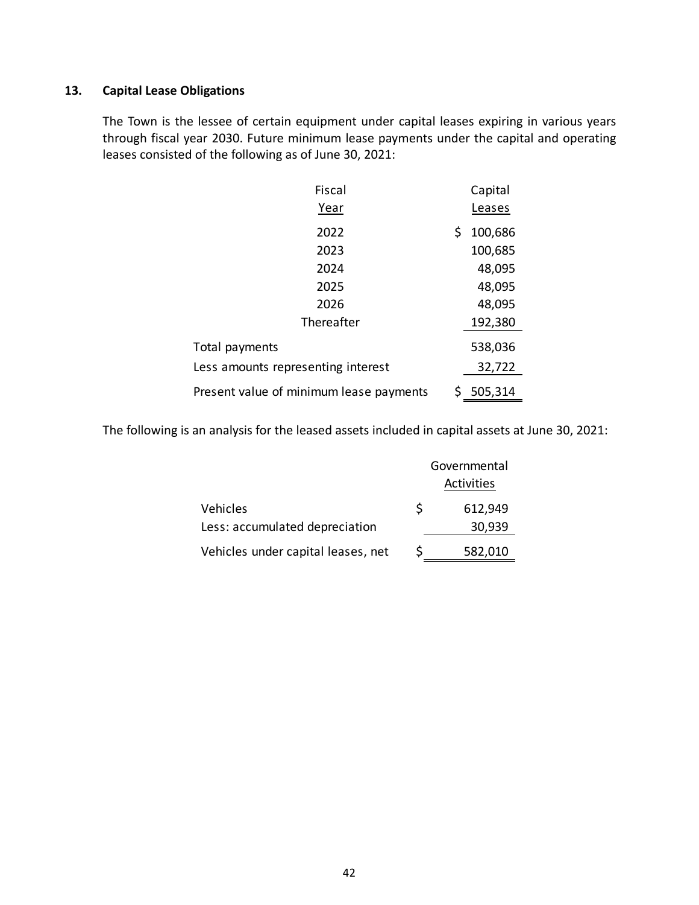## 13. Capital Lease Obligations

The Town is the lessee of certain equipment under capital leases expiring in various years through fiscal year 2030. Future minimum lease payments under the capital and operating leases consisted of the following as of June 30, 2021:

| Fiscal Year | Capital Leases |
|---|---|
| 2022 | $ 100,686 |
| 2023 | 100,685 |
| 2024 | 48,095 |
| 2025 | 48,095 |
| 2026 | 48,095 |
| Thereafter | 192,380 |
| Total payments | 538,036 |
| Less amounts representing interest | 32,722 |
| Present value of minimum lease payments | $ 505,314 |

The following is an analysis for the leased assets included in capital assets at June 30, 2021:

| | Governmental Activities |
|---|---|
| Vehicles | $ 612,949 |
| Less: accumulated depreciation | 30,939 |
| Vehicles under capital leases, net | $ 582,010 |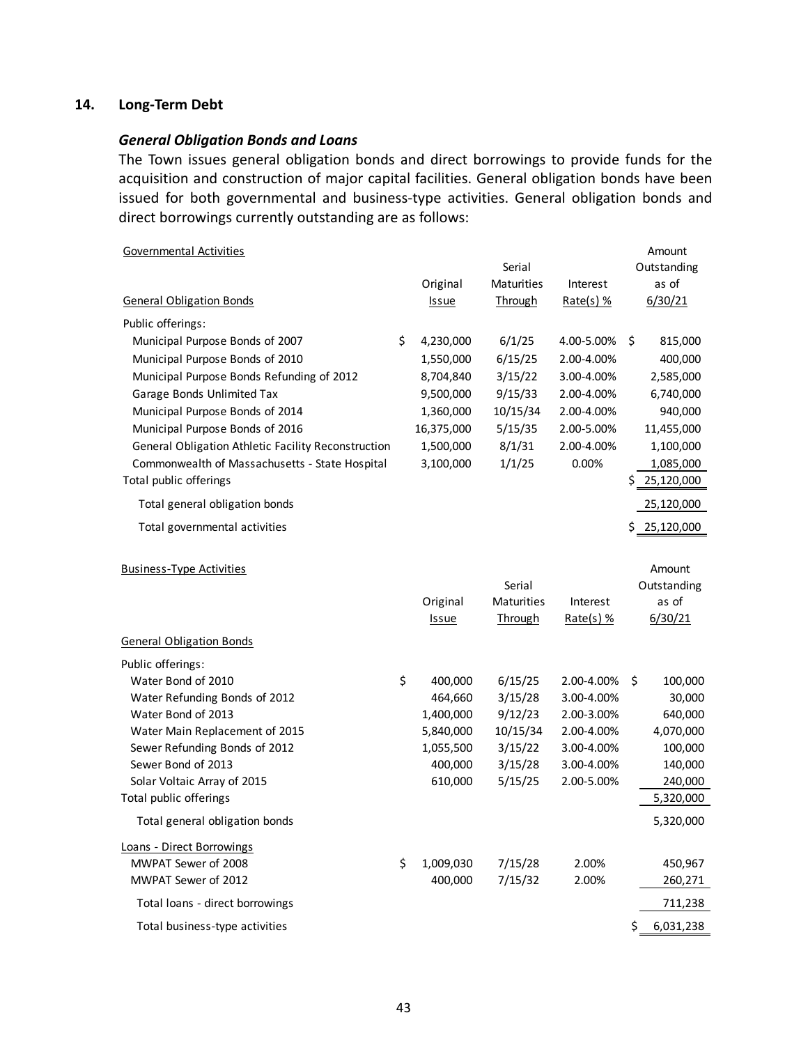## 14. Long-Term Debt

### *General Obligation Bonds and Loans*

The Town issues general obligation bonds and direct borrowings to provide funds for the acquisition and construction of major capital facilities. General obligation bonds have been issued for both governmental and business-type activities. General obligation bonds and direct borrowings currently outstanding are as follows:

| Governmental Activities | | | | |
|---|---|---|---|---|
| General Obligation Bonds | Original Issue | Serial Maturities Through | Interest Rate(s) % | Amount Outstanding as of 6/30/21 |
| Public offerings: | | | | |
| Municipal Purpose Bonds of 2007 | $ 4,230,000 | 6/1/25 | 4.00-5.00% | $ 815,000 |
| Municipal Purpose Bonds of 2010 | 1,550,000 | 6/15/25 | 2.00-4.00% | 400,000 |
| Municipal Purpose Bonds Refunding of 2012 | 8,704,840 | 3/15/22 | 3.00-4.00% | 2,585,000 |
| Garage Bonds Unlimited Tax | 9,500,000 | 9/15/33 | 2.00-4.00% | 6,740,000 |
| Municipal Purpose Bonds of 2014 | 1,360,000 | 10/15/34 | 2.00-4.00% | 940,000 |
| Municipal Purpose Bonds of 2016 | 16,375,000 | 5/15/35 | 2.00-5.00% | 11,455,000 |
| General Obligation Athletic Facility Reconstruction | 1,500,000 | 8/1/31 | 2.00-4.00% | 1,100,000 |
| Commonwealth of Massachusetts - State Hospital | 3,100,000 | 1/1/25 | 0.00% | 1,085,000 |
| Total public offerings | | | | $ 25,120,000 |
| Total general obligation bonds | | | | 25,120,000 |
| Total governmental activities | | | | $ 25,120,000 |

| Business-Type Activities | | | | |
|---|---|---|---|---|
| General Obligation Bonds | Original Issue | Serial Maturities Through | Interest Rate(s) % | Amount Outstanding as of 6/30/21 |
| Public offerings: | | | | |
| Water Bond of 2010 | $ 400,000 | 6/15/25 | 2.00-4.00% | $ 100,000 |
| Water Refunding Bonds of 2012 | 464,660 | 3/15/28 | 3.00-4.00% | 30,000 |
| Water Bond of 2013 | 1,400,000 | 9/12/23 | 2.00-3.00% | 640,000 |
| Water Main Replacement of 2015 | 5,840,000 | 10/15/34 | 2.00-4.00% | 4,070,000 |
| Sewer Refunding Bonds of 2012 | 1,055,500 | 3/15/22 | 3.00-4.00% | 100,000 |
| Sewer Bond of 2013 | 400,000 | 3/15/28 | 3.00-4.00% | 140,000 |
| Solar Voltaic Array of 2015 | 610,000 | 5/15/25 | 2.00-5.00% | 240,000 |
| Total public offerings | | | | 5,320,000 |
| Total general obligation bonds | | | | 5,320,000 |
| Loans - Direct Borrowings | | | | |
| MWPAT Sewer of 2008 | $ 1,009,030 | 7/15/28 | 2.00% | 450,967 |
| MWPAT Sewer of 2012 | 400,000 | 7/15/32 | 2.00% | 260,271 |
| Total loans - direct borrowings | | | | 711,238 |
| Total business-type activities | | | | $ 6,031,238 |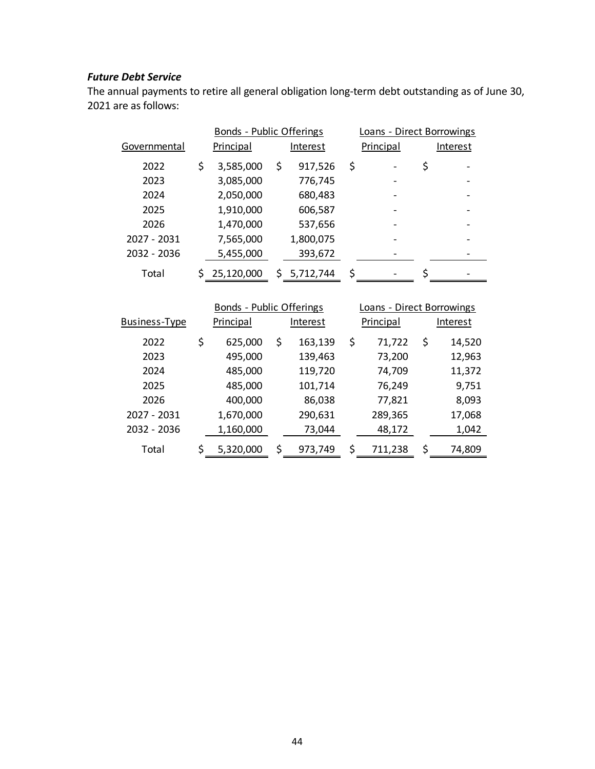***Future Debt Service***

The annual payments to retire all general obligation long-term debt outstanding as of June 30, 2021 are as follows:

| | Bonds - Public Offerings | | Loans - Direct Borrowings | |
|---|---|---|---|---|
| Governmental | Principal | Interest | Principal | Interest |
| 2022 | $ 3,585,000 | $ 917,526 | $ - | $ - |
| 2023 | 3,085,000 | 776,745 | - | - |
| 2024 | 2,050,000 | 680,483 | - | - |
| 2025 | 1,910,000 | 606,587 | - | - |
| 2026 | 1,470,000 | 537,656 | - | - |
| 2027 - 2031 | 7,565,000 | 1,800,075 | - | - |
| 2032 - 2036 | 5,455,000 | 393,672 | - | - |
| Total | $ 25,120,000 | $ 5,712,744 | $ - | $ - |

| | Bonds - Public Offerings | | Loans - Direct Borrowings | |
|---|---|---|---|---|
| Business-Type | Principal | Interest | Principal | Interest |
| 2022 | $ 625,000 | $ 163,139 | $ 71,722 | $ 14,520 |
| 2023 | 495,000 | 139,463 | 73,200 | 12,963 |
| 2024 | 485,000 | 119,720 | 74,709 | 11,372 |
| 2025 | 485,000 | 101,714 | 76,249 | 9,751 |
| 2026 | 400,000 | 86,038 | 77,821 | 8,093 |
| 2027 - 2031 | 1,670,000 | 290,631 | 289,365 | 17,068 |
| 2032 - 2036 | 1,160,000 | 73,044 | 48,172 | 1,042 |
| Total | $ 5,320,000 | $ 973,749 | $ 711,238 | $ 74,809 |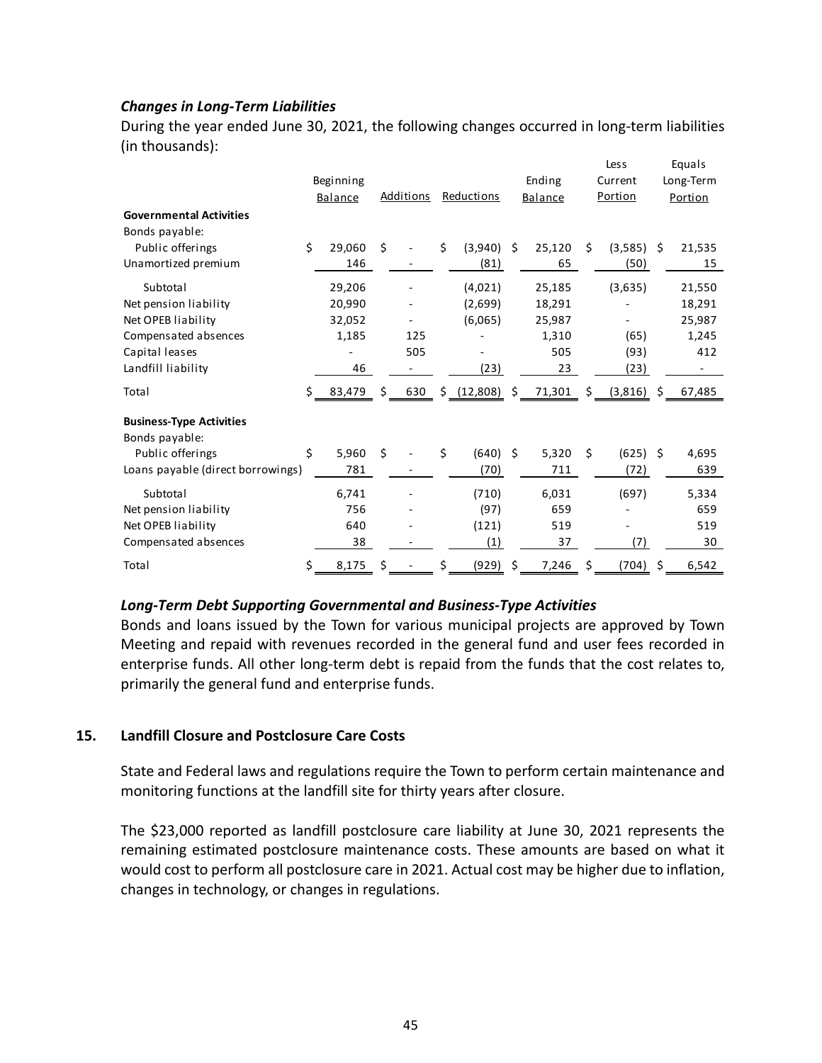### *Changes in Long-Term Liabilities*

During the year ended June 30, 2021, the following changes occurred in long-term liabilities (in thousands):

| | Beginning Balance | Additions | Reductions | Ending Balance | Less Current Portion | Equals Long-Term Portion |
|---|---|---|---|---|---|---|
| **Governmental Activities** | | | | | | |
| Bonds payable: | | | | | | |
| Public offerings | $ 29,060 | $ - | $ (3,940) | $ 25,120 | $ (3,585) | $ 21,535 |
| Unamortized premium | 146 | - | (81) | 65 | (50) | 15 |
| Subtotal | 29,206 | - | (4,021) | 25,185 | (3,635) | 21,550 |
| Net pension liability | 20,990 | - | (2,699) | 18,291 | - | 18,291 |
| Net OPEB liability | 32,052 | - | (6,065) | 25,987 | - | 25,987 |
| Compensated absences | 1,185 | 125 | - | 1,310 | (65) | 1,245 |
| Capital leases | - | 505 | - | 505 | (93) | 412 |
| Landfill liability | 46 | - | (23) | 23 | (23) | - |
| Total | $ 83,479 | $ 630 | $ (12,808) | $ 71,301 | $ (3,816) | $ 67,485 |
| **Business-Type Activities** | | | | | | |
| Bonds payable: | | | | | | |
| Public offerings | $ 5,960 | $ - | $ (640) | $ 5,320 | $ (625) | $ 4,695 |
| Loans payable (direct borrowings) | 781 | - | (70) | 711 | (72) | 639 |
| Subtotal | 6,741 | - | (710) | 6,031 | (697) | 5,334 |
| Net pension liability | 756 | - | (97) | 659 | - | 659 |
| Net OPEB liability | 640 | - | (121) | 519 | - | 519 |
| Compensated absences | 38 | - | (1) | 37 | (7) | 30 |
| Total | $ 8,175 | $ - | $ (929) | $ 7,246 | $ (704) | $ 6,542 |

### *Long-Term Debt Supporting Governmental and Business-Type Activities*

Bonds and loans issued by the Town for various municipal projects are approved by Town Meeting and repaid with revenues recorded in the general fund and user fees recorded in enterprise funds. All other long-term debt is repaid from the funds that the cost relates to, primarily the general fund and enterprise funds.

## 15. Landfill Closure and Postclosure Care Costs

State and Federal laws and regulations require the Town to perform certain maintenance and monitoring functions at the landfill site for thirty years after closure.

The $23,000 reported as landfill postclosure care liability at June 30, 2021 represents the remaining estimated postclosure maintenance costs. These amounts are based on what it would cost to perform all postclosure care in 2021. Actual cost may be higher due to inflation, changes in technology, or changes in regulations.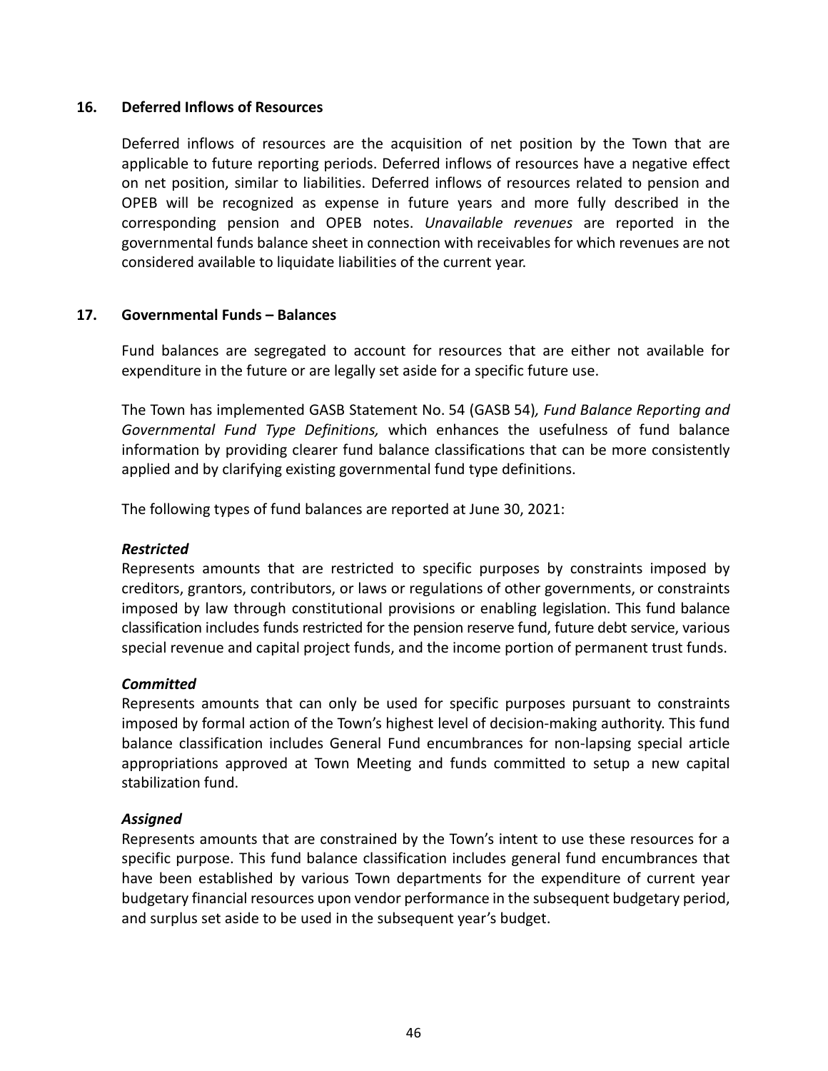### 16. Deferred Inflows of Resources

Deferred inflows of resources are the acquisition of net position by the Town that are applicable to future reporting periods. Deferred inflows of resources have a negative effect on net position, similar to liabilities. Deferred inflows of resources related to pension and OPEB will be recognized as expense in future years and more fully described in the corresponding pension and OPEB notes. *Unavailable revenues* are reported in the governmental funds balance sheet in connection with receivables for which revenues are not considered available to liquidate liabilities of the current year.

### 17. Governmental Funds – Balances

Fund balances are segregated to account for resources that are either not available for expenditure in the future or are legally set aside for a specific future use.

The Town has implemented GASB Statement No. 54 (GASB 54), *Fund Balance Reporting and Governmental Fund Type Definitions,* which enhances the usefulness of fund balance information by providing clearer fund balance classifications that can be more consistently applied and by clarifying existing governmental fund type definitions.

The following types of fund balances are reported at June 30, 2021:

***Restricted***
Represents amounts that are restricted to specific purposes by constraints imposed by creditors, grantors, contributors, or laws or regulations of other governments, or constraints imposed by law through constitutional provisions or enabling legislation. This fund balance classification includes funds restricted for the pension reserve fund, future debt service, various special revenue and capital project funds, and the income portion of permanent trust funds.

***Committed***
Represents amounts that can only be used for specific purposes pursuant to constraints imposed by formal action of the Town's highest level of decision-making authority. This fund balance classification includes General Fund encumbrances for non-lapsing special article appropriations approved at Town Meeting and funds committed to setup a new capital stabilization fund.

***Assigned***
Represents amounts that are constrained by the Town's intent to use these resources for a specific purpose. This fund balance classification includes general fund encumbrances that have been established by various Town departments for the expenditure of current year budgetary financial resources upon vendor performance in the subsequent budgetary period, and surplus set aside to be used in the subsequent year's budget.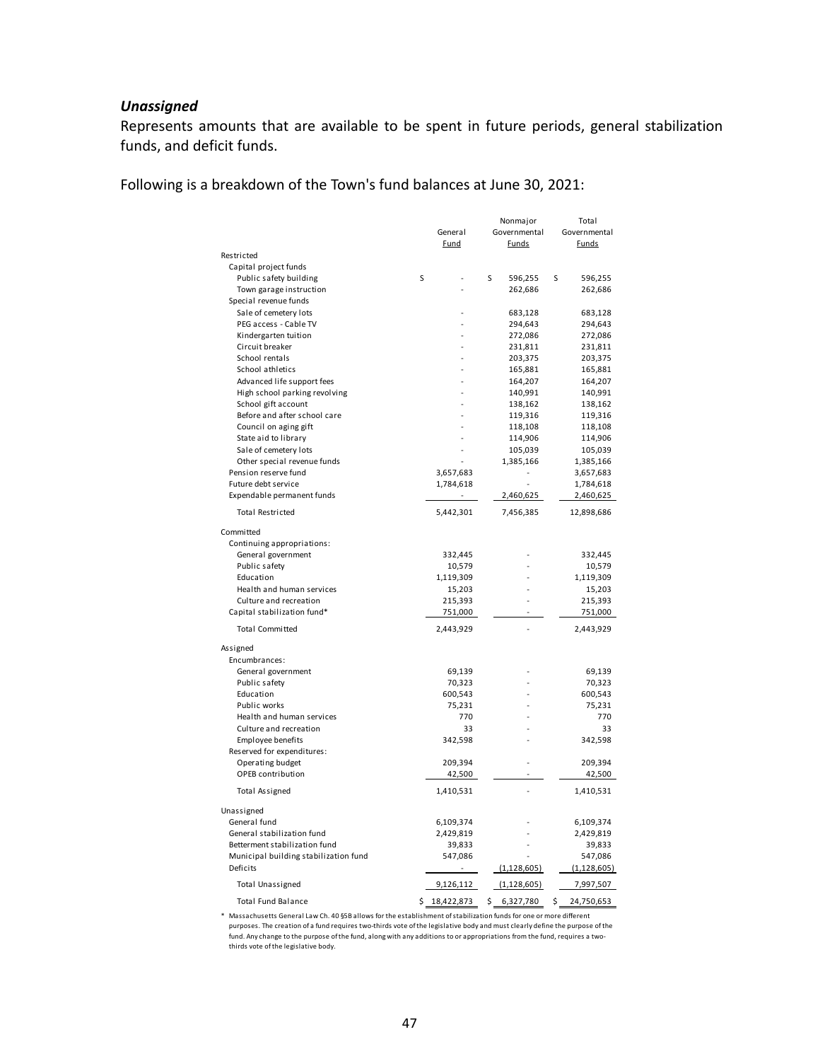### *Unassigned*

Represents amounts that are available to be spent in future periods, general stabilization funds, and deficit funds.

Following is a breakdown of the Town's fund balances at June 30, 2021:

| | General Fund | Nonmajor Governmental Funds | Total Governmental Funds |
|---|---|---|---|
| Restricted | | | |
| Capital project funds | | | |
| Public safety building | $ - | $ 596,255 | $ 596,255 |
| Town garage instruction | - | 262,686 | 262,686 |
| Special revenue funds | | | |
| Sale of cemetery lots | - | 683,128 | 683,128 |
| PEG access - Cable TV | - | 294,643 | 294,643 |
| Kindergarten tuition | - | 272,086 | 272,086 |
| Circuit breaker | - | 231,811 | 231,811 |
| School rentals | - | 203,375 | 203,375 |
| School athletics | - | 165,881 | 165,881 |
| Advanced life support fees | - | 164,207 | 164,207 |
| High school parking revolving | - | 140,991 | 140,991 |
| School gift account | - | 138,162 | 138,162 |
| Before and after school care | - | 119,316 | 119,316 |
| Council on aging gift | - | 118,108 | 118,108 |
| State aid to library | - | 114,906 | 114,906 |
| Sale of cemetery lots | - | 105,039 | 105,039 |
| Other special revenue funds | - | 1,385,166 | 1,385,166 |
| Pension reserve fund | 3,657,683 | - | 3,657,683 |
| Future debt service | 1,784,618 | - | 1,784,618 |
| Expendable permanent funds | - | 2,460,625 | 2,460,625 |
| Total Restricted | 5,442,301 | 7,456,385 | 12,898,686 |
| Committed | | | |
| Continuing appropriations: | | | |
| General government | 332,445 | - | 332,445 |
| Public safety | 10,579 | - | 10,579 |
| Education | 1,119,309 | - | 1,119,309 |
| Health and human services | 15,203 | - | 15,203 |
| Culture and recreation | 215,393 | - | 215,393 |
| Capital stabilization fund* | 751,000 | - | 751,000 |
| Total Committed | 2,443,929 | - | 2,443,929 |
| Assigned | | | |
| Encumbrances: | | | |
| General government | 69,139 | - | 69,139 |
| Public safety | 70,323 | - | 70,323 |
| Education | 600,543 | - | 600,543 |
| Public works | 75,231 | - | 75,231 |
| Health and human services | 770 | - | 770 |
| Culture and recreation | 33 | - | 33 |
| Employee benefits | 342,598 | - | 342,598 |
| Reserved for expenditures: | | | |
| Operating budget | 209,394 | - | 209,394 |
| OPEB contribution | 42,500 | - | 42,500 |
| Total Assigned | 1,410,531 | - | 1,410,531 |
| Unassigned | | | |
| General fund | 6,109,374 | - | 6,109,374 |
| General stabilization fund | 2,429,819 | - | 2,429,819 |
| Betterment stabilization fund | 39,833 | - | 39,833 |
| Municipal building stabilization fund | 547,086 | - | 547,086 |
| Deficits | - | (1,128,605) | (1,128,605) |
| Total Unassigned | 9,126,112 | (1,128,605) | 7,997,507 |
| Total Fund Balance | $ 18,422,873 | $ 6,327,780 | $ 24,750,653 |

\* Massachusetts General Law Ch. 40 §5B allows for the establishment of stabilization funds for one or more different purposes. The creation of a fund requires two-thirds vote of the legislative body and must clearly define the purpose of the fund. Any change to the purpose of the fund, along with any additions to or appropriations from the fund, requires a two-thirds vote of the legislative body.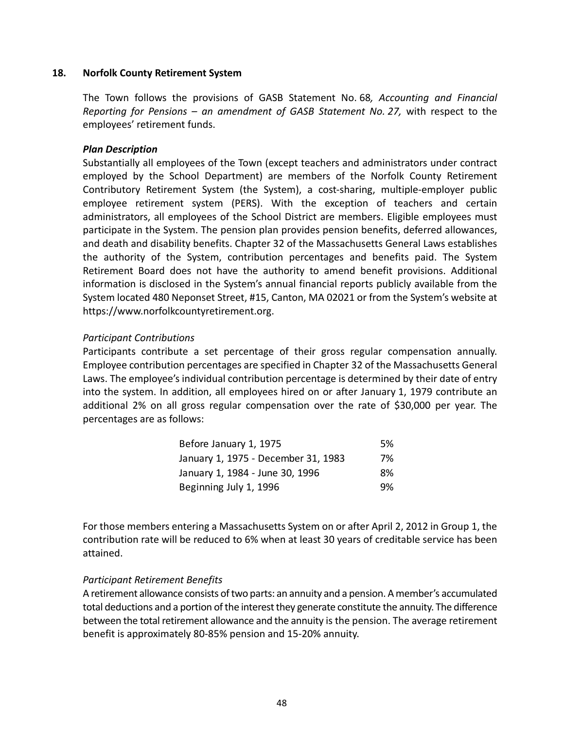## 18. Norfolk County Retirement System

The Town follows the provisions of GASB Statement No. 68*, Accounting and Financial Reporting for Pensions – an amendment of GASB Statement No. 27,* with respect to the employees' retirement funds.

***Plan Description***

Substantially all employees of the Town (except teachers and administrators under contract employed by the School Department) are members of the Norfolk County Retirement Contributory Retirement System (the System), a cost-sharing, multiple-employer public employee retirement system (PERS). With the exception of teachers and certain administrators, all employees of the School District are members. Eligible employees must participate in the System. The pension plan provides pension benefits, deferred allowances, and death and disability benefits. Chapter 32 of the Massachusetts General Laws establishes the authority of the System, contribution percentages and benefits paid. The System Retirement Board does not have the authority to amend benefit provisions. Additional information is disclosed in the System's annual financial reports publicly available from the System located 480 Neponset Street, #15, Canton, MA 02021 or from the System's website at https://www.norfolkcountyretirement.org.

*Participant Contributions*

Participants contribute a set percentage of their gross regular compensation annually. Employee contribution percentages are specified in Chapter 32 of the Massachusetts General Laws. The employee's individual contribution percentage is determined by their date of entry into the system. In addition, all employees hired on or after January 1, 1979 contribute an additional 2% on all gross regular compensation over the rate of $30,000 per year. The percentages are as follows:

| | |
|---|---|
| Before January 1, 1975 | 5% |
| January 1, 1975 - December 31, 1983 | 7% |
| January 1, 1984 - June 30, 1996 | 8% |
| Beginning July 1, 1996 | 9% |

For those members entering a Massachusetts System on or after April 2, 2012 in Group 1, the contribution rate will be reduced to 6% when at least 30 years of creditable service has been attained.

*Participant Retirement Benefits*

A retirement allowance consists of two parts: an annuity and a pension. A member's accumulated total deductions and a portion of the interest they generate constitute the annuity. The difference between the total retirement allowance and the annuity is the pension. The average retirement benefit is approximately 80-85% pension and 15-20% annuity.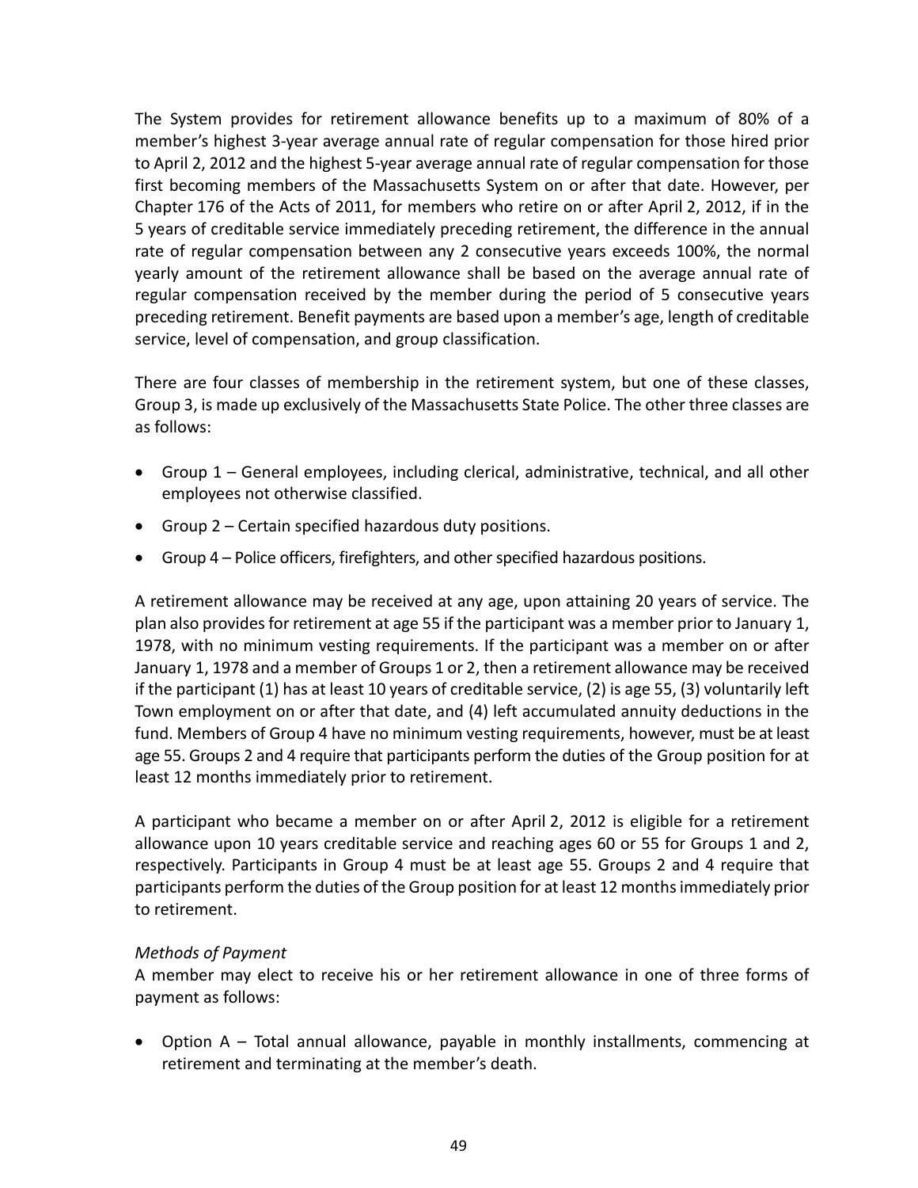The System provides for retirement allowance benefits up to a maximum of 80% of a member's highest 3-year average annual rate of regular compensation for those hired prior to April 2, 2012 and the highest 5-year average annual rate of regular compensation for those first becoming members of the Massachusetts System on or after that date. However, per Chapter 176 of the Acts of 2011, for members who retire on or after April 2, 2012, if in the 5 years of creditable service immediately preceding retirement, the difference in the annual rate of regular compensation between any 2 consecutive years exceeds 100%, the normal yearly amount of the retirement allowance shall be based on the average annual rate of regular compensation received by the member during the period of 5 consecutive years preceding retirement. Benefit payments are based upon a member's age, length of creditable service, level of compensation, and group classification.

There are four classes of membership in the retirement system, but one of these classes, Group 3, is made up exclusively of the Massachusetts State Police. The other three classes are as follows:

- Group 1 – General employees, including clerical, administrative, technical, and all other employees not otherwise classified.
- Group 2 – Certain specified hazardous duty positions.
- Group 4 – Police officers, firefighters, and other specified hazardous positions.

A retirement allowance may be received at any age, upon attaining 20 years of service. The plan also provides for retirement at age 55 if the participant was a member prior to January 1, 1978, with no minimum vesting requirements. If the participant was a member on or after January 1, 1978 and a member of Groups 1 or 2, then a retirement allowance may be received if the participant (1) has at least 10 years of creditable service, (2) is age 55, (3) voluntarily left Town employment on or after that date, and (4) left accumulated annuity deductions in the fund. Members of Group 4 have no minimum vesting requirements, however, must be at least age 55. Groups 2 and 4 require that participants perform the duties of the Group position for at least 12 months immediately prior to retirement.

A participant who became a member on or after April 2, 2012 is eligible for a retirement allowance upon 10 years creditable service and reaching ages 60 or 55 for Groups 1 and 2, respectively. Participants in Group 4 must be at least age 55. Groups 2 and 4 require that participants perform the duties of the Group position for at least 12 months immediately prior to retirement.

*Methods of Payment*

A member may elect to receive his or her retirement allowance in one of three forms of payment as follows:

- Option A – Total annual allowance, payable in monthly installments, commencing at retirement and terminating at the member's death.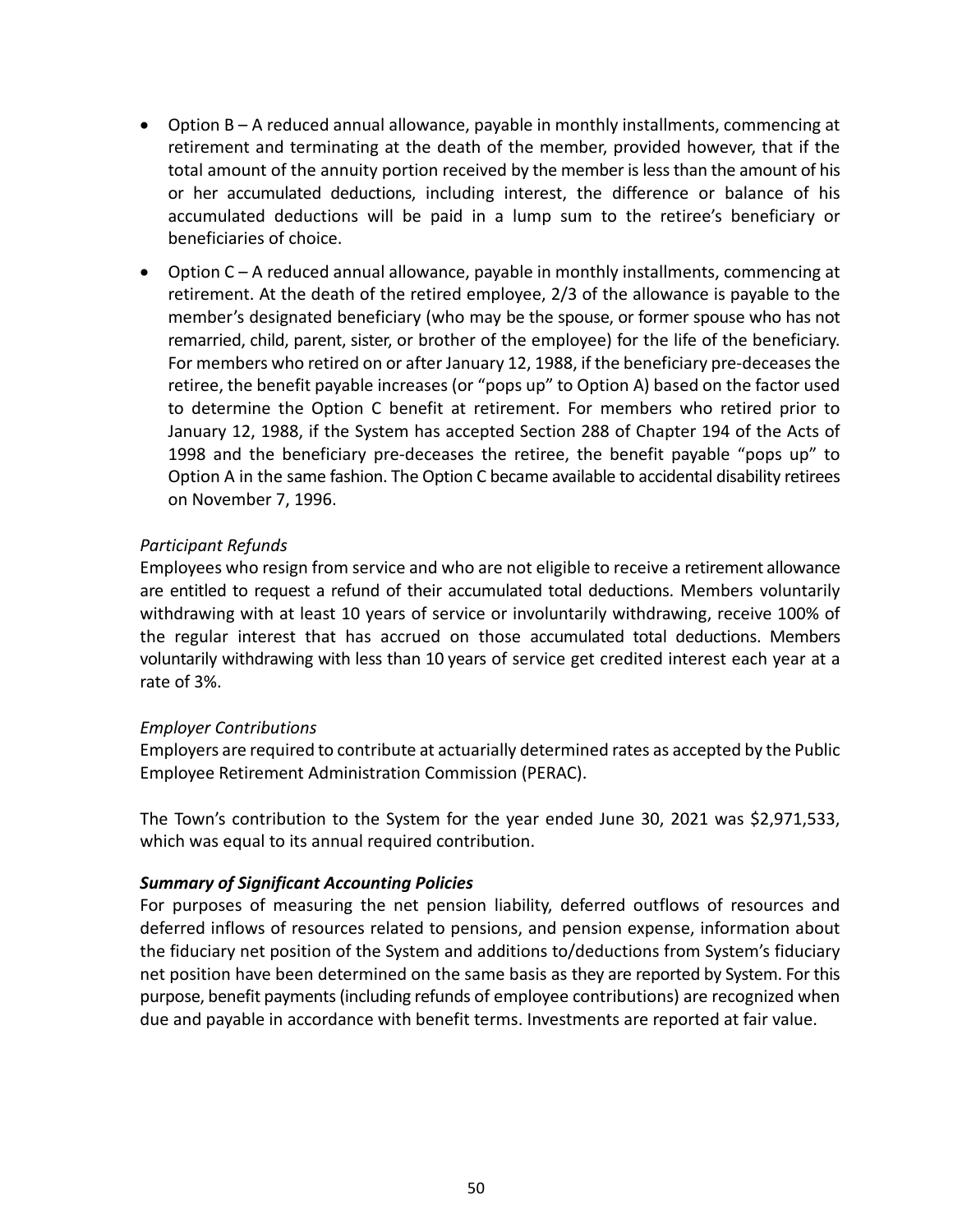- Option B – A reduced annual allowance, payable in monthly installments, commencing at retirement and terminating at the death of the member, provided however, that if the total amount of the annuity portion received by the member is less than the amount of his or her accumulated deductions, including interest, the difference or balance of his accumulated deductions will be paid in a lump sum to the retiree's beneficiary or beneficiaries of choice.
- Option C – A reduced annual allowance, payable in monthly installments, commencing at retirement. At the death of the retired employee, 2/3 of the allowance is payable to the member's designated beneficiary (who may be the spouse, or former spouse who has not remarried, child, parent, sister, or brother of the employee) for the life of the beneficiary. For members who retired on or after January 12, 1988, if the beneficiary pre-deceases the retiree, the benefit payable increases (or "pops up" to Option A) based on the factor used to determine the Option C benefit at retirement. For members who retired prior to January 12, 1988, if the System has accepted Section 288 of Chapter 194 of the Acts of 1998 and the beneficiary pre-deceases the retiree, the benefit payable "pops up" to Option A in the same fashion. The Option C became available to accidental disability retirees on November 7, 1996.

*Participant Refunds*

Employees who resign from service and who are not eligible to receive a retirement allowance are entitled to request a refund of their accumulated total deductions. Members voluntarily withdrawing with at least 10 years of service or involuntarily withdrawing, receive 100% of the regular interest that has accrued on those accumulated total deductions. Members voluntarily withdrawing with less than 10 years of service get credited interest each year at a rate of 3%.

*Employer Contributions*

Employers are required to contribute at actuarially determined rates as accepted by the Public Employee Retirement Administration Commission (PERAC).

The Town's contribution to the System for the year ended June 30, 2021 was $2,971,533, which was equal to its annual required contribution.

***Summary of Significant Accounting Policies***

For purposes of measuring the net pension liability, deferred outflows of resources and deferred inflows of resources related to pensions, and pension expense, information about the fiduciary net position of the System and additions to/deductions from System's fiduciary net position have been determined on the same basis as they are reported by System. For this purpose, benefit payments (including refunds of employee contributions) are recognized when due and payable in accordance with benefit terms. Investments are reported at fair value.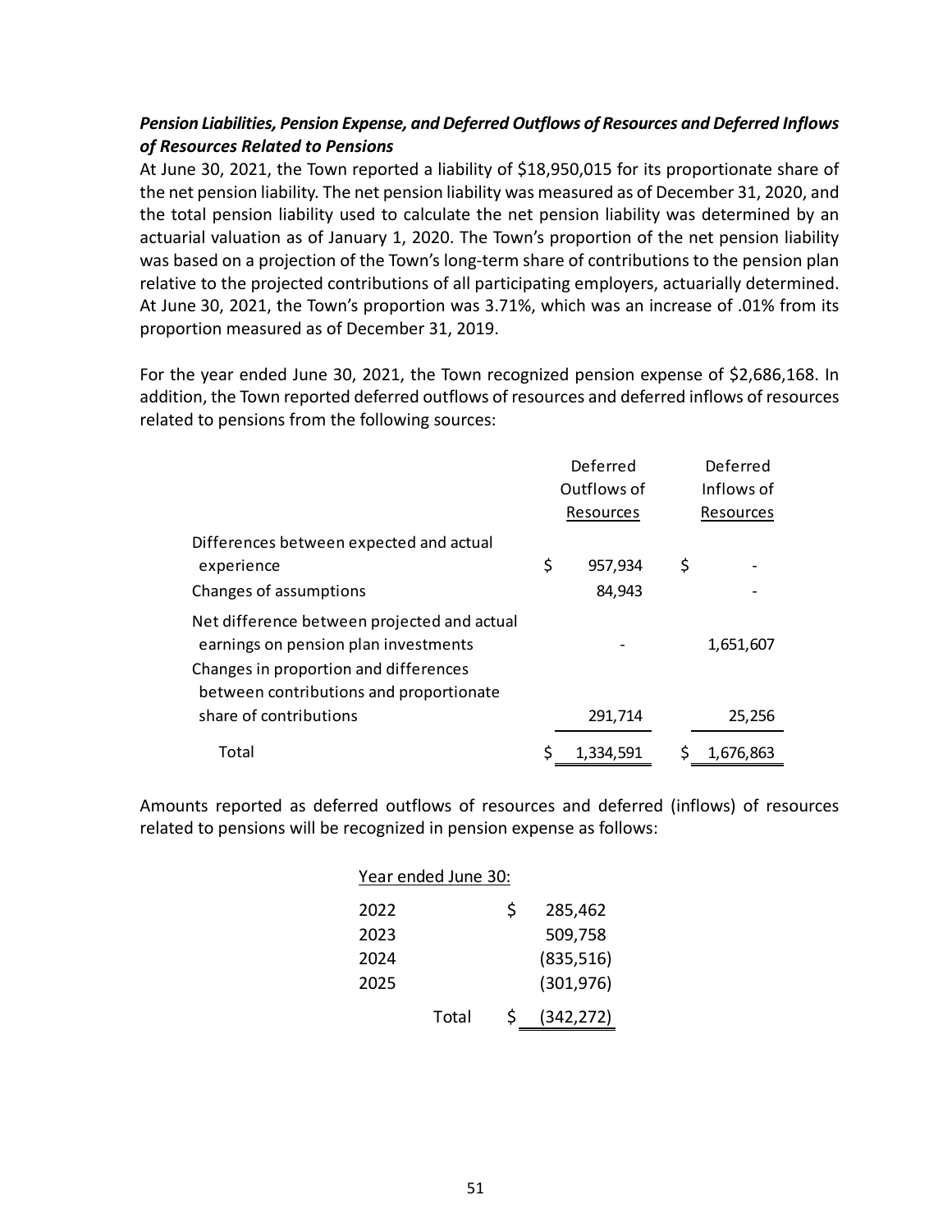***Pension Liabilities, Pension Expense, and Deferred Outflows of Resources and Deferred Inflows of Resources Related to Pensions***

At June 30, 2021, the Town reported a liability of $18,950,015 for its proportionate share of the net pension liability. The net pension liability was measured as of December 31, 2020, and the total pension liability used to calculate the net pension liability was determined by an actuarial valuation as of January 1, 2020. The Town's proportion of the net pension liability was based on a projection of the Town's long-term share of contributions to the pension plan relative to the projected contributions of all participating employers, actuarially determined. At June 30, 2021, the Town's proportion was 3.71%, which was an increase of .01% from its proportion measured as of December 31, 2019.

For the year ended June 30, 2021, the Town recognized pension expense of $2,686,168. In addition, the Town reported deferred outflows of resources and deferred inflows of resources related to pensions from the following sources:

| | Deferred Outflows of Resources | Deferred Inflows of Resources |
|---|---|---|
| Differences between expected and actual experience | $ 957,934 | $ - |
| Changes of assumptions | 84,943 | - |
| Net difference between projected and actual earnings on pension plan investments | - | 1,651,607 |
| Changes in proportion and differences between contributions and proportionate share of contributions | 291,714 | 25,256 |
| Total | $ 1,334,591 | $ 1,676,863 |

Amounts reported as deferred outflows of resources and deferred (inflows) of resources related to pensions will be recognized in pension expense as follows:

| Year ended June 30: | |
|---|---|
| 2022 | $ 285,462 |
| 2023 | 509,758 |
| 2024 | (835,516) |
| 2025 | (301,976) |
| Total | $ (342,272) |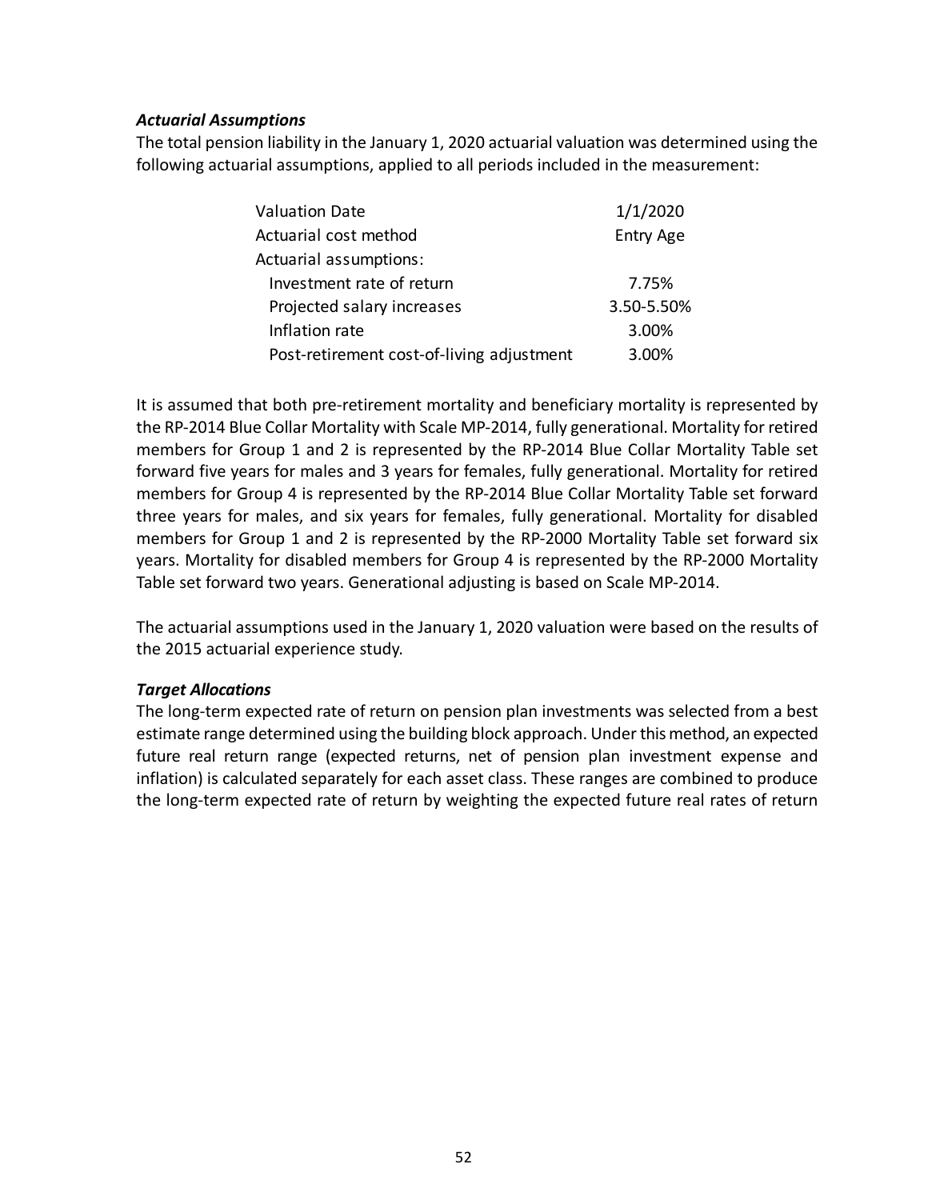### *Actuarial Assumptions*

The total pension liability in the January 1, 2020 actuarial valuation was determined using the following actuarial assumptions, applied to all periods included in the measurement:

| | |
|---|---|
| Valuation Date | 1/1/2020 |
| Actuarial cost method | Entry Age |
| Actuarial assumptions: | |
| Investment rate of return | 7.75% |
| Projected salary increases | 3.50-5.50% |
| Inflation rate | 3.00% |
| Post-retirement cost-of-living adjustment | 3.00% |

It is assumed that both pre-retirement mortality and beneficiary mortality is represented by the RP-2014 Blue Collar Mortality with Scale MP-2014, fully generational. Mortality for retired members for Group 1 and 2 is represented by the RP-2014 Blue Collar Mortality Table set forward five years for males and 3 years for females, fully generational. Mortality for retired members for Group 4 is represented by the RP-2014 Blue Collar Mortality Table set forward three years for males, and six years for females, fully generational. Mortality for disabled members for Group 1 and 2 is represented by the RP-2000 Mortality Table set forward six years. Mortality for disabled members for Group 4 is represented by the RP-2000 Mortality Table set forward two years. Generational adjusting is based on Scale MP-2014.

The actuarial assumptions used in the January 1, 2020 valuation were based on the results of the 2015 actuarial experience study.

### *Target Allocations*

The long-term expected rate of return on pension plan investments was selected from a best estimate range determined using the building block approach. Under this method, an expected future real return range (expected returns, net of pension plan investment expense and inflation) is calculated separately for each asset class. These ranges are combined to produce the long-term expected rate of return by weighting the expected future real rates of return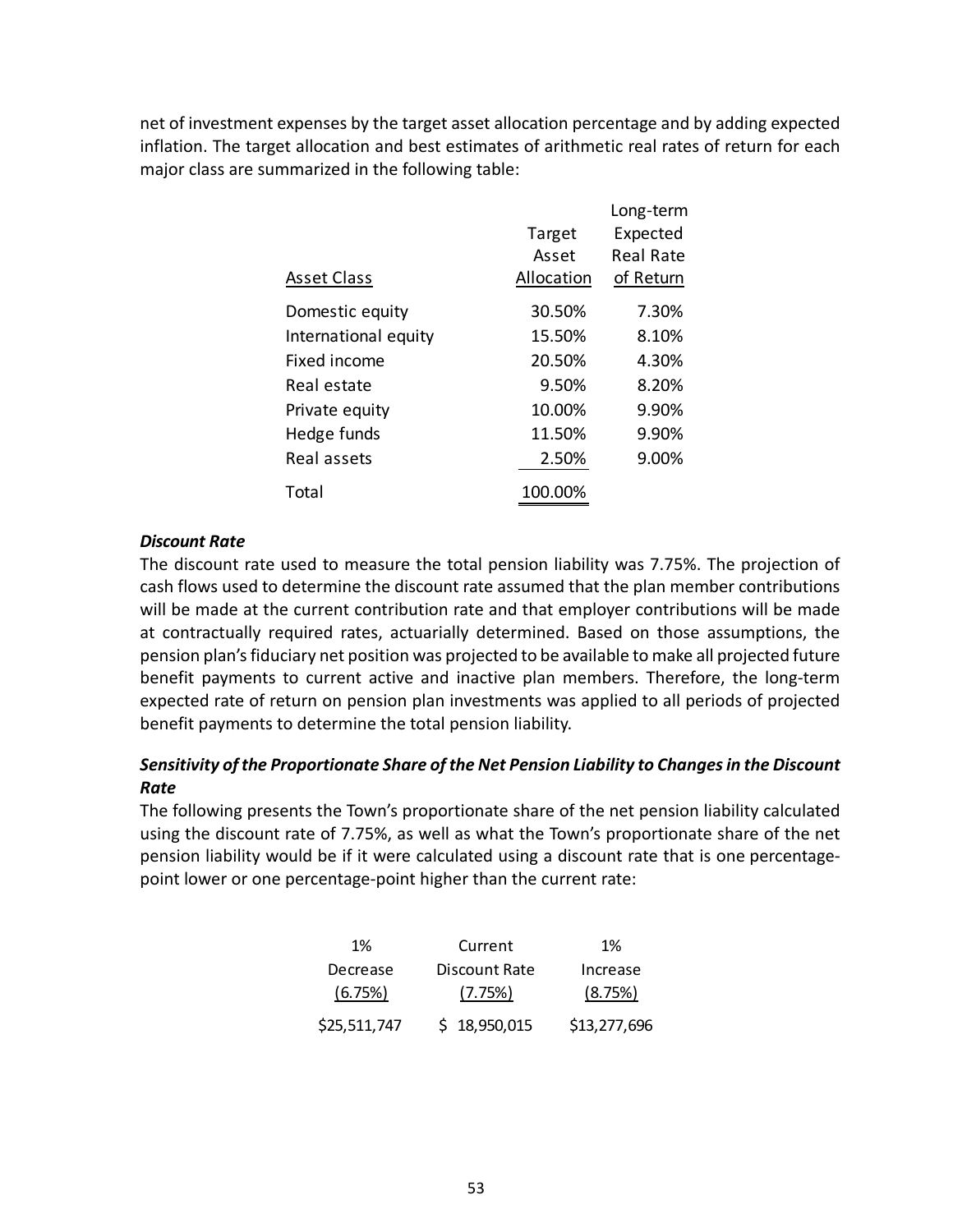net of investment expenses by the target asset allocation percentage and by adding expected inflation. The target allocation and best estimates of arithmetic real rates of return for each major class are summarized in the following table:

| Asset Class | Target Asset Allocation | Long-term Expected Real Rate of Return |
|---|---|---|
| Domestic equity | 30.50% | 7.30% |
| International equity | 15.50% | 8.10% |
| Fixed income | 20.50% | 4.30% |
| Real estate | 9.50% | 8.20% |
| Private equity | 10.00% | 9.90% |
| Hedge funds | 11.50% | 9.90% |
| Real assets | 2.50% | 9.00% |
| Total | 100.00% | |

***Discount Rate***

The discount rate used to measure the total pension liability was 7.75%. The projection of cash flows used to determine the discount rate assumed that the plan member contributions will be made at the current contribution rate and that employer contributions will be made at contractually required rates, actuarially determined. Based on those assumptions, the pension plan's fiduciary net position was projected to be available to make all projected future benefit payments to current active and inactive plan members. Therefore, the long-term expected rate of return on pension plan investments was applied to all periods of projected benefit payments to determine the total pension liability.

***Sensitivity of the Proportionate Share of the Net Pension Liability to Changes in the Discount Rate***

The following presents the Town's proportionate share of the net pension liability calculated using the discount rate of 7.75%, as well as what the Town's proportionate share of the net pension liability would be if it were calculated using a discount rate that is one percentage-point lower or one percentage-point higher than the current rate:

| 1% Decrease (6.75%) | Current Discount Rate (7.75%) | 1% Increase (8.75%) |
|---|---|---|
| $25,511,747 | $ 18,950,015 | $13,277,696 |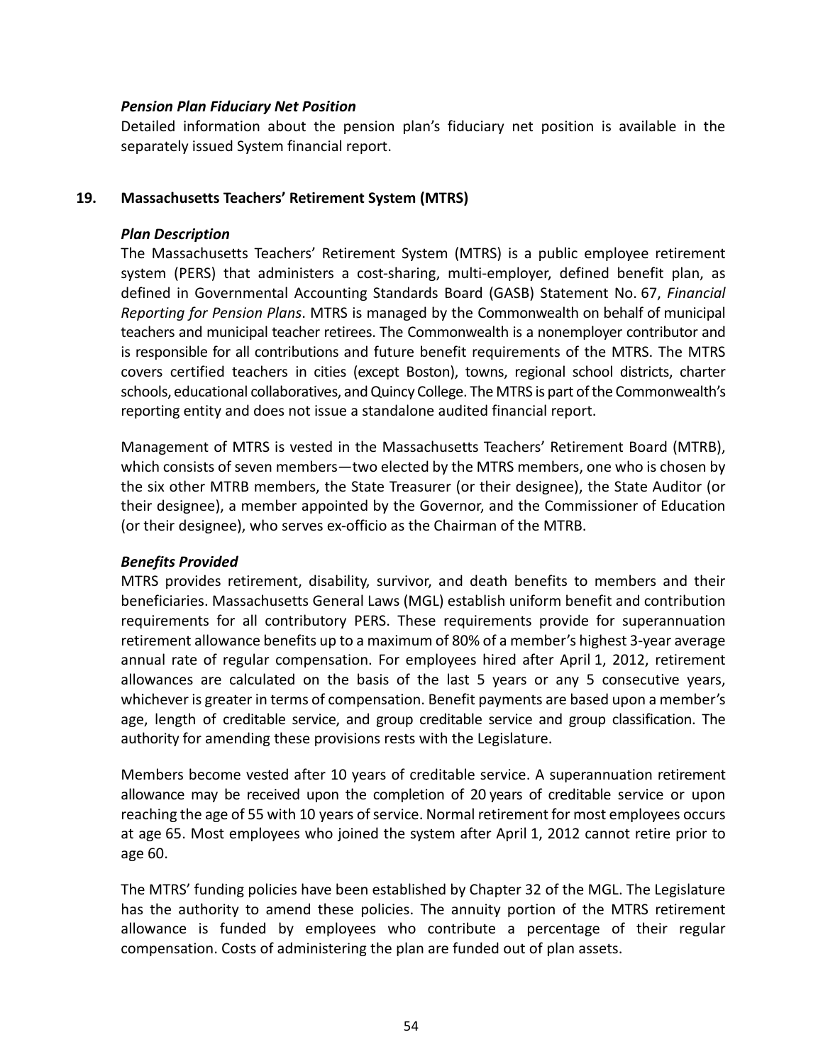***Pension Plan Fiduciary Net Position***

Detailed information about the pension plan's fiduciary net position is available in the separately issued System financial report.

## 19. Massachusetts Teachers' Retirement System (MTRS)

***Plan Description***

The Massachusetts Teachers' Retirement System (MTRS) is a public employee retirement system (PERS) that administers a cost-sharing, multi-employer, defined benefit plan, as defined in Governmental Accounting Standards Board (GASB) Statement No. 67, *Financial Reporting for Pension Plans*. MTRS is managed by the Commonwealth on behalf of municipal teachers and municipal teacher retirees. The Commonwealth is a nonemployer contributor and is responsible for all contributions and future benefit requirements of the MTRS. The MTRS covers certified teachers in cities (except Boston), towns, regional school districts, charter schools, educational collaboratives, and Quincy College. The MTRS is part of the Commonwealth's reporting entity and does not issue a standalone audited financial report.

Management of MTRS is vested in the Massachusetts Teachers' Retirement Board (MTRB), which consists of seven members—two elected by the MTRS members, one who is chosen by the six other MTRB members, the State Treasurer (or their designee), the State Auditor (or their designee), a member appointed by the Governor, and the Commissioner of Education (or their designee), who serves ex-officio as the Chairman of the MTRB.

***Benefits Provided***

MTRS provides retirement, disability, survivor, and death benefits to members and their beneficiaries. Massachusetts General Laws (MGL) establish uniform benefit and contribution requirements for all contributory PERS. These requirements provide for superannuation retirement allowance benefits up to a maximum of 80% of a member's highest 3-year average annual rate of regular compensation. For employees hired after April 1, 2012, retirement allowances are calculated on the basis of the last 5 years or any 5 consecutive years, whichever is greater in terms of compensation. Benefit payments are based upon a member's age, length of creditable service, and group creditable service and group classification. The authority for amending these provisions rests with the Legislature.

Members become vested after 10 years of creditable service. A superannuation retirement allowance may be received upon the completion of 20 years of creditable service or upon reaching the age of 55 with 10 years of service. Normal retirement for most employees occurs at age 65. Most employees who joined the system after April 1, 2012 cannot retire prior to age 60.

The MTRS' funding policies have been established by Chapter 32 of the MGL. The Legislature has the authority to amend these policies. The annuity portion of the MTRS retirement allowance is funded by employees who contribute a percentage of their regular compensation. Costs of administering the plan are funded out of plan assets.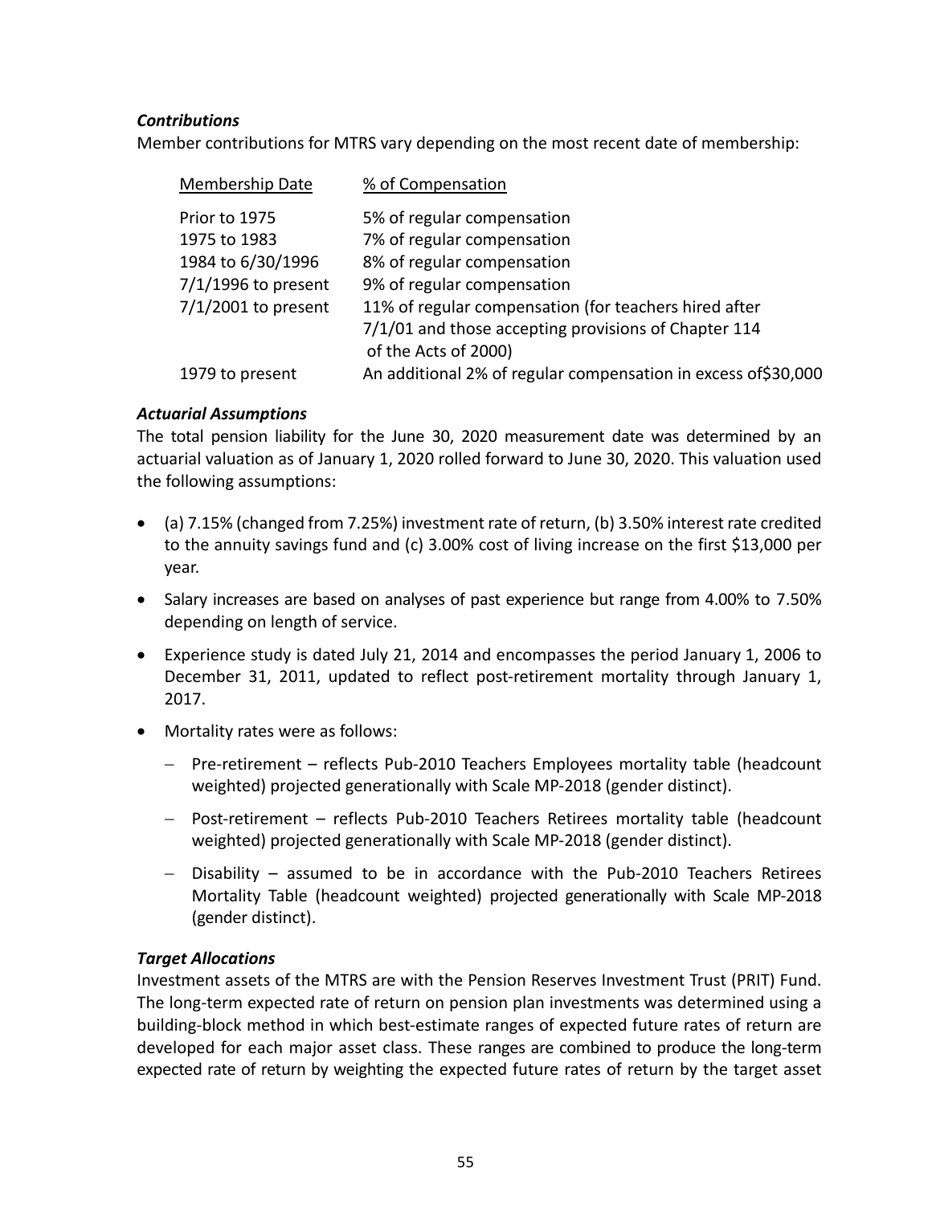***Contributions***

Member contributions for MTRS vary depending on the most recent date of membership:

| Membership Date | % of Compensation |
|---|---|
| Prior to 1975 | 5% of regular compensation |
| 1975 to 1983 | 7% of regular compensation |
| 1984 to 6/30/1996 | 8% of regular compensation |
| 7/1/1996 to present | 9% of regular compensation |
| 7/1/2001 to present | 11% of regular compensation (for teachers hired after 7/1/01 and those accepting provisions of Chapter 114 of the Acts of 2000) |
| 1979 to present | An additional 2% of regular compensation in excess of$30,000 |

***Actuarial Assumptions***

The total pension liability for the June 30, 2020 measurement date was determined by an actuarial valuation as of January 1, 2020 rolled forward to June 30, 2020. This valuation used the following assumptions:

- (a) 7.15% (changed from 7.25%) investment rate of return, (b) 3.50% interest rate credited to the annuity savings fund and (c) 3.00% cost of living increase on the first $13,000 per year.
- Salary increases are based on analyses of past experience but range from 4.00% to 7.50% depending on length of service.
- Experience study is dated July 21, 2014 and encompasses the period January 1, 2006 to December 31, 2011, updated to reflect post-retirement mortality through January 1, 2017.
- Mortality rates were as follows:
  - Pre-retirement – reflects Pub-2010 Teachers Employees mortality table (headcount weighted) projected generationally with Scale MP-2018 (gender distinct).
  - Post-retirement – reflects Pub-2010 Teachers Retirees mortality table (headcount weighted) projected generationally with Scale MP-2018 (gender distinct).
  - Disability – assumed to be in accordance with the Pub-2010 Teachers Retirees Mortality Table (headcount weighted) projected generationally with Scale MP-2018 (gender distinct).

***Target Allocations***

Investment assets of the MTRS are with the Pension Reserves Investment Trust (PRIT) Fund. The long-term expected rate of return on pension plan investments was determined using a building-block method in which best-estimate ranges of expected future rates of return are developed for each major asset class. These ranges are combined to produce the long-term expected rate of return by weighting the expected future rates of return by the target asset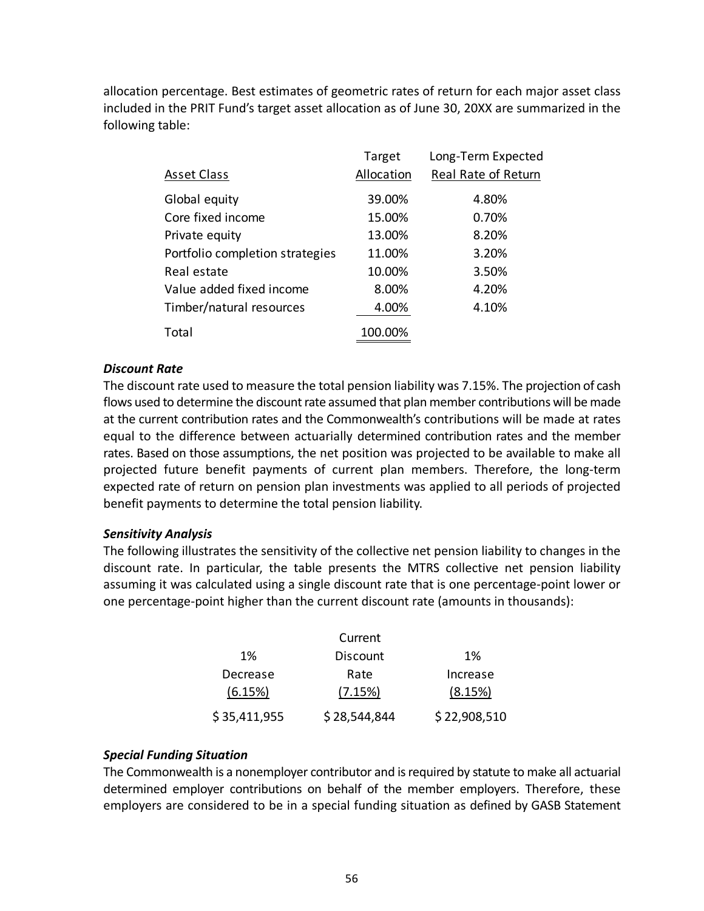allocation percentage. Best estimates of geometric rates of return for each major asset class included in the PRIT Fund's target asset allocation as of June 30, 20XX are summarized in the following table:

| Asset Class | Target Allocation | Long-Term Expected Real Rate of Return |
|---|---|---|
| Global equity | 39.00% | 4.80% |
| Core fixed income | 15.00% | 0.70% |
| Private equity | 13.00% | 8.20% |
| Portfolio completion strategies | 11.00% | 3.20% |
| Real estate | 10.00% | 3.50% |
| Value added fixed income | 8.00% | 4.20% |
| Timber/natural resources | 4.00% | 4.10% |
| Total | 100.00% | |

***Discount Rate***

The discount rate used to measure the total pension liability was 7.15%. The projection of cash flows used to determine the discount rate assumed that plan member contributions will be made at the current contribution rates and the Commonwealth's contributions will be made at rates equal to the difference between actuarially determined contribution rates and the member rates. Based on those assumptions, the net position was projected to be available to make all projected future benefit payments of current plan members. Therefore, the long-term expected rate of return on pension plan investments was applied to all periods of projected benefit payments to determine the total pension liability.

***Sensitivity Analysis***

The following illustrates the sensitivity of the collective net pension liability to changes in the discount rate. In particular, the table presents the MTRS collective net pension liability assuming it was calculated using a single discount rate that is one percentage-point lower or one percentage-point higher than the current discount rate (amounts in thousands):

| 1% Decrease (6.15%) | Current Discount Rate (7.15%) | 1% Increase (8.15%) |
|---|---|---|
| $ 35,411,955 | $ 28,544,844 | $ 22,908,510 |

***Special Funding Situation***

The Commonwealth is a nonemployer contributor and is required by statute to make all actuarial determined employer contributions on behalf of the member employers. Therefore, these employers are considered to be in a special funding situation as defined by GASB Statement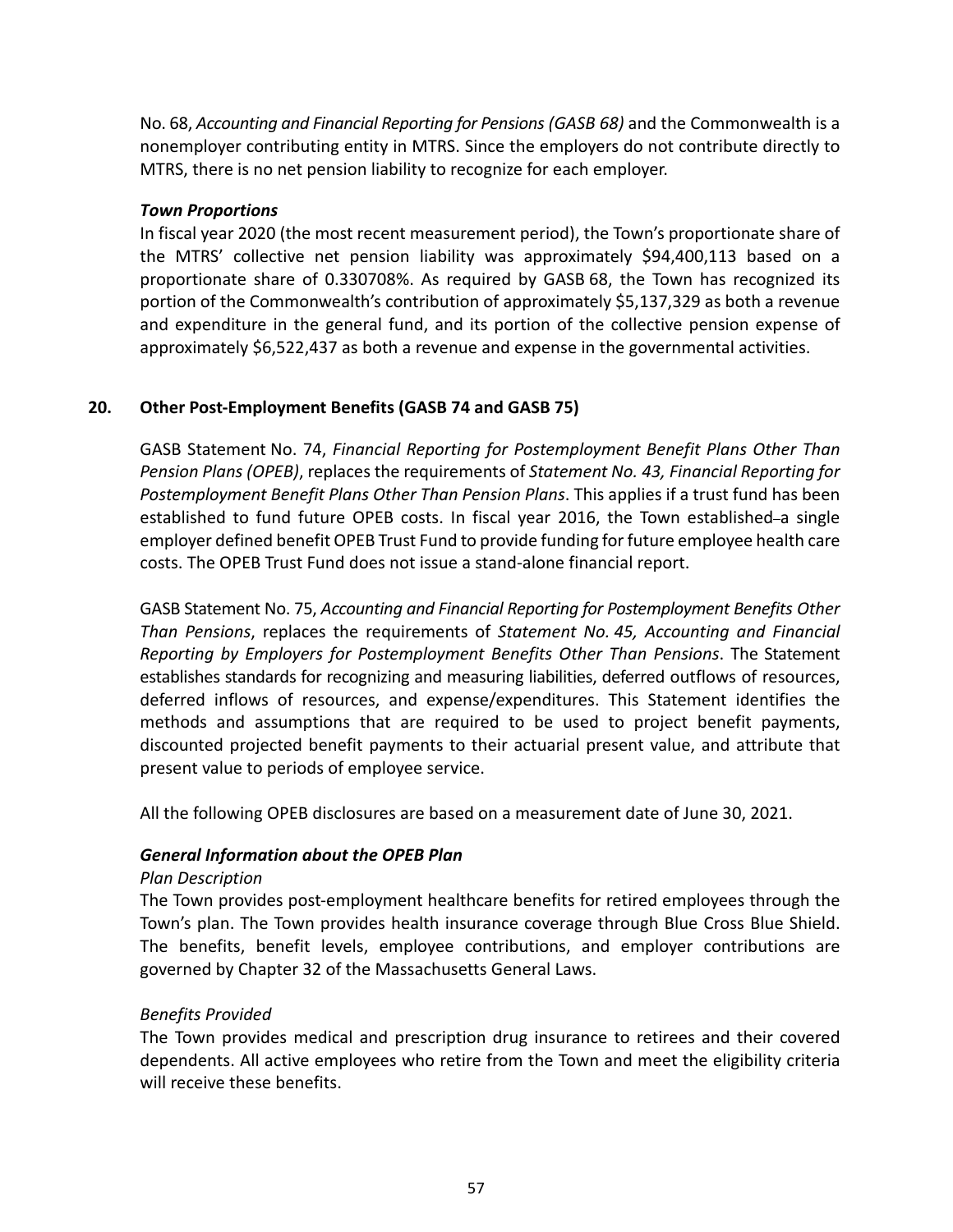No. 68, *Accounting and Financial Reporting for Pensions (GASB 68)* and the Commonwealth is a nonemployer contributing entity in MTRS. Since the employers do not contribute directly to MTRS, there is no net pension liability to recognize for each employer.

***Town Proportions***

In fiscal year 2020 (the most recent measurement period), the Town's proportionate share of the MTRS' collective net pension liability was approximately $94,400,113 based on a proportionate share of 0.330708%. As required by GASB 68, the Town has recognized its portion of the Commonwealth's contribution of approximately $5,137,329 as both a revenue and expenditure in the general fund, and its portion of the collective pension expense of approximately $6,522,437 as both a revenue and expense in the governmental activities.

## 20. Other Post-Employment Benefits (GASB 74 and GASB 75)

GASB Statement No. 74, *Financial Reporting for Postemployment Benefit Plans Other Than Pension Plans (OPEB)*, replaces the requirements of *Statement No. 43, Financial Reporting for Postemployment Benefit Plans Other Than Pension Plans*. This applies if a trust fund has been established to fund future OPEB costs. In fiscal year 2016, the Town established a single employer defined benefit OPEB Trust Fund to provide funding for future employee health care costs. The OPEB Trust Fund does not issue a stand-alone financial report.

GASB Statement No. 75, *Accounting and Financial Reporting for Postemployment Benefits Other Than Pensions*, replaces the requirements of *Statement No. 45, Accounting and Financial Reporting by Employers for Postemployment Benefits Other Than Pensions*. The Statement establishes standards for recognizing and measuring liabilities, deferred outflows of resources, deferred inflows of resources, and expense/expenditures. This Statement identifies the methods and assumptions that are required to be used to project benefit payments, discounted projected benefit payments to their actuarial present value, and attribute that present value to periods of employee service.

All the following OPEB disclosures are based on a measurement date of June 30, 2021.

***General Information about the OPEB Plan***

*Plan Description*

The Town provides post-employment healthcare benefits for retired employees through the Town's plan. The Town provides health insurance coverage through Blue Cross Blue Shield. The benefits, benefit levels, employee contributions, and employer contributions are governed by Chapter 32 of the Massachusetts General Laws.

*Benefits Provided*

The Town provides medical and prescription drug insurance to retirees and their covered dependents. All active employees who retire from the Town and meet the eligibility criteria will receive these benefits.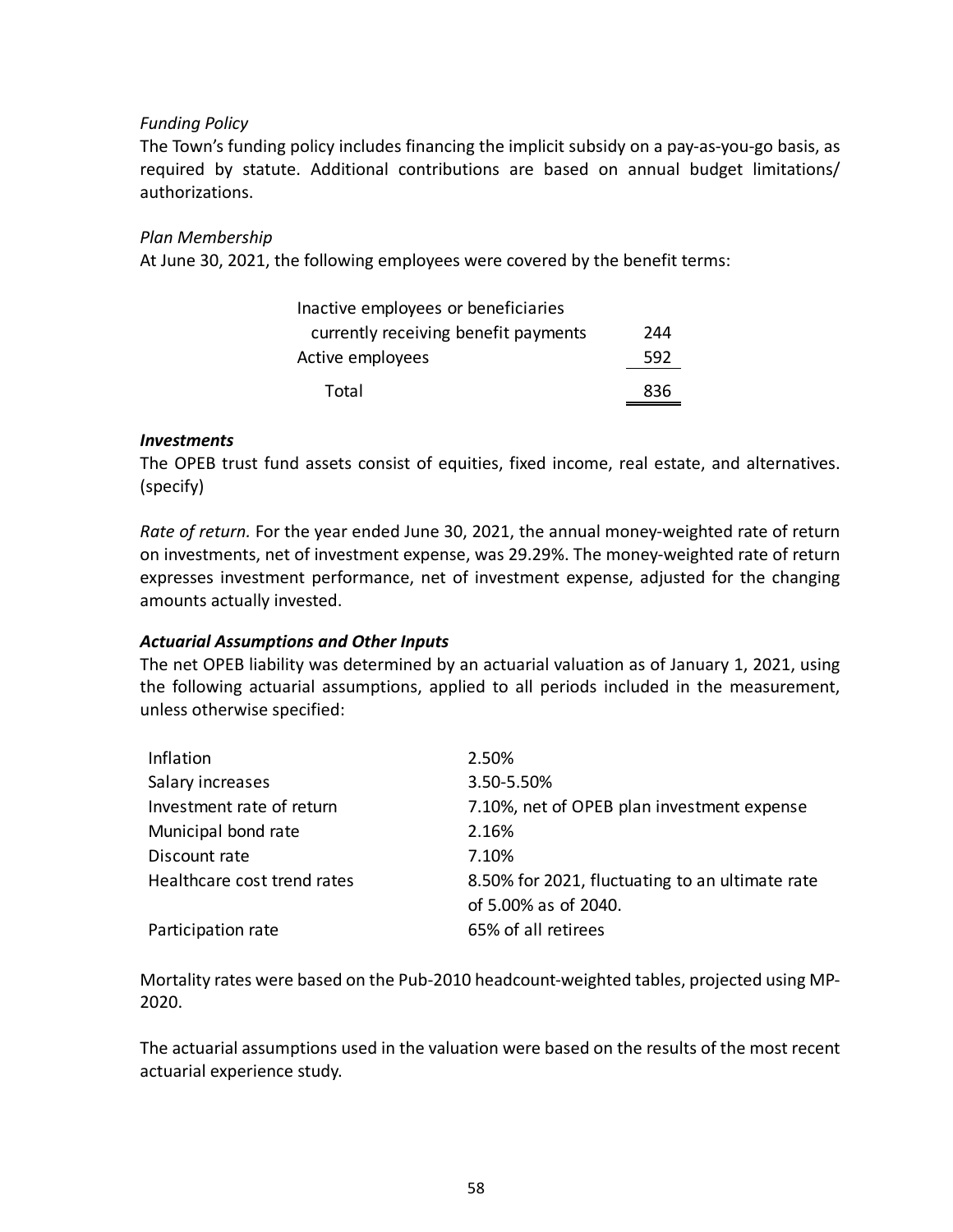*Funding Policy*

The Town's funding policy includes financing the implicit subsidy on a pay-as-you-go basis, as required by statute. Additional contributions are based on annual budget limitations/ authorizations.

*Plan Membership*

At June 30, 2021, the following employees were covered by the benefit terms:

| | |
|---|---|
| Inactive employees or beneficiaries currently receiving benefit payments | 244 |
| Active employees | 592 |
| Total | 836 |

***Investments***

The OPEB trust fund assets consist of equities, fixed income, real estate, and alternatives. (specify)

*Rate of return.* For the year ended June 30, 2021, the annual money-weighted rate of return on investments, net of investment expense, was 29.29%. The money-weighted rate of return expresses investment performance, net of investment expense, adjusted for the changing amounts actually invested.

***Actuarial Assumptions and Other Inputs***

The net OPEB liability was determined by an actuarial valuation as of January 1, 2021, using the following actuarial assumptions, applied to all periods included in the measurement, unless otherwise specified:

| | |
|---|---|
| Inflation | 2.50% |
| Salary increases | 3.50-5.50% |
| Investment rate of return | 7.10%, net of OPEB plan investment expense |
| Municipal bond rate | 2.16% |
| Discount rate | 7.10% |
| Healthcare cost trend rates | 8.50% for 2021, fluctuating to an ultimate rate of 5.00% as of 2040. |
| Participation rate | 65% of all retirees |

Mortality rates were based on the Pub-2010 headcount-weighted tables, projected using MP-2020.

The actuarial assumptions used in the valuation were based on the results of the most recent actuarial experience study.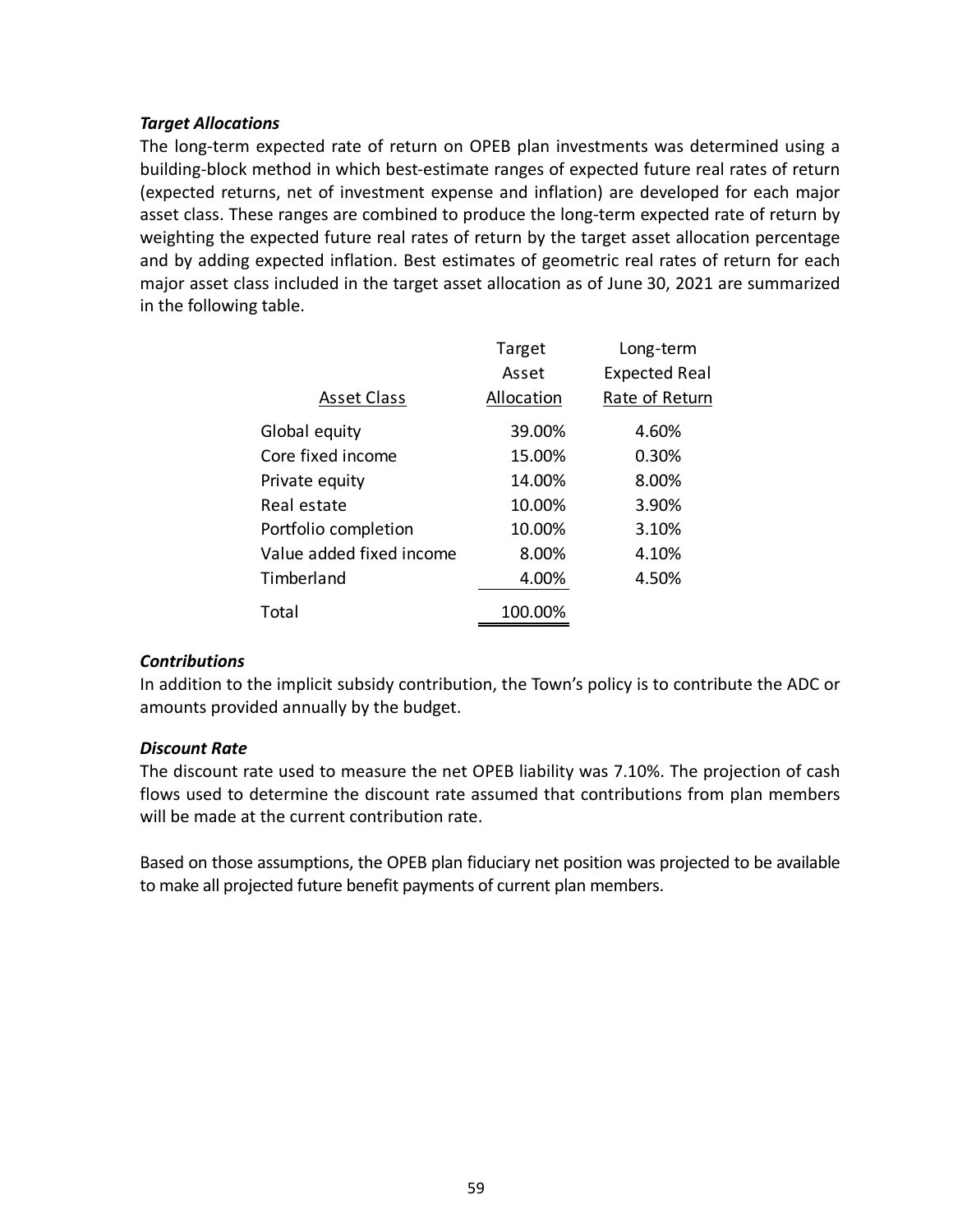### *Target Allocations*

The long-term expected rate of return on OPEB plan investments was determined using a building-block method in which best-estimate ranges of expected future real rates of return (expected returns, net of investment expense and inflation) are developed for each major asset class. These ranges are combined to produce the long-term expected rate of return by weighting the expected future real rates of return by the target asset allocation percentage and by adding expected inflation. Best estimates of geometric real rates of return for each major asset class included in the target asset allocation as of June 30, 2021 are summarized in the following table.

| Asset Class | Target Asset Allocation | Long-term Expected Real Rate of Return |
|---|---|---|
| Global equity | 39.00% | 4.60% |
| Core fixed income | 15.00% | 0.30% |
| Private equity | 14.00% | 8.00% |
| Real estate | 10.00% | 3.90% |
| Portfolio completion | 10.00% | 3.10% |
| Value added fixed income | 8.00% | 4.10% |
| Timberland | 4.00% | 4.50% |
| Total | 100.00% | |

### *Contributions*

In addition to the implicit subsidy contribution, the Town's policy is to contribute the ADC or amounts provided annually by the budget.

### *Discount Rate*

The discount rate used to measure the net OPEB liability was 7.10%. The projection of cash flows used to determine the discount rate assumed that contributions from plan members will be made at the current contribution rate.

Based on those assumptions, the OPEB plan fiduciary net position was projected to be available to make all projected future benefit payments of current plan members.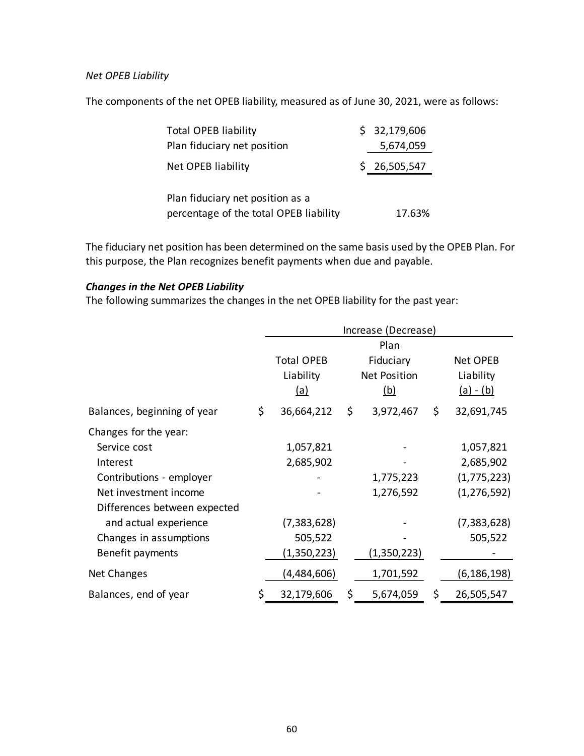*Net OPEB Liability*

The components of the net OPEB liability, measured as of June 30, 2021, were as follows:

| | |
|---|---|
| Total OPEB liability | $ 32,179,606 |
| Plan fiduciary net position | 5,674,059 |
| Net OPEB liability | $ 26,505,547 |
| Plan fiduciary net position as a percentage of the total OPEB liability | 17.63% |

The fiduciary net position has been determined on the same basis used by the OPEB Plan. For this purpose, the Plan recognizes benefit payments when due and payable.

***Changes in the Net OPEB Liability***

The following summarizes the changes in the net OPEB liability for the past year:

| | Increase (Decrease) | | |
|---|---|---|---|
| | Total OPEB Liability (a) | Plan Fiduciary Net Position (b) | Net OPEB Liability (a) - (b) |
| Balances, beginning of year | $ 36,664,212 | $ 3,972,467 | $ 32,691,745 |
| Changes for the year: | | | |
| Service cost | 1,057,821 | - | 1,057,821 |
| Interest | 2,685,902 | - | 2,685,902 |
| Contributions - employer | - | 1,775,223 | (1,775,223) |
| Net investment income | - | 1,276,592 | (1,276,592) |
| Differences between expected and actual experience | (7,383,628) | - | (7,383,628) |
| Changes in assumptions | 505,522 | - | 505,522 |
| Benefit payments | (1,350,223) | (1,350,223) | - |
| Net Changes | (4,484,606) | 1,701,592 | (6,186,198) |
| Balances, end of year | $ 32,179,606 | $ 5,674,059 | $ 26,505,547 |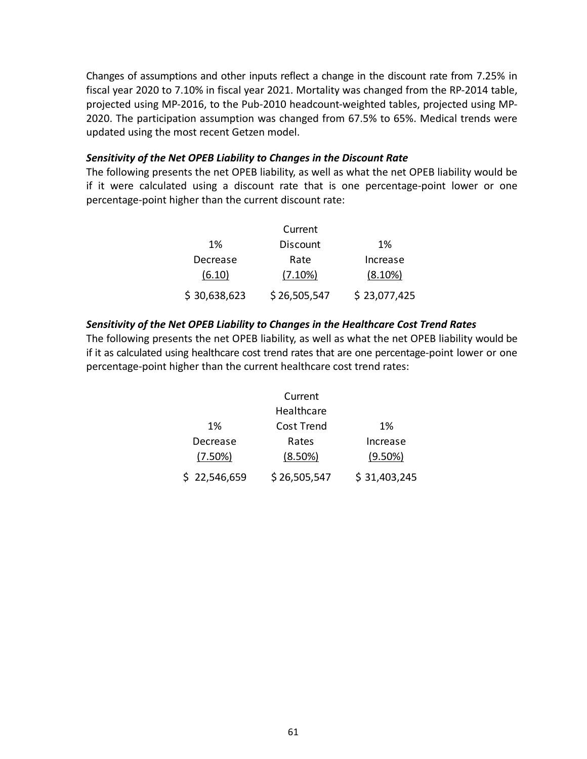Changes of assumptions and other inputs reflect a change in the discount rate from 7.25% in fiscal year 2020 to 7.10% in fiscal year 2021. Mortality was changed from the RP-2014 table, projected using MP-2016, to the Pub-2010 headcount-weighted tables, projected using MP-2020. The participation assumption was changed from 67.5% to 65%. Medical trends were updated using the most recent Getzen model.

***Sensitivity of the Net OPEB Liability to Changes in the Discount Rate***

The following presents the net OPEB liability, as well as what the net OPEB liability would be if it were calculated using a discount rate that is one percentage-point lower or one percentage-point higher than the current discount rate:

| 1% Decrease (6.10) | Current Discount Rate (7.10%) | 1% Increase (8.10%) |
|---|---|---|
| $ 30,638,623 | $ 26,505,547 | $ 23,077,425 |

***Sensitivity of the Net OPEB Liability to Changes in the Healthcare Cost Trend Rates***

The following presents the net OPEB liability, as well as what the net OPEB liability would be if it as calculated using healthcare cost trend rates that are one percentage-point lower or one percentage-point higher than the current healthcare cost trend rates:

| 1% Decrease (7.50%) | Current Healthcare Cost Trend Rates (8.50%) | 1% Increase (9.50%) |
|---|---|---|
| $ 22,546,659 | $ 26,505,547 | $ 31,403,245 |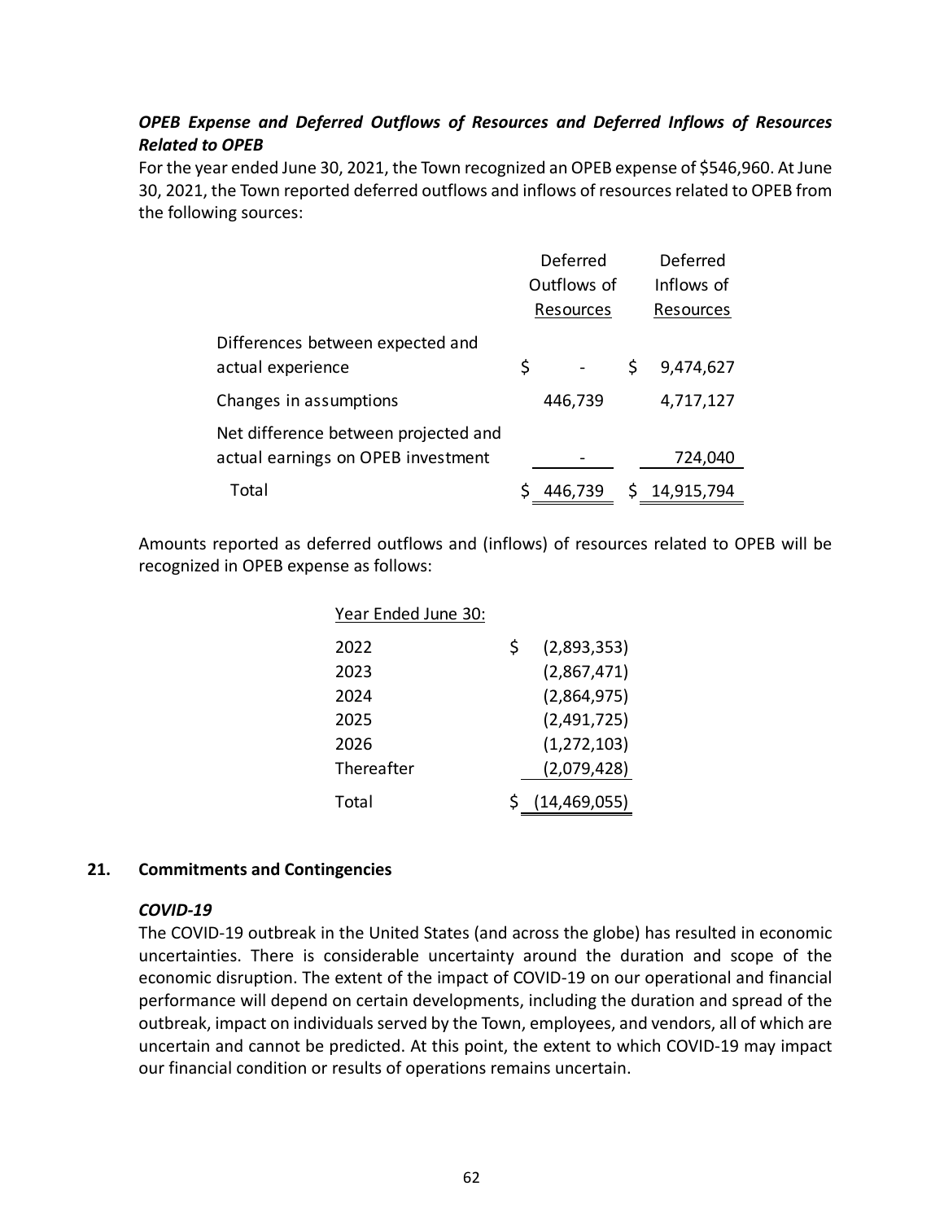### *OPEB Expense and Deferred Outflows of Resources and Deferred Inflows of Resources Related to OPEB*

For the year ended June 30, 2021, the Town recognized an OPEB expense of $546,960. At June 30, 2021, the Town reported deferred outflows and inflows of resources related to OPEB from the following sources:

| | Deferred Outflows of Resources | Deferred Inflows of Resources |
|---|---|---|
| Differences between expected and actual experience | $ - | $ 9,474,627 |
| Changes in assumptions | 446,739 | 4,717,127 |
| Net difference between projected and actual earnings on OPEB investment | - | 724,040 |
| Total | $ 446,739 | $ 14,915,794 |

Amounts reported as deferred outflows and (inflows) of resources related to OPEB will be recognized in OPEB expense as follows:

| Year Ended June 30: | |
|---|---|
| 2022 | $ (2,893,353) |
| 2023 | (2,867,471) |
| 2024 | (2,864,975) |
| 2025 | (2,491,725) |
| 2026 | (1,272,103) |
| Thereafter | (2,079,428) |
| Total | $ (14,469,055) |

## 21. Commitments and Contingencies

### *COVID-19*

The COVID-19 outbreak in the United States (and across the globe) has resulted in economic uncertainties. There is considerable uncertainty around the duration and scope of the economic disruption. The extent of the impact of COVID-19 on our operational and financial performance will depend on certain developments, including the duration and spread of the outbreak, impact on individuals served by the Town, employees, and vendors, all of which are uncertain and cannot be predicted. At this point, the extent to which COVID-19 may impact our financial condition or results of operations remains uncertain.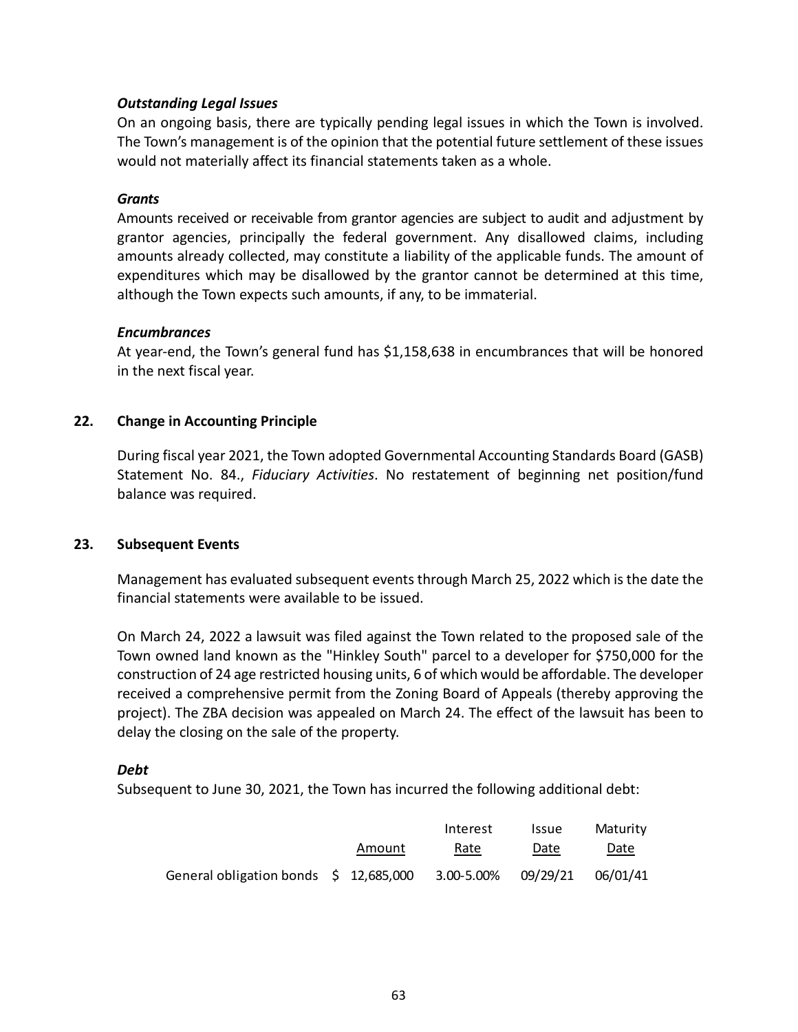***Outstanding Legal Issues***

On an ongoing basis, there are typically pending legal issues in which the Town is involved. The Town's management is of the opinion that the potential future settlement of these issues would not materially affect its financial statements taken as a whole.

***Grants***

Amounts received or receivable from grantor agencies are subject to audit and adjustment by grantor agencies, principally the federal government. Any disallowed claims, including amounts already collected, may constitute a liability of the applicable funds. The amount of expenditures which may be disallowed by the grantor cannot be determined at this time, although the Town expects such amounts, if any, to be immaterial.

***Encumbrances***

At year-end, the Town's general fund has $1,158,638 in encumbrances that will be honored in the next fiscal year.

## 22. Change in Accounting Principle

During fiscal year 2021, the Town adopted Governmental Accounting Standards Board (GASB) Statement No. 84., *Fiduciary Activities*. No restatement of beginning net position/fund balance was required.

## 23. Subsequent Events

Management has evaluated subsequent events through March 25, 2022 which is the date the financial statements were available to be issued.

On March 24, 2022 a lawsuit was filed against the Town related to the proposed sale of the Town owned land known as the "Hinkley South" parcel to a developer for $750,000 for the construction of 24 age restricted housing units, 6 of which would be affordable. The developer received a comprehensive permit from the Zoning Board of Appeals (thereby approving the project). The ZBA decision was appealed on March 24. The effect of the lawsuit has been to delay the closing on the sale of the property.

***Debt***

Subsequent to June 30, 2021, the Town has incurred the following additional debt:

| | Amount | Interest Rate | Issue Date | Maturity Date |
|---|---|---|---|---|
| General obligation bonds | $ 12,685,000 | 3.00-5.00% | 09/29/21 | 06/01/41 |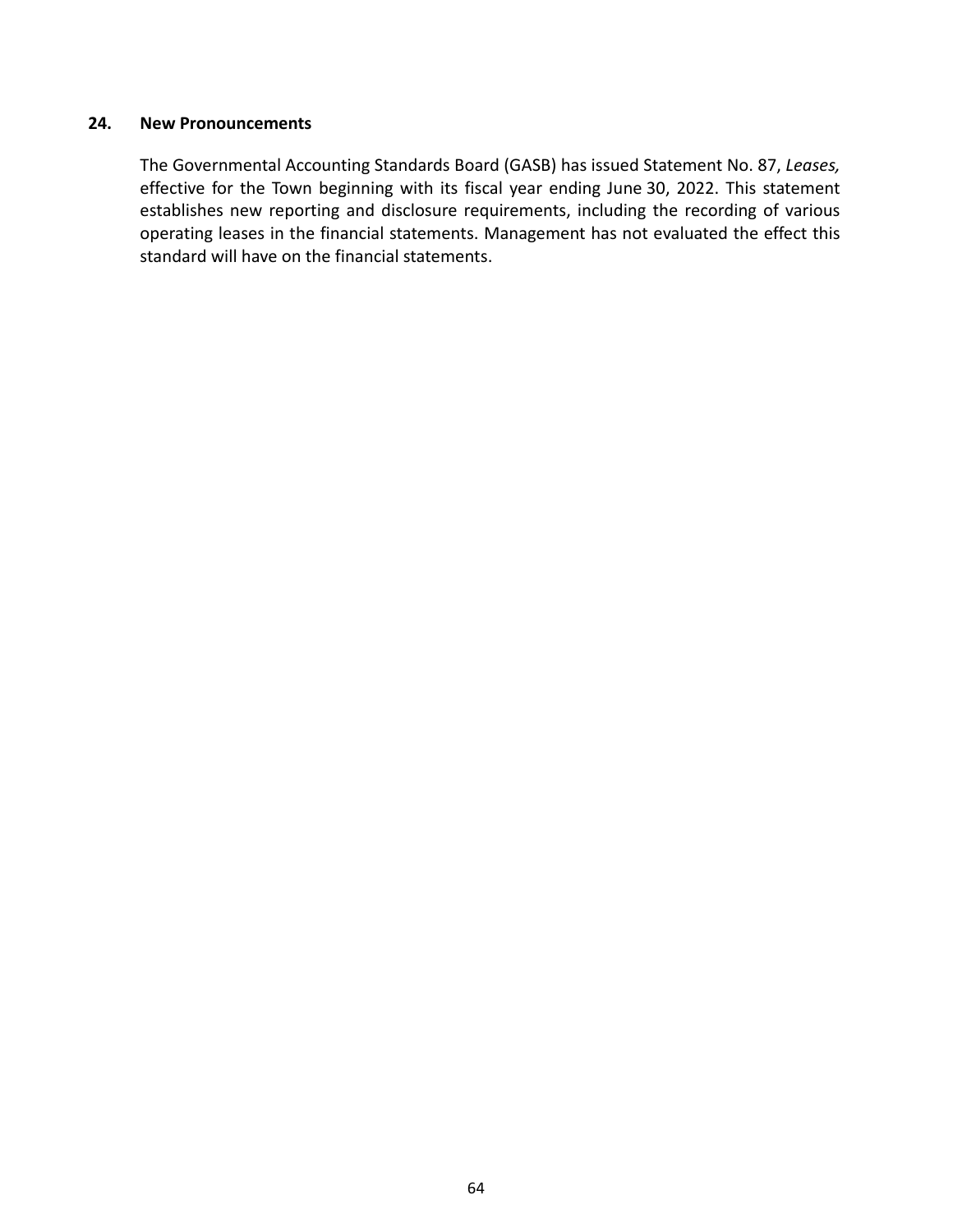## 24. New Pronouncements

The Governmental Accounting Standards Board (GASB) has issued Statement No. 87, *Leases,* effective for the Town beginning with its fiscal year ending June 30, 2022. This statement establishes new reporting and disclosure requirements, including the recording of various operating leases in the financial statements. Management has not evaluated the effect this standard will have on the financial statements.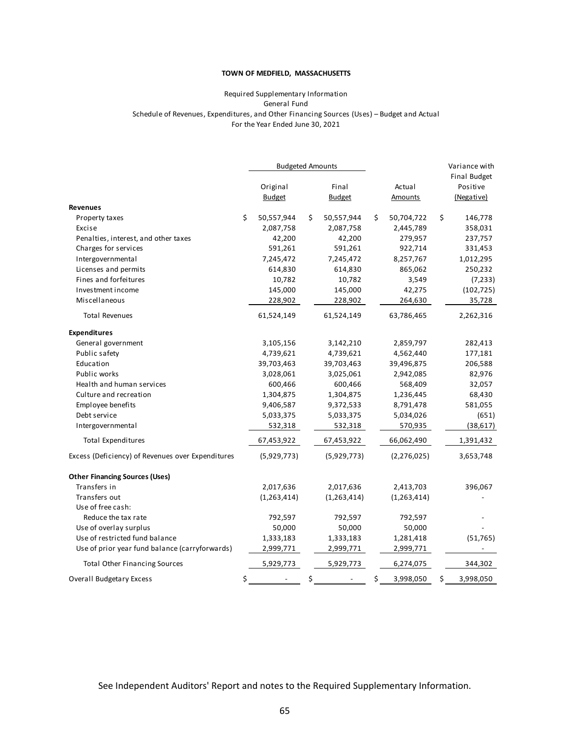**TOWN OF MEDFIELD, MASSACHUSETTS**

Required Supplementary Information
General Fund
Schedule of Revenues, Expenditures, and Other Financing Sources (Uses) – Budget and Actual
For the Year Ended June 30, 2021

| | Budgeted Amounts | | | Variance with Final Budget |
|---|---|---|---|---|
| | Original Budget | Final Budget | Actual Amounts | Positive (Negative) |
| **Revenues** | | | | |
| Property taxes | $ 50,557,944 | $ 50,557,944 | $ 50,704,722 | $ 146,778 |
| Excise | 2,087,758 | 2,087,758 | 2,445,789 | 358,031 |
| Penalties, interest, and other taxes | 42,200 | 42,200 | 279,957 | 237,757 |
| Charges for services | 591,261 | 591,261 | 922,714 | 331,453 |
| Intergovernmental | 7,245,472 | 7,245,472 | 8,257,767 | 1,012,295 |
| Licenses and permits | 614,830 | 614,830 | 865,062 | 250,232 |
| Fines and forfeitures | 10,782 | 10,782 | 3,549 | (7,233) |
| Investment income | 145,000 | 145,000 | 42,275 | (102,725) |
| Miscellaneous | 228,902 | 228,902 | 264,630 | 35,728 |
| Total Revenues | 61,524,149 | 61,524,149 | 63,786,465 | 2,262,316 |
| **Expenditures** | | | | |
| General government | 3,105,156 | 3,142,210 | 2,859,797 | 282,413 |
| Public safety | 4,739,621 | 4,739,621 | 4,562,440 | 177,181 |
| Education | 39,703,463 | 39,703,463 | 39,496,875 | 206,588 |
| Public works | 3,028,061 | 3,025,061 | 2,942,085 | 82,976 |
| Health and human services | 600,466 | 600,466 | 568,409 | 32,057 |
| Culture and recreation | 1,304,875 | 1,304,875 | 1,236,445 | 68,430 |
| Employee benefits | 9,406,587 | 9,372,533 | 8,791,478 | 581,055 |
| Debt service | 5,033,375 | 5,033,375 | 5,034,026 | (651) |
| Intergovernmental | 532,318 | 532,318 | 570,935 | (38,617) |
| Total Expenditures | 67,453,922 | 67,453,922 | 66,062,490 | 1,391,432 |
| Excess (Deficiency) of Revenues over Expenditures | (5,929,773) | (5,929,773) | (2,276,025) | 3,653,748 |
| **Other Financing Sources (Uses)** | | | | |
| Transfers in | 2,017,636 | 2,017,636 | 2,413,703 | 396,067 |
| Transfers out | (1,263,414) | (1,263,414) | (1,263,414) | - |
| Use of free cash: | | | | |
| Reduce the tax rate | 792,597 | 792,597 | 792,597 | - |
| Use of overlay surplus | 50,000 | 50,000 | 50,000 | - |
| Use of restricted fund balance | 1,333,183 | 1,333,183 | 1,281,418 | (51,765) |
| Use of prior year fund balance (carryforwards) | 2,999,771 | 2,999,771 | 2,999,771 | - |
| Total Other Financing Sources | 5,929,773 | 5,929,773 | 6,274,075 | 344,302 |
| Overall Budgetary Excess | $ - | $ - | $ 3,998,050 | $ 3,998,050 |

See Independent Auditors' Report and notes to the Required Supplementary Information.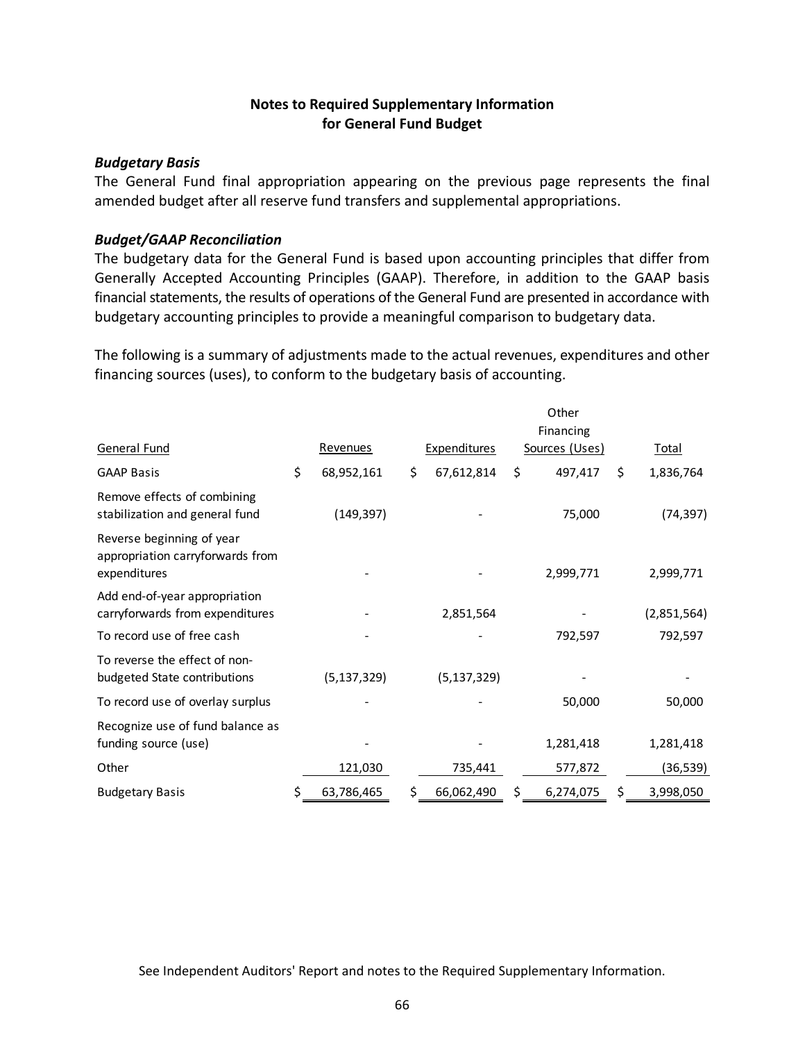## Notes to Required Supplementary Information for General Fund Budget

### *Budgetary Basis*

The General Fund final appropriation appearing on the previous page represents the final amended budget after all reserve fund transfers and supplemental appropriations.

### *Budget/GAAP Reconciliation*

The budgetary data for the General Fund is based upon accounting principles that differ from Generally Accepted Accounting Principles (GAAP). Therefore, in addition to the GAAP basis financial statements, the results of operations of the General Fund are presented in accordance with budgetary accounting principles to provide a meaningful comparison to budgetary data.

The following is a summary of adjustments made to the actual revenues, expenditures and other financing sources (uses), to conform to the budgetary basis of accounting.

| General Fund | Revenues | Expenditures | Other Financing Sources (Uses) | Total |
|---|---|---|---|---|
| GAAP Basis | $ 68,952,161 | $ 67,612,814 | $ 497,417 | $ 1,836,764 |
| Remove effects of combining stabilization and general fund | (149,397) | - | 75,000 | (74,397) |
| Reverse beginning of year appropriation carryforwards from expenditures | - | - | 2,999,771 | 2,999,771 |
| Add end-of-year appropriation carryforwards from expenditures | - | 2,851,564 | - | (2,851,564) |
| To record use of free cash | - | - | 792,597 | 792,597 |
| To reverse the effect of non-budgeted State contributions | (5,137,329) | (5,137,329) | - | - |
| To record use of overlay surplus | - | - | 50,000 | 50,000 |
| Recognize use of fund balance as funding source (use) | - | - | 1,281,418 | 1,281,418 |
| Other | 121,030 | 735,441 | 577,872 | (36,539) |
| Budgetary Basis | $ 63,786,465 | $ 66,062,490 | $ 6,274,075 | $ 3,998,050 |

See Independent Auditors' Report and notes to the Required Supplementary Information.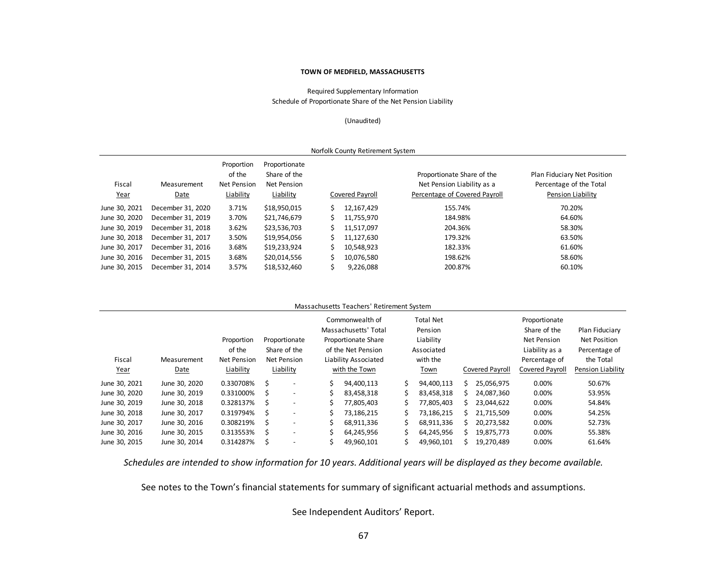**TOWN OF MEDFIELD, MASSACHUSETTS**

Required Supplementary Information

Schedule of Proportionate Share of the Net Pension Liability

(Unaudited)

Norfolk County Retirement System

| Fiscal Year | Measurement Date | Proportion of the Net Pension Liability | Proportionate Share of the Net Pension Liability | Covered Payroll | Proportionate Share of the Net Pension Liability as a Percentage of Covered Payroll | Plan Fiduciary Net Position Percentage of the Total Pension Liability |
|---|---|---|---|---|---|---|
| June 30, 2021 | December 31, 2020 | 3.71% | $18,950,015 | $ 12,167,429 | 155.74% | 70.20% |
| June 30, 2020 | December 31, 2019 | 3.70% | $21,746,679 | $ 11,755,970 | 184.98% | 64.60% |
| June 30, 2019 | December 31, 2018 | 3.62% | $23,536,703 | $ 11,517,097 | 204.36% | 58.30% |
| June 30, 2018 | December 31, 2017 | 3.50% | $19,954,056 | $ 11,127,630 | 179.32% | 63.50% |
| June 30, 2017 | December 31, 2016 | 3.68% | $19,233,924 | $ 10,548,923 | 182.33% | 61.60% |
| June 30, 2016 | December 31, 2015 | 3.68% | $20,014,556 | $ 10,076,580 | 198.62% | 58.60% |
| June 30, 2015 | December 31, 2014 | 3.57% | $18,532,460 | $ 9,226,088 | 200.87% | 60.10% |

Massachusetts Teachers' Retirement System

| Fiscal Year | Measurement Date | Proportion of the Net Pension Liability | Proportionate Share of the Net Pension Liability | Commonwealth of Massachusetts' Total Proportionate Share of the Net Pension Liability Associated with the Town | Total Net Pension Liability Associated with the Town | Covered Payroll | Proportionate Share of the Net Pension Liability as a Percentage of Covered Payroll | Plan Fiduciary Net Position Percentage of the Total Pension Liability |
|---|---|---|---|---|---|---|---|---|
| June 30, 2021 | June 30, 2020 | 0.330708% | $ - | $ 94,400,113 | $ 94,400,113 | $ 25,056,975 | 0.00% | 50.67% |
| June 30, 2020 | June 30, 2019 | 0.331000% | $ - | $ 83,458,318 | $ 83,458,318 | $ 24,087,360 | 0.00% | 53.95% |
| June 30, 2019 | June 30, 2018 | 0.328137% | $ - | $ 77,805,403 | $ 77,805,403 | $ 23,044,622 | 0.00% | 54.84% |
| June 30, 2018 | June 30, 2017 | 0.319794% | $ - | $ 73,186,215 | $ 73,186,215 | $ 21,715,509 | 0.00% | 54.25% |
| June 30, 2017 | June 30, 2016 | 0.308219% | $ - | $ 68,911,336 | $ 68,911,336 | $ 20,273,582 | 0.00% | 52.73% |
| June 30, 2016 | June 30, 2015 | 0.313553% | $ - | $ 64,245,956 | $ 64,245,956 | $ 19,875,773 | 0.00% | 55.38% |
| June 30, 2015 | June 30, 2014 | 0.314287% | $ - | $ 49,960,101 | $ 49,960,101 | $ 19,270,489 | 0.00% | 61.64% |

*Schedules are intended to show information for 10 years. Additional years will be displayed as they become available.*

See notes to the Town's financial statements for summary of significant actuarial methods and assumptions.

See Independent Auditors' Report.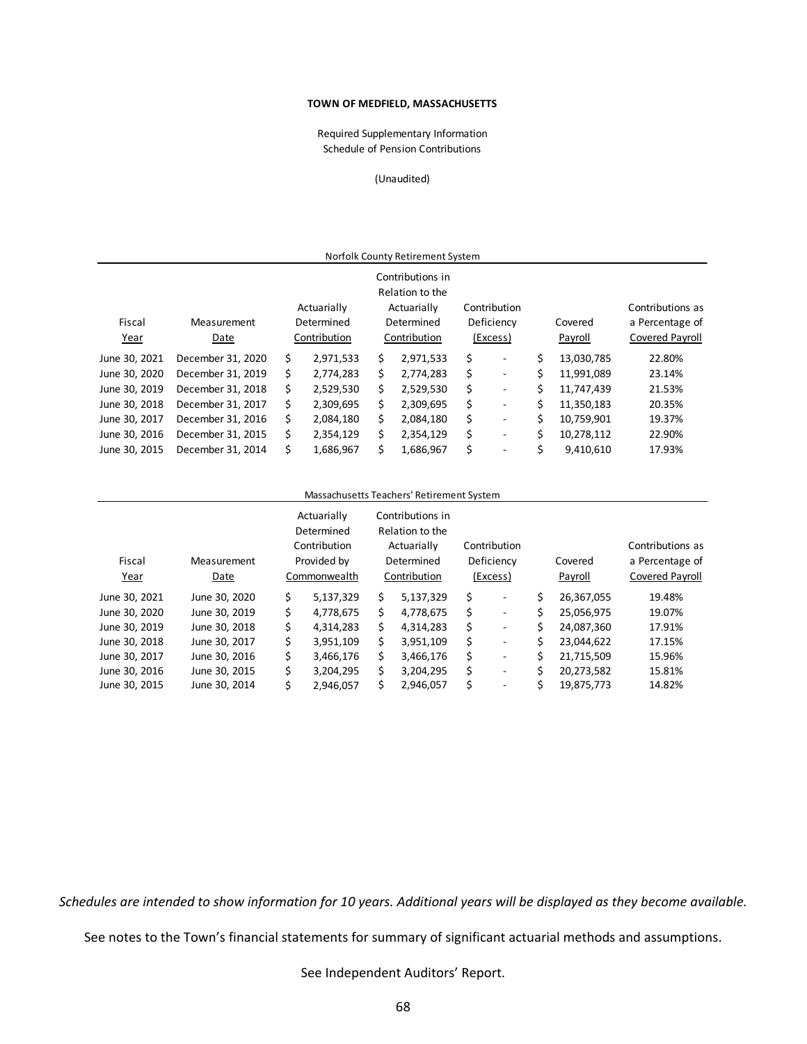**TOWN OF MEDFIELD, MASSACHUSETTS**

Required Supplementary Information
Schedule of Pension Contributions

(Unaudited)

Norfolk County Retirement System

| Fiscal Year | Measurement Date | Actuarially Determined Contribution | Contributions in Relation to the Actuarially Determined Contribution | Contribution Deficiency (Excess) | Covered Payroll | Contributions as a Percentage of Covered Payroll |
|---|---|---|---|---|---|---|
| June 30, 2021 | December 31, 2020 | $ 2,971,533 | $ 2,971,533 | $ - | $ 13,030,785 | 22.80% |
| June 30, 2020 | December 31, 2019 | $ 2,774,283 | $ 2,774,283 | $ - | $ 11,991,089 | 23.14% |
| June 30, 2019 | December 31, 2018 | $ 2,529,530 | $ 2,529,530 | $ - | $ 11,747,439 | 21.53% |
| June 30, 2018 | December 31, 2017 | $ 2,309,695 | $ 2,309,695 | $ - | $ 11,350,183 | 20.35% |
| June 30, 2017 | December 31, 2016 | $ 2,084,180 | $ 2,084,180 | $ - | $ 10,759,901 | 19.37% |
| June 30, 2016 | December 31, 2015 | $ 2,354,129 | $ 2,354,129 | $ - | $ 10,278,112 | 22.90% |
| June 30, 2015 | December 31, 2014 | $ 1,686,967 | $ 1,686,967 | $ - | $ 9,410,610 | 17.93% |

Massachusetts Teachers' Retirement System

| Fiscal Year | Measurement Date | Actuarially Determined Contribution Provided by Commonwealth | Contributions in Relation to the Actuarially Determined Contribution | Contribution Deficiency (Excess) | Covered Payroll | Contributions as a Percentage of Covered Payroll |
|---|---|---|---|---|---|---|
| June 30, 2021 | June 30, 2020 | $ 5,137,329 | $ 5,137,329 | $ - | $ 26,367,055 | 19.48% |
| June 30, 2020 | June 30, 2019 | $ 4,778,675 | $ 4,778,675 | $ - | $ 25,056,975 | 19.07% |
| June 30, 2019 | June 30, 2018 | $ 4,314,283 | $ 4,314,283 | $ - | $ 24,087,360 | 17.91% |
| June 30, 2018 | June 30, 2017 | $ 3,951,109 | $ 3,951,109 | $ - | $ 23,044,622 | 17.15% |
| June 30, 2017 | June 30, 2016 | $ 3,466,176 | $ 3,466,176 | $ - | $ 21,715,509 | 15.96% |
| June 30, 2016 | June 30, 2015 | $ 3,204,295 | $ 3,204,295 | $ - | $ 20,273,582 | 15.81% |
| June 30, 2015 | June 30, 2014 | $ 2,946,057 | $ 2,946,057 | $ - | $ 19,875,773 | 14.82% |

*Schedules are intended to show information for 10 years. Additional years will be displayed as they become available.*

See notes to the Town's financial statements for summary of significant actuarial methods and assumptions.

See Independent Auditors' Report.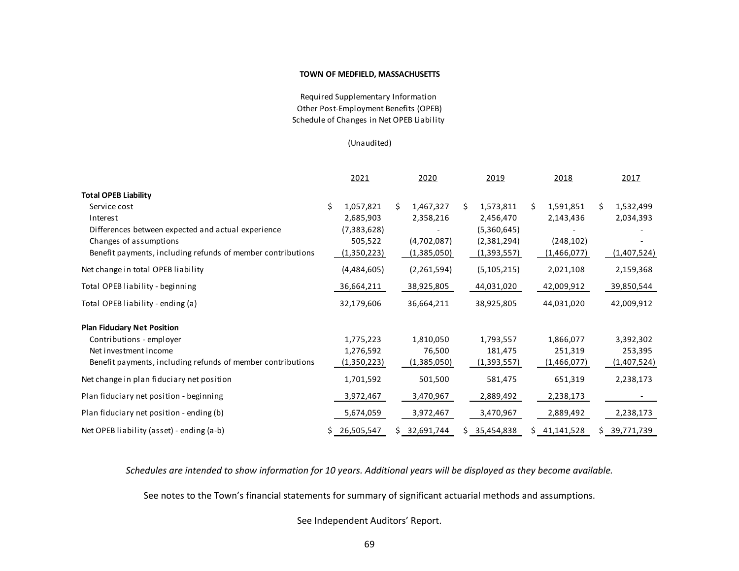**TOWN OF MEDFIELD, MASSACHUSETTS**

Required Supplementary Information
Other Post-Employment Benefits (OPEB)
Schedule of Changes in Net OPEB Liability

(Unaudited)

| | 2021 | 2020 | 2019 | 2018 | 2017 |
|---|---|---|---|---|---|
| **Total OPEB Liability** | | | | | |
| Service cost | $ 1,057,821 | $ 1,467,327 | $ 1,573,811 | $ 1,591,851 | $ 1,532,499 |
| Interest | 2,685,903 | 2,358,216 | 2,456,470 | 2,143,436 | 2,034,393 |
| Differences between expected and actual experience | (7,383,628) | - | (5,360,645) | - | - |
| Changes of assumptions | 505,522 | (4,702,087) | (2,381,294) | (248,102) | - |
| Benefit payments, including refunds of member contributions | (1,350,223) | (1,385,050) | (1,393,557) | (1,466,077) | (1,407,524) |
| Net change in total OPEB liability | (4,484,605) | (2,261,594) | (5,105,215) | 2,021,108 | 2,159,368 |
| Total OPEB liability - beginning | 36,664,211 | 38,925,805 | 44,031,020 | 42,009,912 | 39,850,544 |
| Total OPEB liability - ending (a) | 32,179,606 | 36,664,211 | 38,925,805 | 44,031,020 | 42,009,912 |
| **Plan Fiduciary Net Position** | | | | | |
| Contributions - employer | 1,775,223 | 1,810,050 | 1,793,557 | 1,866,077 | 3,392,302 |
| Net investment income | 1,276,592 | 76,500 | 181,475 | 251,319 | 253,395 |
| Benefit payments, including refunds of member contributions | (1,350,223) | (1,385,050) | (1,393,557) | (1,466,077) | (1,407,524) |
| Net change in plan fiduciary net position | 1,701,592 | 501,500 | 581,475 | 651,319 | 2,238,173 |
| Plan fiduciary net position - beginning | 3,972,467 | 3,470,967 | 2,889,492 | 2,238,173 | - |
| Plan fiduciary net position - ending (b) | 5,674,059 | 3,972,467 | 3,470,967 | 2,889,492 | 2,238,173 |
| Net OPEB liability (asset) - ending (a-b) | $ 26,505,547 | $ 32,691,744 | $ 35,454,838 | $ 41,141,528 | $ 39,771,739 |

*Schedules are intended to show information for 10 years. Additional years will be displayed as they become available.*

See notes to the Town's financial statements for summary of significant actuarial methods and assumptions.

See Independent Auditors' Report.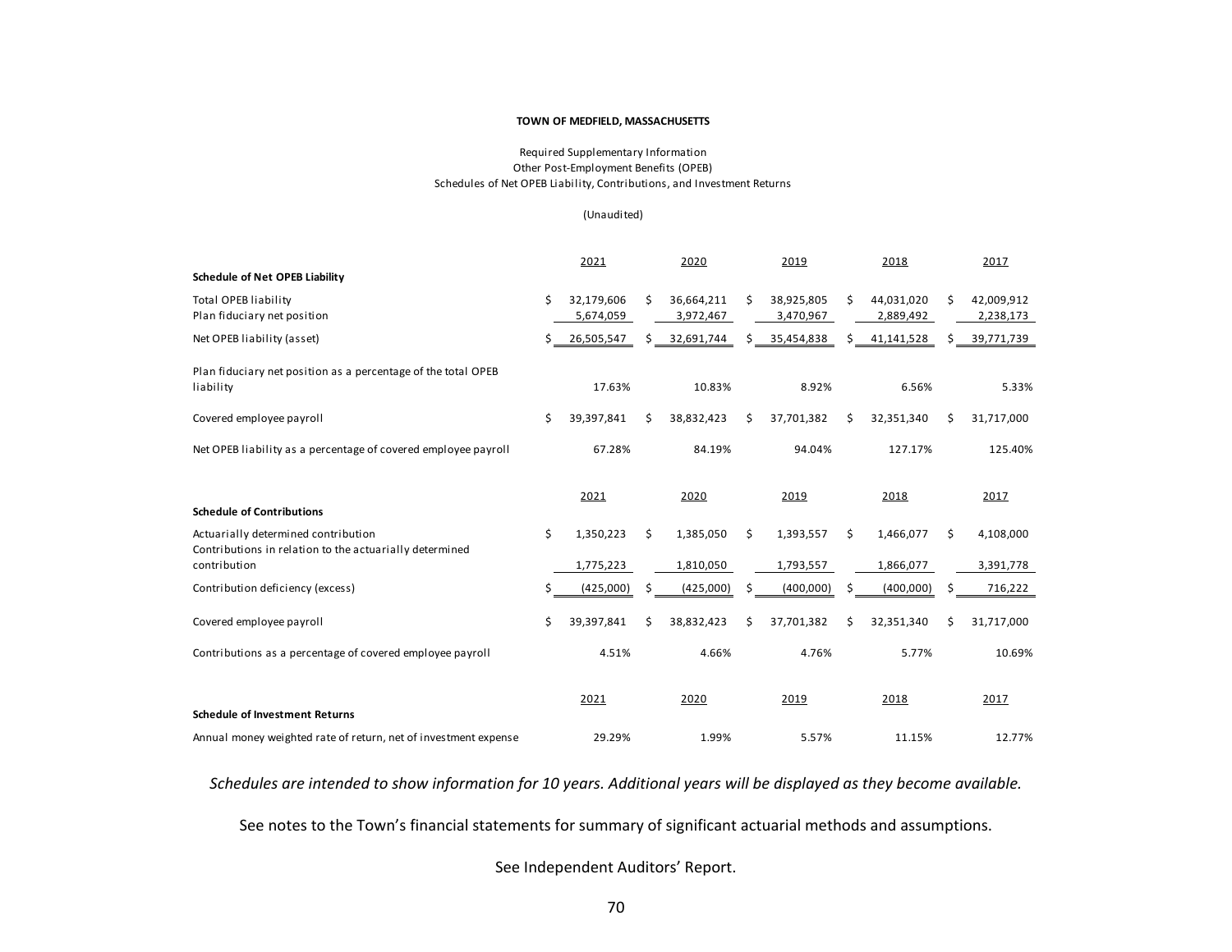**TOWN OF MEDFIELD, MASSACHUSETTS**

Required Supplementary Information
Other Post-Employment Benefits (OPEB)
Schedules of Net OPEB Liability, Contributions, and Investment Returns

(Unaudited)

| | 2021 | 2020 | 2019 | 2018 | 2017 |
|---|---|---|---|---|---|
| **Schedule of Net OPEB Liability** | | | | | |
| Total OPEB liability | $ 32,179,606 | $ 36,664,211 | $ 38,925,805 | $ 44,031,020 | $ 42,009,912 |
| Plan fiduciary net position | 5,674,059 | 3,972,467 | 3,470,967 | 2,889,492 | 2,238,173 |
| Net OPEB liability (asset) | $ 26,505,547 | $ 32,691,744 | $ 35,454,838 | $ 41,141,528 | $ 39,771,739 |
| Plan fiduciary net position as a percentage of the total OPEB liability | 17.63% | 10.83% | 8.92% | 6.56% | 5.33% |
| Covered employee payroll | $ 39,397,841 | $ 38,832,423 | $ 37,701,382 | $ 32,351,340 | $ 31,717,000 |
| Net OPEB liability as a percentage of covered employee payroll | 67.28% | 84.19% | 94.04% | 127.17% | 125.40% |

| | 2021 | 2020 | 2019 | 2018 | 2017 |
|---|---|---|---|---|---|
| **Schedule of Contributions** | | | | | |
| Actuarially determined contribution | $ 1,350,223 | $ 1,385,050 | $ 1,393,557 | $ 1,466,077 | $ 4,108,000 |
| Contributions in relation to the actuarially determined contribution | 1,775,223 | 1,810,050 | 1,793,557 | 1,866,077 | 3,391,778 |
| Contribution deficiency (excess) | $ (425,000) | $ (425,000) | $ (400,000) | $ (400,000) | $ 716,222 |
| Covered employee payroll | $ 39,397,841 | $ 38,832,423 | $ 37,701,382 | $ 32,351,340 | $ 31,717,000 |
| Contributions as a percentage of covered employee payroll | 4.51% | 4.66% | 4.76% | 5.77% | 10.69% |

| | 2021 | 2020 | 2019 | 2018 | 2017 |
|---|---|---|---|---|---|
| **Schedule of Investment Returns** | | | | | |
| Annual money weighted rate of return, net of investment expense | 29.29% | 1.99% | 5.57% | 11.15% | 12.77% |

*Schedules are intended to show information for 10 years. Additional years will be displayed as they become available.*

See notes to the Town's financial statements for summary of significant actuarial methods and assumptions.

See Independent Auditors' Report.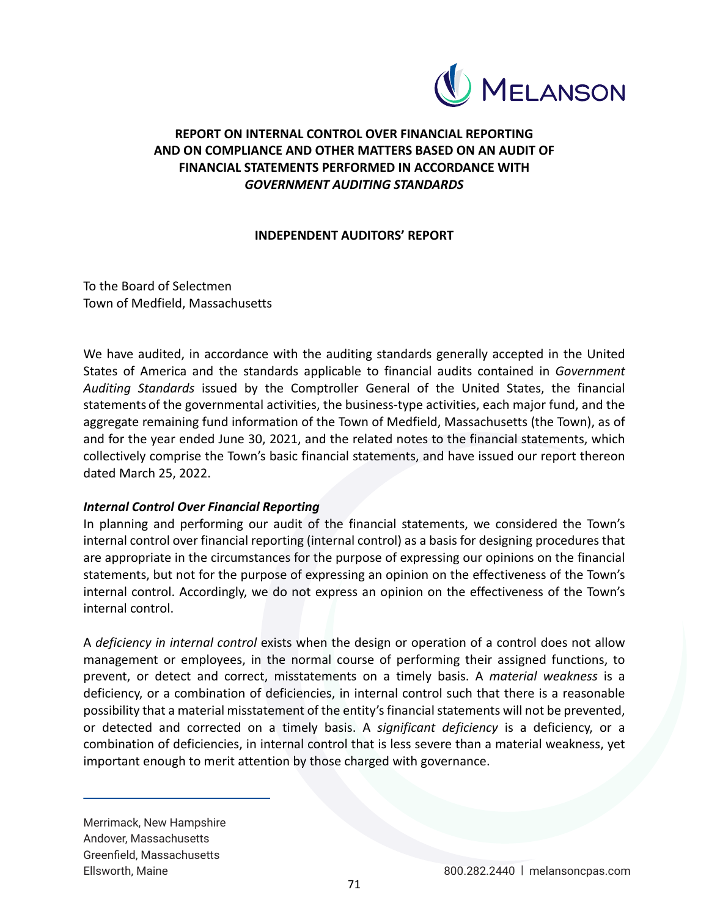MELANSON

## REPORT ON INTERNAL CONTROL OVER FINANCIAL REPORTING AND ON COMPLIANCE AND OTHER MATTERS BASED ON AN AUDIT OF FINANCIAL STATEMENTS PERFORMED IN ACCORDANCE WITH *GOVERNMENT AUDITING STANDARDS*

### INDEPENDENT AUDITORS' REPORT

To the Board of Selectmen
Town of Medfield, Massachusetts

We have audited, in accordance with the auditing standards generally accepted in the United States of America and the standards applicable to financial audits contained in *Government Auditing Standards* issued by the Comptroller General of the United States, the financial statements of the governmental activities, the business-type activities, each major fund, and the aggregate remaining fund information of the Town of Medfield, Massachusetts (the Town), as of and for the year ended June 30, 2021, and the related notes to the financial statements, which collectively comprise the Town's basic financial statements, and have issued our report thereon dated March 25, 2022.

***Internal Control Over Financial Reporting***

In planning and performing our audit of the financial statements, we considered the Town's internal control over financial reporting (internal control) as a basis for designing procedures that are appropriate in the circumstances for the purpose of expressing our opinions on the financial statements, but not for the purpose of expressing an opinion on the effectiveness of the Town's internal control. Accordingly, we do not express an opinion on the effectiveness of the Town's internal control.

A *deficiency in internal control* exists when the design or operation of a control does not allow management or employees, in the normal course of performing their assigned functions, to prevent, or detect and correct, misstatements on a timely basis. A *material weakness* is a deficiency, or a combination of deficiencies, in internal control such that there is a reasonable possibility that a material misstatement of the entity's financial statements will not be prevented, or detected and corrected on a timely basis. A *significant deficiency* is a deficiency, or a combination of deficiencies, in internal control that is less severe than a material weakness, yet important enough to merit attention by those charged with governance.

Merrimack, New Hampshire
Andover, Massachusetts
Greenfield, Massachusetts
Ellsworth, Maine

800.282.2440 | melansoncpas.com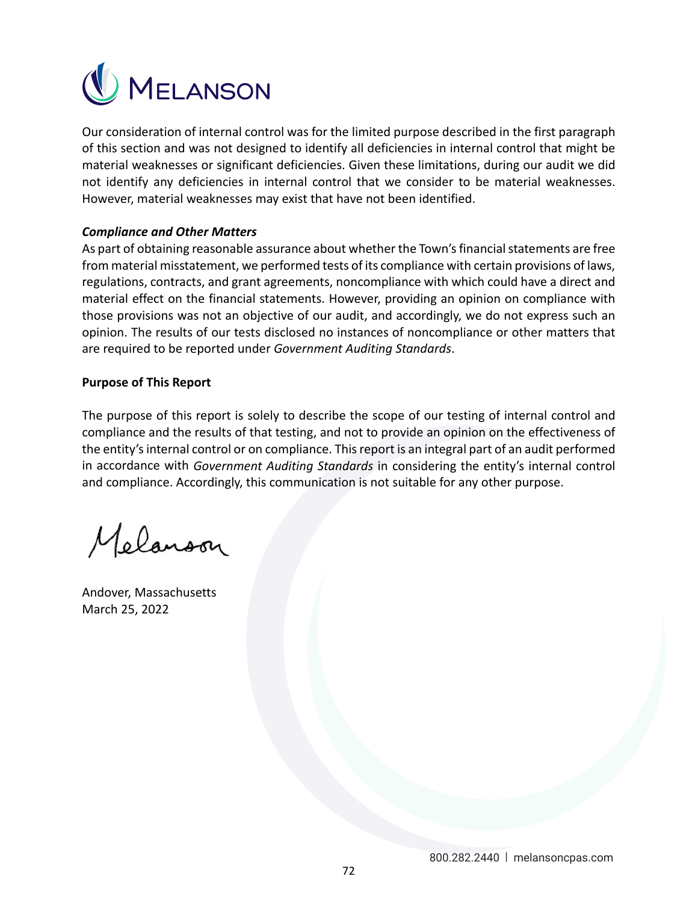Our consideration of internal control was for the limited purpose described in the first paragraph of this section and was not designed to identify all deficiencies in internal control that might be material weaknesses or significant deficiencies. Given these limitations, during our audit we did not identify any deficiencies in internal control that we consider to be material weaknesses. However, material weaknesses may exist that have not been identified.

***Compliance and Other Matters***

As part of obtaining reasonable assurance about whether the Town's financial statements are free from material misstatement, we performed tests of its compliance with certain provisions of laws, regulations, contracts, and grant agreements, noncompliance with which could have a direct and material effect on the financial statements. However, providing an opinion on compliance with those provisions was not an objective of our audit, and accordingly, we do not express such an opinion. The results of our tests disclosed no instances of noncompliance or other matters that are required to be reported under *Government Auditing Standards*.

**Purpose of This Report**

The purpose of this report is solely to describe the scope of our testing of internal control and compliance and the results of that testing, and not to provide an opinion on the effectiveness of the entity's internal control or on compliance. This report is an integral part of an audit performed in accordance with *Government Auditing Standards* in considering the entity's internal control and compliance. Accordingly, this communication is not suitable for any other purpose.

Melanson

Andover, Massachusetts
March 25, 2022